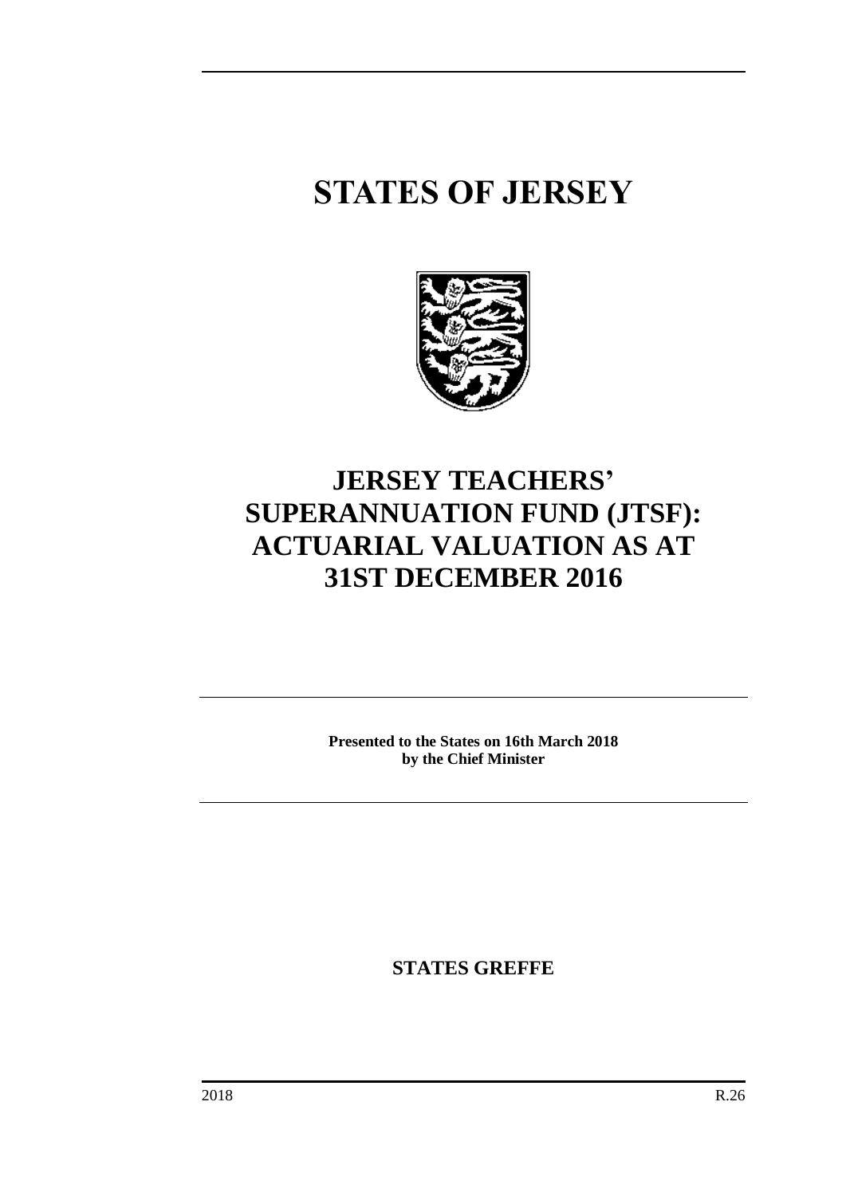# STATES OF JERSEY

# JERSEY TEACHERS' SUPERANNUATION FUND (JTSF): ACTUARIAL VALUATION AS AT 31ST DECEMBER 2016

**Presented to the States on 16th March 2018 by the Chief Minister**

**STATES GREFFE**

2018 R.26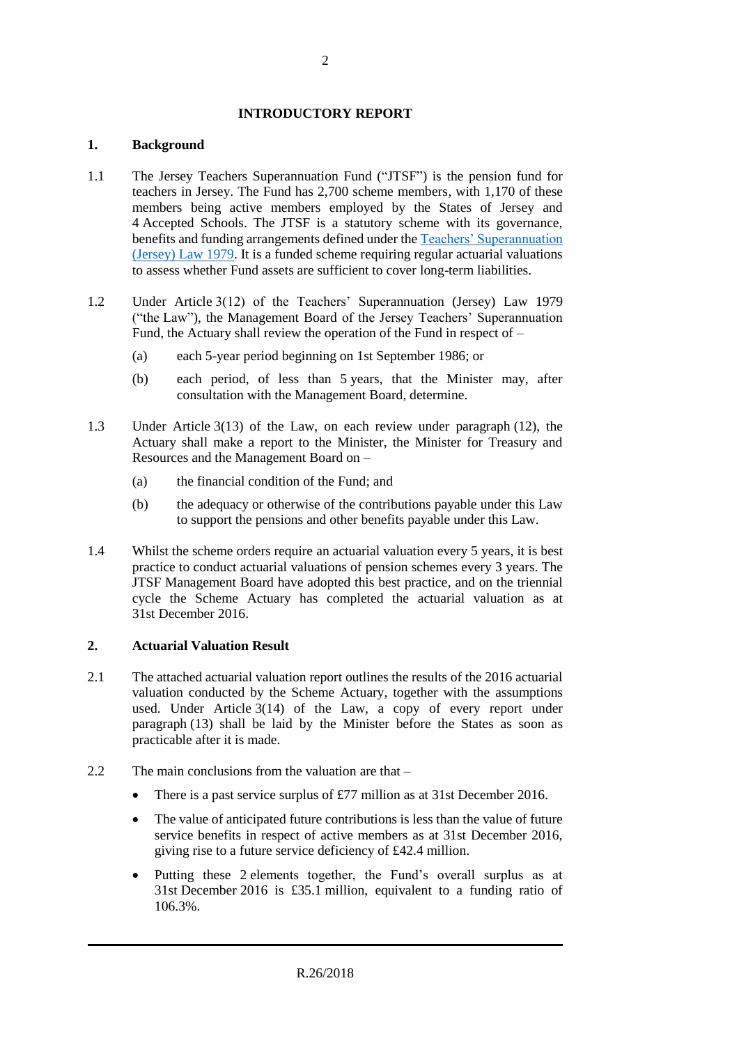# INTRODUCTORY REPORT

## 1. Background

1.1 The Jersey Teachers Superannuation Fund ("JTSF") is the pension fund for teachers in Jersey. The Fund has 2,700 scheme members, with 1,170 of these members being active members employed by the States of Jersey and 4 Accepted Schools. The JTSF is a statutory scheme with its governance, benefits and funding arrangements defined under the Teachers' Superannuation (Jersey) Law 1979. It is a funded scheme requiring regular actuarial valuations to assess whether Fund assets are sufficient to cover long-term liabilities.

1.2 Under Article 3(12) of the Teachers' Superannuation (Jersey) Law 1979 ("the Law"), the Management Board of the Jersey Teachers' Superannuation Fund, the Actuary shall review the operation of the Fund in respect of –

(a) each 5-year period beginning on 1st September 1986; or

(b) each period, of less than 5 years, that the Minister may, after consultation with the Management Board, determine.

1.3 Under Article 3(13) of the Law, on each review under paragraph (12), the Actuary shall make a report to the Minister, the Minister for Treasury and Resources and the Management Board on –

(a) the financial condition of the Fund; and

(b) the adequacy or otherwise of the contributions payable under this Law to support the pensions and other benefits payable under this Law.

1.4 Whilst the scheme orders require an actuarial valuation every 5 years, it is best practice to conduct actuarial valuations of pension schemes every 3 years. The JTSF Management Board have adopted this best practice, and on the triennial cycle the Scheme Actuary has completed the actuarial valuation as at 31st December 2016.

## 2. Actuarial Valuation Result

2.1 The attached actuarial valuation report outlines the results of the 2016 actuarial valuation conducted by the Scheme Actuary, together with the assumptions used. Under Article 3(14) of the Law, a copy of every report under paragraph (13) shall be laid by the Minister before the States as soon as practicable after it is made.

2.2 The main conclusions from the valuation are that –

- There is a past service surplus of £77 million as at 31st December 2016.
- The value of anticipated future contributions is less than the value of future service benefits in respect of active members as at 31st December 2016, giving rise to a future service deficiency of £42.4 million.
- Putting these 2 elements together, the Fund's overall surplus as at 31st December 2016 is £35.1 million, equivalent to a funding ratio of 106.3%.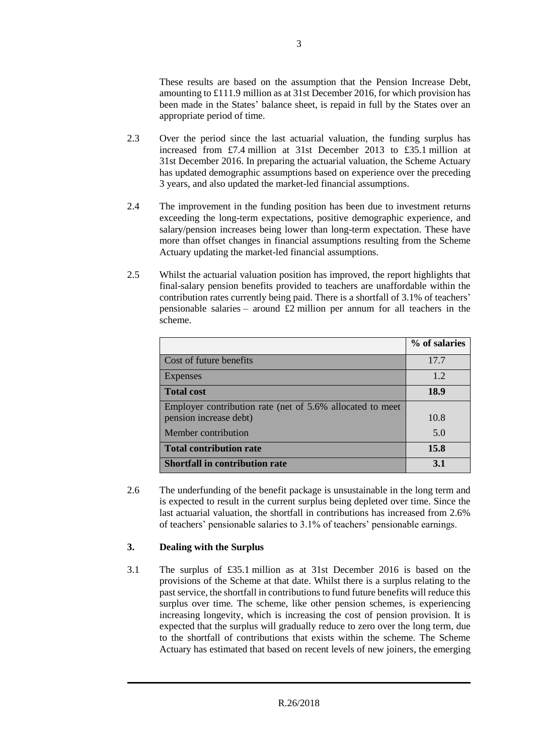These results are based on the assumption that the Pension Increase Debt, amounting to £111.9 million as at 31st December 2016, for which provision has been made in the States' balance sheet, is repaid in full by the States over an appropriate period of time.

2.3 Over the period since the last actuarial valuation, the funding surplus has increased from £7.4 million at 31st December 2013 to £35.1 million at 31st December 2016. In preparing the actuarial valuation, the Scheme Actuary has updated demographic assumptions based on experience over the preceding 3 years, and also updated the market-led financial assumptions.

2.4 The improvement in the funding position has been due to investment returns exceeding the long-term expectations, positive demographic experience, and salary/pension increases being lower than long-term expectation. These have more than offset changes in financial assumptions resulting from the Scheme Actuary updating the market-led financial assumptions.

2.5 Whilst the actuarial valuation position has improved, the report highlights that final-salary pension benefits provided to teachers are unaffordable within the contribution rates currently being paid. There is a shortfall of 3.1% of teachers' pensionable salaries – around £2 million per annum for all teachers in the scheme.

| | % of salaries |
|---|---|
| Cost of future benefits | 17.7 |
| Expenses | 1.2 |
| **Total cost** | **18.9** |
| Employer contribution rate (net of 5.6% allocated to meet pension increase debt) | 10.8 |
| Member contribution | 5.0 |
| **Total contribution rate** | **15.8** |
| **Shortfall in contribution rate** | **3.1** |

2.6 The underfunding of the benefit package is unsustainable in the long term and is expected to result in the current surplus being depleted over time. Since the last actuarial valuation, the shortfall in contributions has increased from 2.6% of teachers' pensionable salaries to 3.1% of teachers' pensionable earnings.

### 3. Dealing with the Surplus

3.1 The surplus of £35.1 million as at 31st December 2016 is based on the provisions of the Scheme at that date. Whilst there is a surplus relating to the past service, the shortfall in contributions to fund future benefits will reduce this surplus over time. The scheme, like other pension schemes, is experiencing increasing longevity, which is increasing the cost of pension provision. It is expected that the surplus will gradually reduce to zero over the long term, due to the shortfall of contributions that exists within the scheme. The Scheme Actuary has estimated that based on recent levels of new joiners, the emerging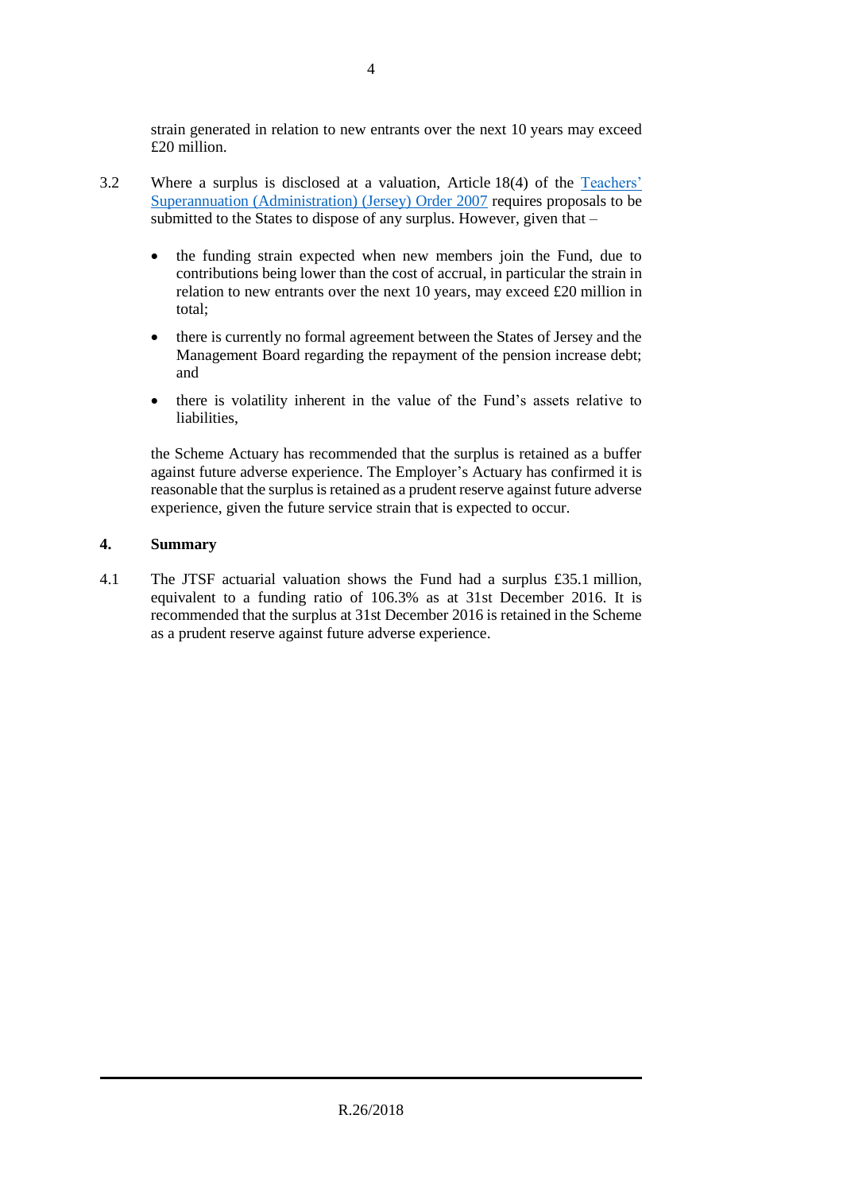strain generated in relation to new entrants over the next 10 years may exceed £20 million.

3.2 Where a surplus is disclosed at a valuation, Article 18(4) of the [Teachers' Superannuation (Administration) (Jersey) Order 2007] requires proposals to be submitted to the States to dispose of any surplus. However, given that –

- the funding strain expected when new members join the Fund, due to contributions being lower than the cost of accrual, in particular the strain in relation to new entrants over the next 10 years, may exceed £20 million in total;
- there is currently no formal agreement between the States of Jersey and the Management Board regarding the repayment of the pension increase debt; and
- there is volatility inherent in the value of the Fund's assets relative to liabilities,

the Scheme Actuary has recommended that the surplus is retained as a buffer against future adverse experience. The Employer's Actuary has confirmed it is reasonable that the surplus is retained as a prudent reserve against future adverse experience, given the future service strain that is expected to occur.

## 4. Summary

4.1 The JTSF actuarial valuation shows the Fund had a surplus £35.1 million, equivalent to a funding ratio of 106.3% as at 31st December 2016. It is recommended that the surplus at 31st December 2016 is retained in the Scheme as a prudent reserve against future adverse experience.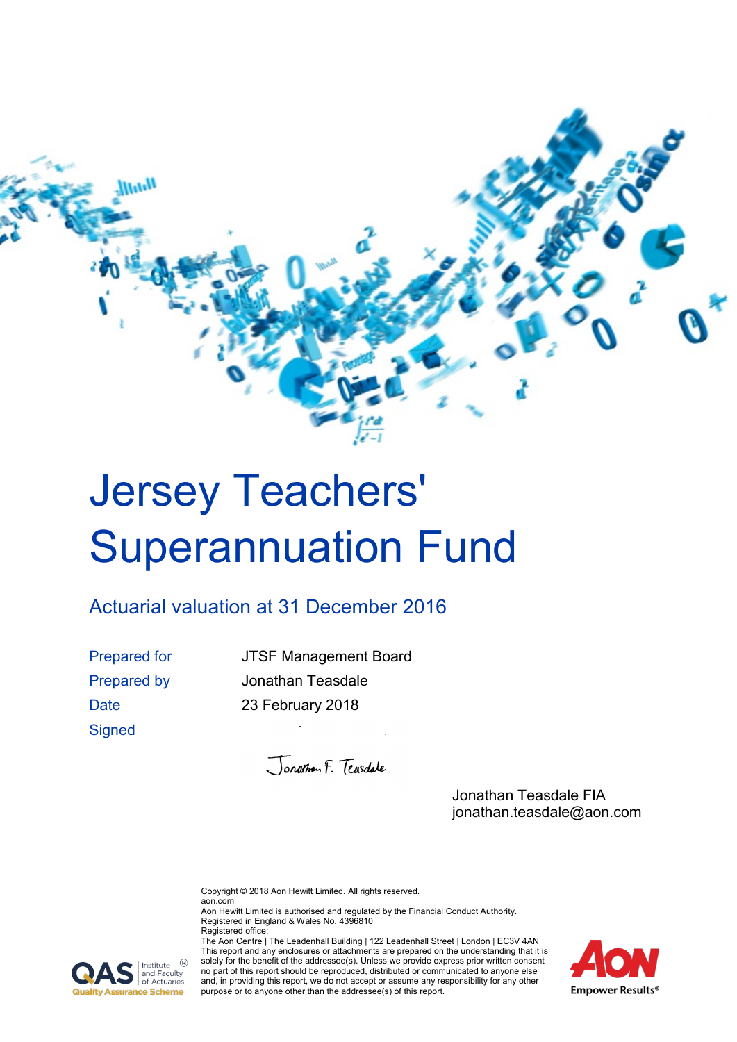# Jersey Teachers' Superannuation Fund

## Actuarial valuation at 31 December 2016

| | |
|---|---|
| Prepared for | JTSF Management Board |
| Prepared by | Jonathan Teasdale |
| Date | 23 February 2018 |
| Signed | |

Jonathan F. Teasdale

Jonathan Teasdale FIA
jonathan.teasdale@aon.com

Copyright © 2018 Aon Hewitt Limited. All rights reserved.
aon.com
Aon Hewitt Limited is authorised and regulated by the Financial Conduct Authority.
Registered in England & Wales No. 4396810
Registered office:
The Aon Centre | The Leadenhall Building | 122 Leadenhall Street | London | EC3V 4AN
This report and any enclosures or attachments are prepared on the understanding that it is solely for the benefit of the addressee(s). Unless we provide express prior written consent no part of this report should be reproduced, distributed or communicated to anyone else and, in providing this report, we do not accept or assume any responsibility for any other purpose or to anyone other than the addressee(s) of this report.

QAS Institute and Faculty of Actuaries ® Quality Assurance Scheme

AON Empower Results®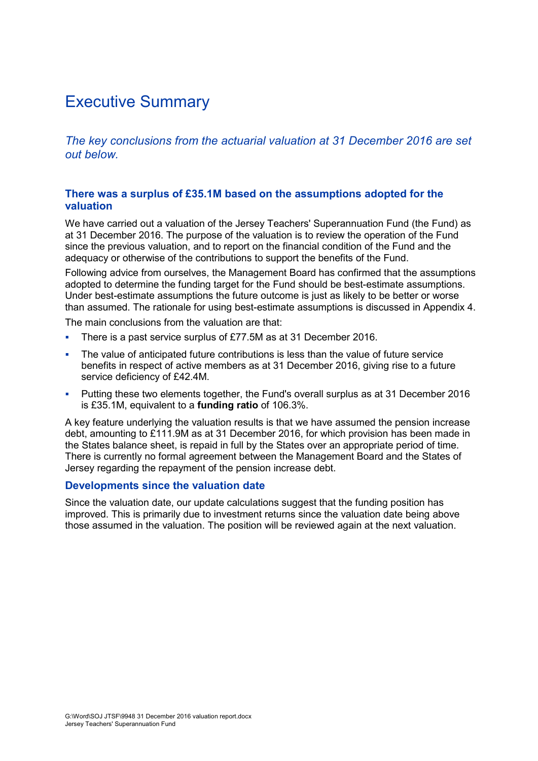# Executive Summary

*The key conclusions from the actuarial valuation at 31 December 2016 are set out below.*

## There was a surplus of £35.1M based on the assumptions adopted for the valuation

We have carried out a valuation of the Jersey Teachers' Superannuation Fund (the Fund) as at 31 December 2016. The purpose of the valuation is to review the operation of the Fund since the previous valuation, and to report on the financial condition of the Fund and the adequacy or otherwise of the contributions to support the benefits of the Fund.

Following advice from ourselves, the Management Board has confirmed that the assumptions adopted to determine the funding target for the Fund should be best-estimate assumptions. Under best-estimate assumptions the future outcome is just as likely to be better or worse than assumed. The rationale for using best-estimate assumptions is discussed in Appendix 4.

The main conclusions from the valuation are that:

- There is a past service surplus of £77.5M as at 31 December 2016.
- The value of anticipated future contributions is less than the value of future service benefits in respect of active members as at 31 December 2016, giving rise to a future service deficiency of £42.4M.
- Putting these two elements together, the Fund's overall surplus as at 31 December 2016 is £35.1M, equivalent to a **funding ratio** of 106.3%.

A key feature underlying the valuation results is that we have assumed the pension increase debt, amounting to £111.9M as at 31 December 2016, for which provision has been made in the States balance sheet, is repaid in full by the States over an appropriate period of time. There is currently no formal agreement between the Management Board and the States of Jersey regarding the repayment of the pension increase debt.

## Developments since the valuation date

Since the valuation date, our update calculations suggest that the funding position has improved. This is primarily due to investment returns since the valuation date being above those assumed in the valuation. The position will be reviewed again at the next valuation.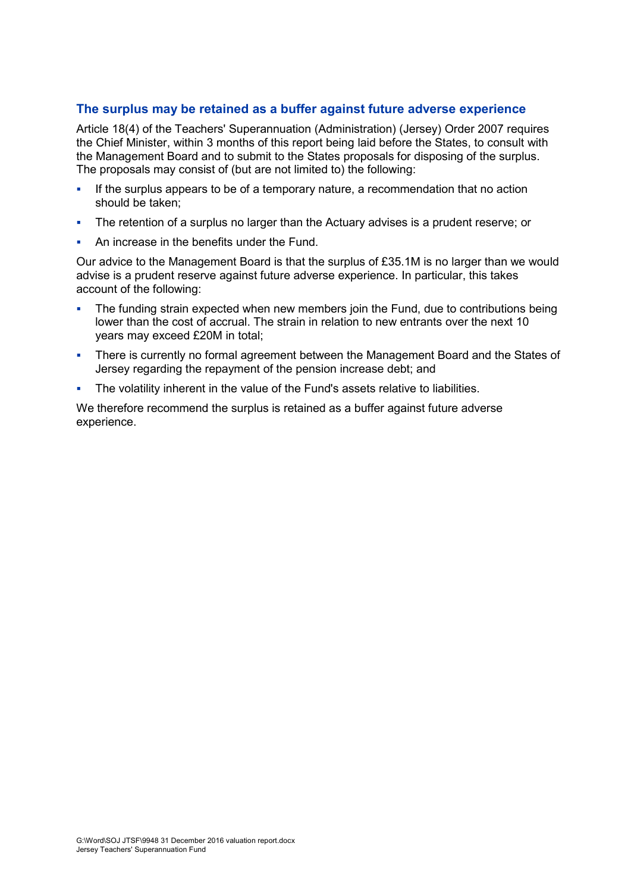## The surplus may be retained as a buffer against future adverse experience

Article 18(4) of the Teachers' Superannuation (Administration) (Jersey) Order 2007 requires the Chief Minister, within 3 months of this report being laid before the States, to consult with the Management Board and to submit to the States proposals for disposing of the surplus. The proposals may consist of (but are not limited to) the following:

- If the surplus appears to be of a temporary nature, a recommendation that no action should be taken;
- The retention of a surplus no larger than the Actuary advises is a prudent reserve; or
- An increase in the benefits under the Fund.

Our advice to the Management Board is that the surplus of £35.1M is no larger than we would advise is a prudent reserve against future adverse experience. In particular, this takes account of the following:

- The funding strain expected when new members join the Fund, due to contributions being lower than the cost of accrual. The strain in relation to new entrants over the next 10 years may exceed £20M in total;
- There is currently no formal agreement between the Management Board and the States of Jersey regarding the repayment of the pension increase debt; and
- The volatility inherent in the value of the Fund's assets relative to liabilities.

We therefore recommend the surplus is retained as a buffer against future adverse experience.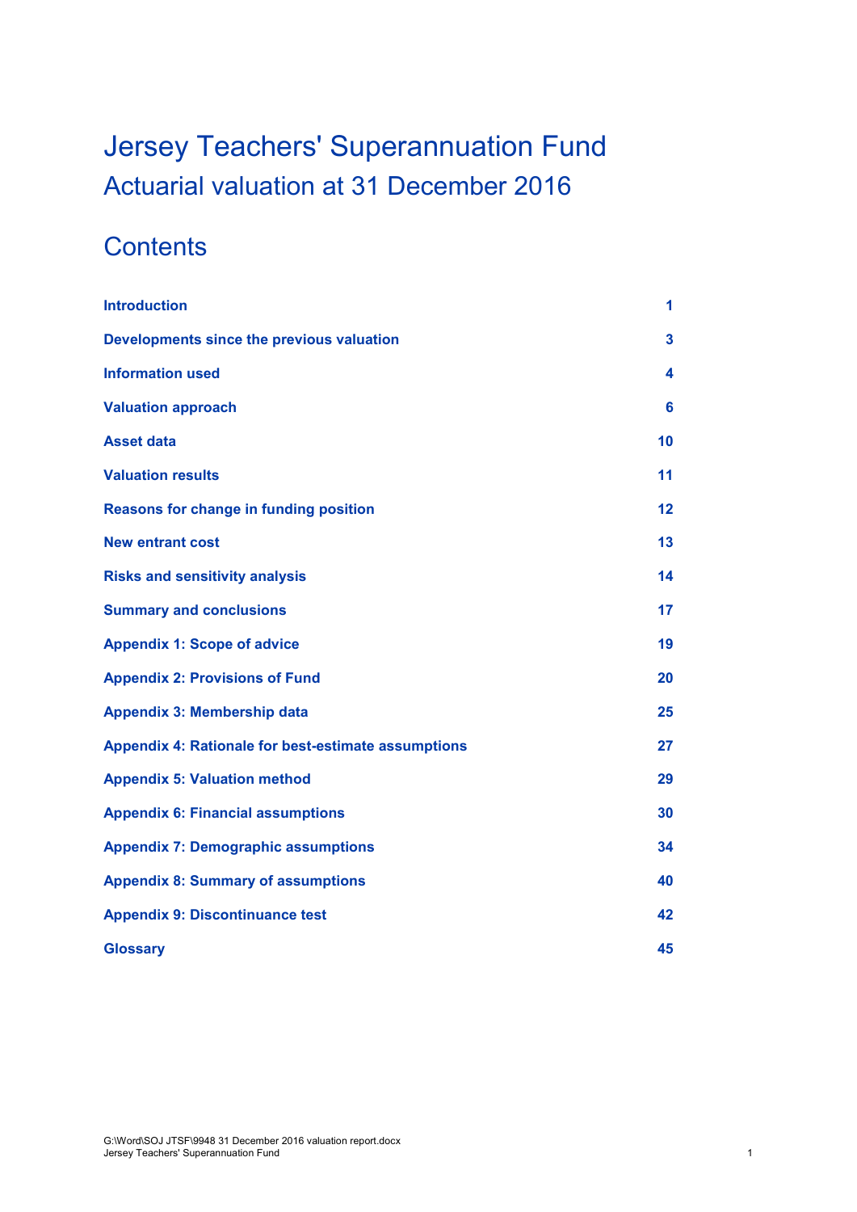# Jersey Teachers' Superannuation Fund
## Actuarial valuation at 31 December 2016

## Contents

| | |
|---|---|
| **Introduction** | **1** |
| **Developments since the previous valuation** | **3** |
| **Information used** | **4** |
| **Valuation approach** | **6** |
| **Asset data** | **10** |
| **Valuation results** | **11** |
| **Reasons for change in funding position** | **12** |
| **New entrant cost** | **13** |
| **Risks and sensitivity analysis** | **14** |
| **Summary and conclusions** | **17** |
| **Appendix 1: Scope of advice** | **19** |
| **Appendix 2: Provisions of Fund** | **20** |
| **Appendix 3: Membership data** | **25** |
| **Appendix 4: Rationale for best-estimate assumptions** | **27** |
| **Appendix 5: Valuation method** | **29** |
| **Appendix 6: Financial assumptions** | **30** |
| **Appendix 7: Demographic assumptions** | **34** |
| **Appendix 8: Summary of assumptions** | **40** |
| **Appendix 9: Discontinuance test** | **42** |
| **Glossary** | **45** |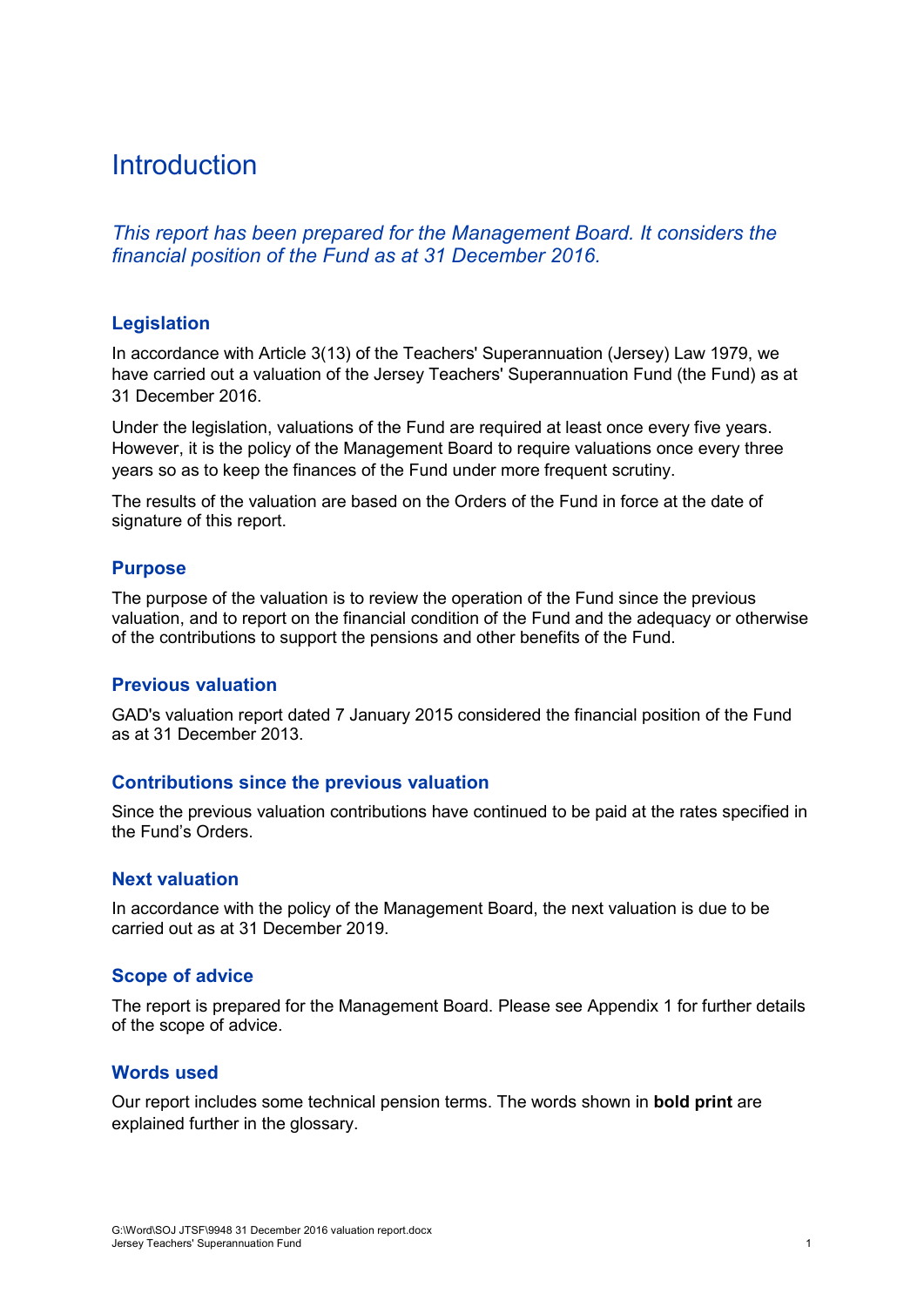# Introduction

*This report has been prepared for the Management Board. It considers the financial position of the Fund as at 31 December 2016.*

## Legislation

In accordance with Article 3(13) of the Teachers' Superannuation (Jersey) Law 1979, we have carried out a valuation of the Jersey Teachers' Superannuation Fund (the Fund) as at 31 December 2016.

Under the legislation, valuations of the Fund are required at least once every five years. However, it is the policy of the Management Board to require valuations once every three years so as to keep the finances of the Fund under more frequent scrutiny.

The results of the valuation are based on the Orders of the Fund in force at the date of signature of this report.

## Purpose

The purpose of the valuation is to review the operation of the Fund since the previous valuation, and to report on the financial condition of the Fund and the adequacy or otherwise of the contributions to support the pensions and other benefits of the Fund.

## Previous valuation

GAD's valuation report dated 7 January 2015 considered the financial position of the Fund as at 31 December 2013.

## Contributions since the previous valuation

Since the previous valuation contributions have continued to be paid at the rates specified in the Fund's Orders.

## Next valuation

In accordance with the policy of the Management Board, the next valuation is due to be carried out as at 31 December 2019.

## Scope of advice

The report is prepared for the Management Board. Please see Appendix 1 for further details of the scope of advice.

## Words used

Our report includes some technical pension terms. The words shown in **bold print** are explained further in the glossary.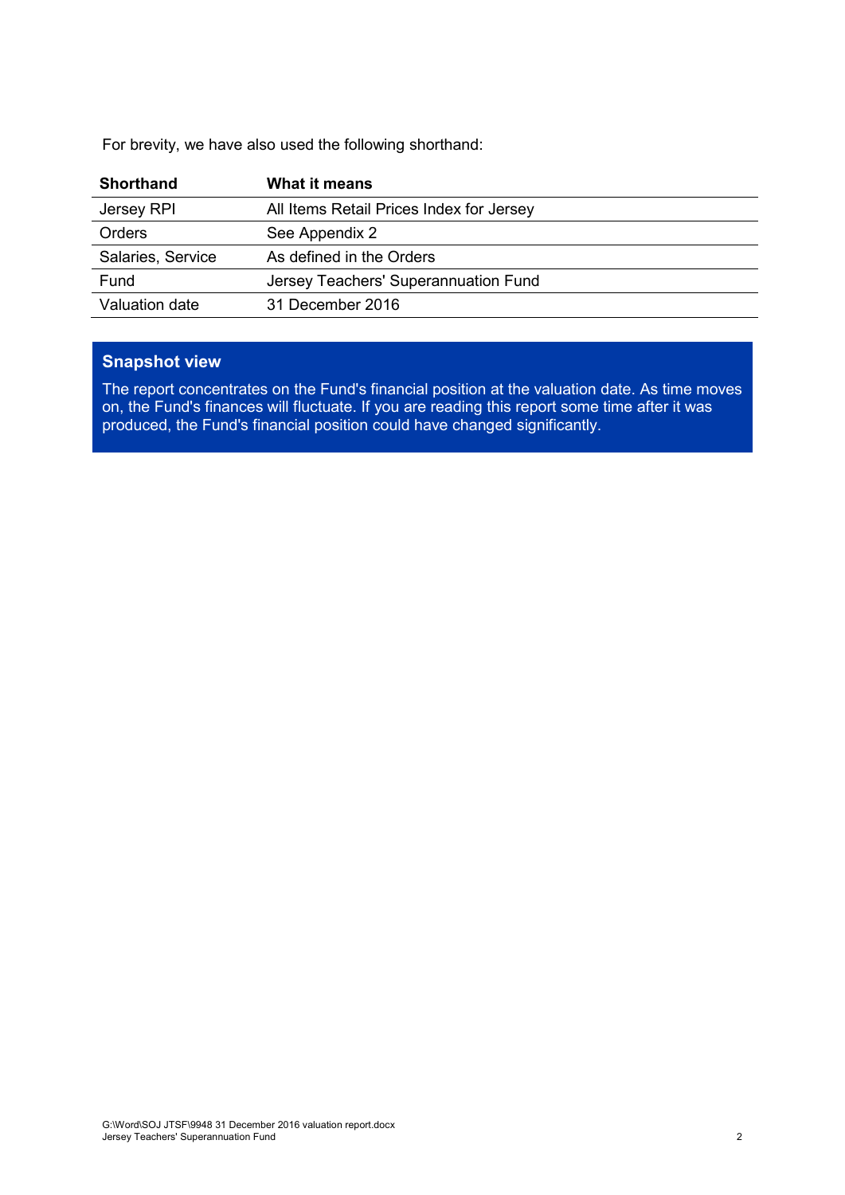For brevity, we have also used the following shorthand:

| Shorthand | What it means |
|---|---|
| Jersey RPI | All Items Retail Prices Index for Jersey |
| Orders | See Appendix 2 |
| Salaries, Service | As defined in the Orders |
| Fund | Jersey Teachers' Superannuation Fund |
| Valuation date | 31 December 2016 |

**Snapshot view**

The report concentrates on the Fund's financial position at the valuation date. As time moves on, the Fund's finances will fluctuate. If you are reading this report some time after it was produced, the Fund's financial position could have changed significantly.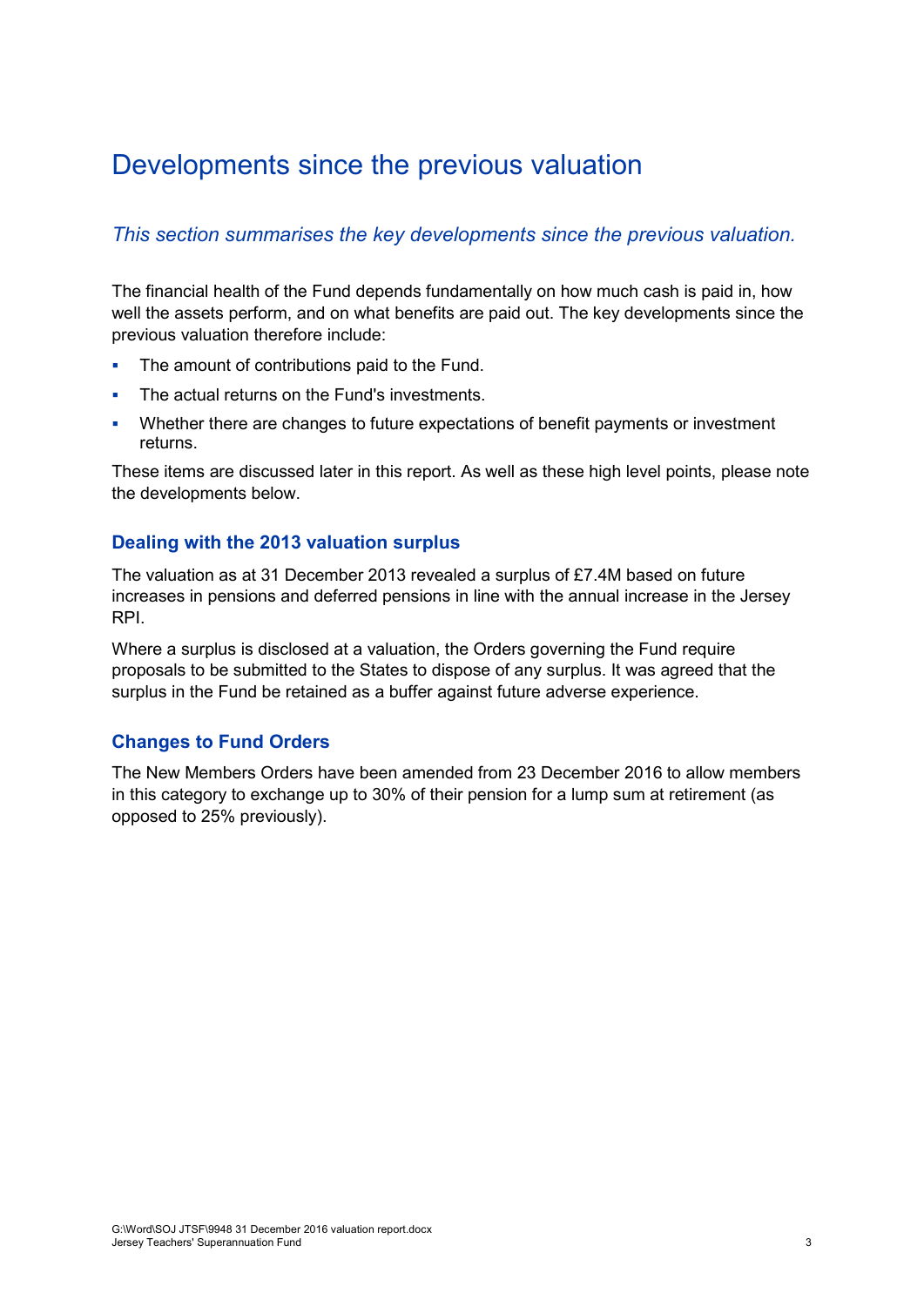# Developments since the previous valuation

*This section summarises the key developments since the previous valuation.*

The financial health of the Fund depends fundamentally on how much cash is paid in, how well the assets perform, and on what benefits are paid out. The key developments since the previous valuation therefore include:

- The amount of contributions paid to the Fund.
- The actual returns on the Fund's investments.
- Whether there are changes to future expectations of benefit payments or investment returns.

These items are discussed later in this report. As well as these high level points, please note the developments below.

## Dealing with the 2013 valuation surplus

The valuation as at 31 December 2013 revealed a surplus of £7.4M based on future increases in pensions and deferred pensions in line with the annual increase in the Jersey RPI.

Where a surplus is disclosed at a valuation, the Orders governing the Fund require proposals to be submitted to the States to dispose of any surplus. It was agreed that the surplus in the Fund be retained as a buffer against future adverse experience.

## Changes to Fund Orders

The New Members Orders have been amended from 23 December 2016 to allow members in this category to exchange up to 30% of their pension for a lump sum at retirement (as opposed to 25% previously).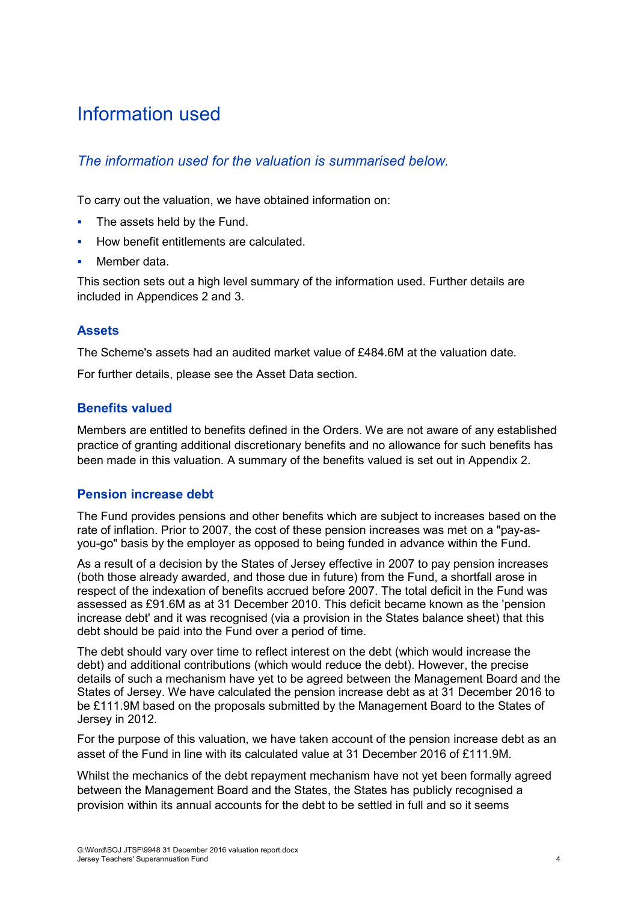# Information used

*The information used for the valuation is summarised below.*

To carry out the valuation, we have obtained information on:

- The assets held by the Fund.
- How benefit entitlements are calculated.
- Member data.

This section sets out a high level summary of the information used. Further details are included in Appendices 2 and 3.

## Assets

The Scheme's assets had an audited market value of £484.6M at the valuation date.

For further details, please see the Asset Data section.

## Benefits valued

Members are entitled to benefits defined in the Orders. We are not aware of any established practice of granting additional discretionary benefits and no allowance for such benefits has been made in this valuation. A summary of the benefits valued is set out in Appendix 2.

## Pension increase debt

The Fund provides pensions and other benefits which are subject to increases based on the rate of inflation. Prior to 2007, the cost of these pension increases was met on a "pay-as-you-go" basis by the employer as opposed to being funded in advance within the Fund.

As a result of a decision by the States of Jersey effective in 2007 to pay pension increases (both those already awarded, and those due in future) from the Fund, a shortfall arose in respect of the indexation of benefits accrued before 2007. The total deficit in the Fund was assessed as £91.6M as at 31 December 2010. This deficit became known as the 'pension increase debt' and it was recognised (via a provision in the States balance sheet) that this debt should be paid into the Fund over a period of time.

The debt should vary over time to reflect interest on the debt (which would increase the debt) and additional contributions (which would reduce the debt). However, the precise details of such a mechanism have yet to be agreed between the Management Board and the States of Jersey. We have calculated the pension increase debt as at 31 December 2016 to be £111.9M based on the proposals submitted by the Management Board to the States of Jersey in 2012.

For the purpose of this valuation, we have taken account of the pension increase debt as an asset of the Fund in line with its calculated value at 31 December 2016 of £111.9M.

Whilst the mechanics of the debt repayment mechanism have not yet been formally agreed between the Management Board and the States, the States has publicly recognised a provision within its annual accounts for the debt to be settled in full and so it seems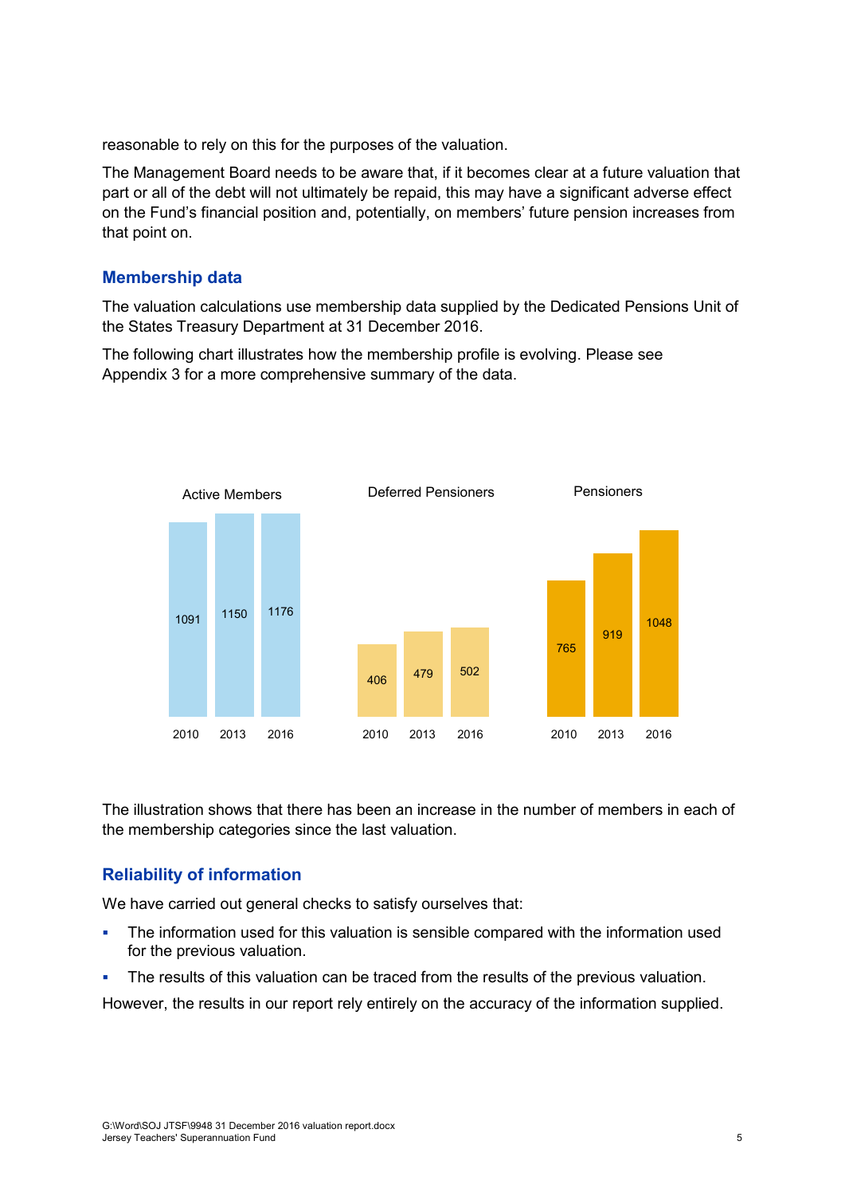reasonable to rely on this for the purposes of the valuation.

The Management Board needs to be aware that, if it becomes clear at a future valuation that part or all of the debt will not ultimately be repaid, this may have a significant adverse effect on the Fund's financial position and, potentially, on members' future pension increases from that point on.

## Membership data

The valuation calculations use membership data supplied by the Dedicated Pensions Unit of the States Treasury Department at 31 December 2016.

The following chart illustrates how the membership profile is evolving. Please see Appendix 3 for a more comprehensive summary of the data.

| | 2010 | 2013 | 2016 |
|---|---|---|---|
| Active Members | 1091 | 1150 | 1176 |
| Deferred Pensioners | 406 | 479 | 502 |
| Pensioners | 765 | 919 | 1048 |

The illustration shows that there has been an increase in the number of members in each of the membership categories since the last valuation.

## Reliability of information

We have carried out general checks to satisfy ourselves that:

- The information used for this valuation is sensible compared with the information used for the previous valuation.
- The results of this valuation can be traced from the results of the previous valuation.

However, the results in our report rely entirely on the accuracy of the information supplied.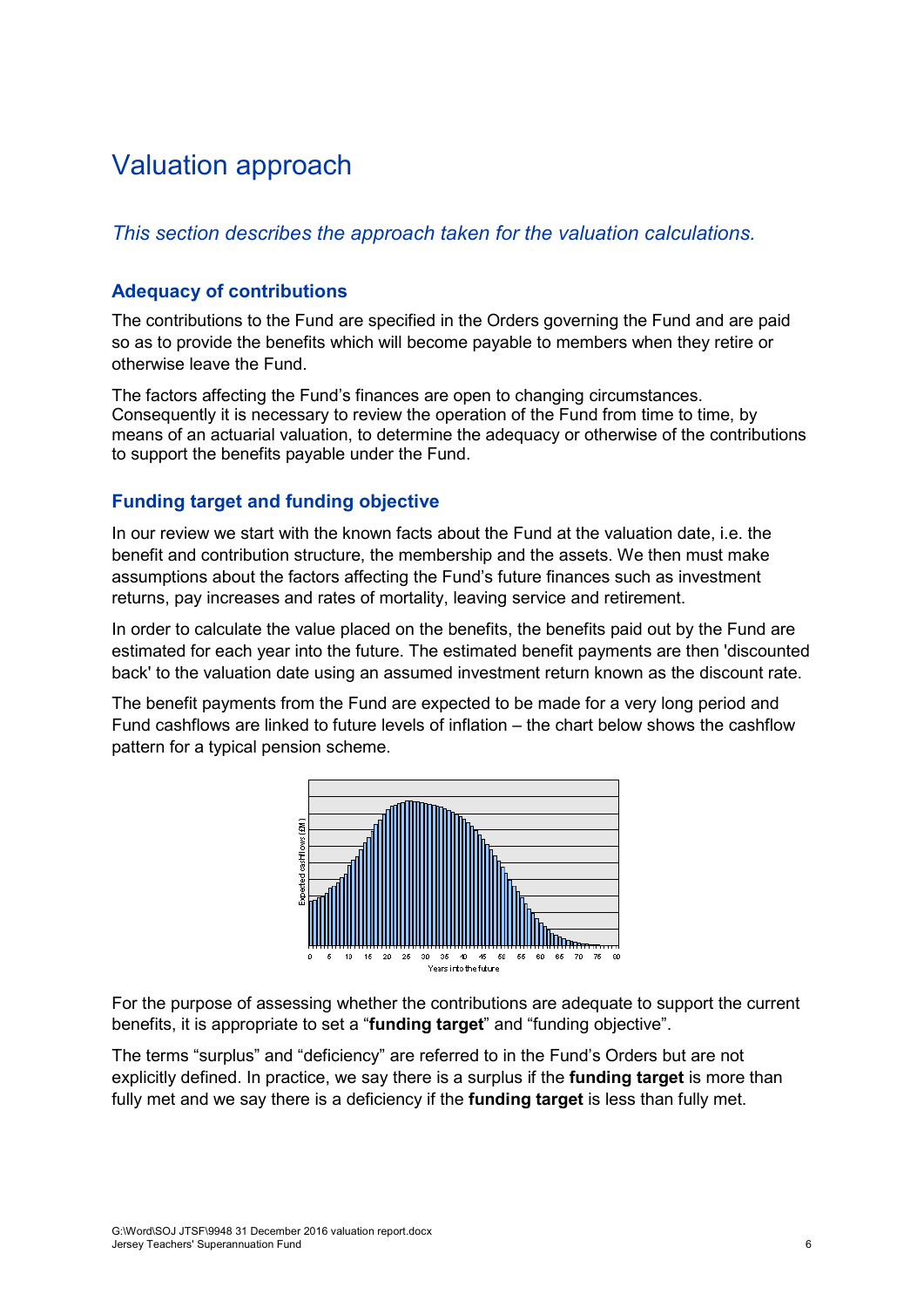# Valuation approach

*This section describes the approach taken for the valuation calculations.*

## Adequacy of contributions

The contributions to the Fund are specified in the Orders governing the Fund and are paid so as to provide the benefits which will become payable to members when they retire or otherwise leave the Fund.

The factors affecting the Fund's finances are open to changing circumstances. Consequently it is necessary to review the operation of the Fund from time to time, by means of an actuarial valuation, to determine the adequacy or otherwise of the contributions to support the benefits payable under the Fund.

## Funding target and funding objective

In our review we start with the known facts about the Fund at the valuation date, i.e. the benefit and contribution structure, the membership and the assets. We then must make assumptions about the factors affecting the Fund's future finances such as investment returns, pay increases and rates of mortality, leaving service and retirement.

In order to calculate the value placed on the benefits, the benefits paid out by the Fund are estimated for each year into the future. The estimated benefit payments are then 'discounted back' to the valuation date using an assumed investment return known as the discount rate.

The benefit payments from the Fund are expected to be made for a very long period and Fund cashflows are linked to future levels of inflation – the chart below shows the cashflow pattern for a typical pension scheme.

For the purpose of assessing whether the contributions are adequate to support the current benefits, it is appropriate to set a "**funding target**" and "funding objective".

The terms "surplus" and "deficiency" are referred to in the Fund's Orders but are not explicitly defined. In practice, we say there is a surplus if the **funding target** is more than fully met and we say there is a deficiency if the **funding target** is less than fully met.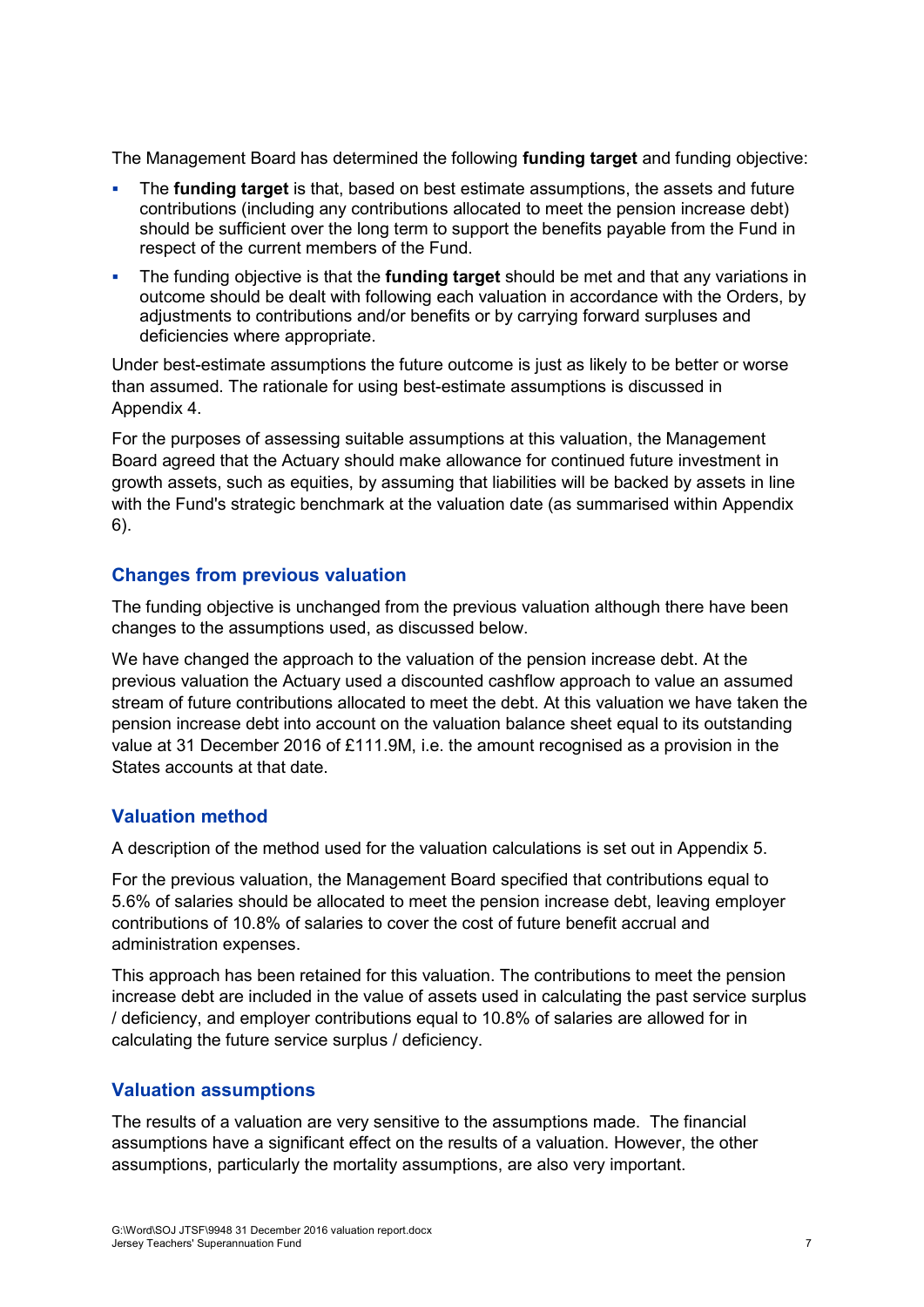The Management Board has determined the following **funding target** and funding objective:

- The **funding target** is that, based on best estimate assumptions, the assets and future contributions (including any contributions allocated to meet the pension increase debt) should be sufficient over the long term to support the benefits payable from the Fund in respect of the current members of the Fund.
- The funding objective is that the **funding target** should be met and that any variations in outcome should be dealt with following each valuation in accordance with the Orders, by adjustments to contributions and/or benefits or by carrying forward surpluses and deficiencies where appropriate.

Under best-estimate assumptions the future outcome is just as likely to be better or worse than assumed. The rationale for using best-estimate assumptions is discussed in Appendix 4.

For the purposes of assessing suitable assumptions at this valuation, the Management Board agreed that the Actuary should make allowance for continued future investment in growth assets, such as equities, by assuming that liabilities will be backed by assets in line with the Fund's strategic benchmark at the valuation date (as summarised within Appendix 6).

## Changes from previous valuation

The funding objective is unchanged from the previous valuation although there have been changes to the assumptions used, as discussed below.

We have changed the approach to the valuation of the pension increase debt. At the previous valuation the Actuary used a discounted cashflow approach to value an assumed stream of future contributions allocated to meet the debt. At this valuation we have taken the pension increase debt into account on the valuation balance sheet equal to its outstanding value at 31 December 2016 of £111.9M, i.e. the amount recognised as a provision in the States accounts at that date.

## Valuation method

A description of the method used for the valuation calculations is set out in Appendix 5.

For the previous valuation, the Management Board specified that contributions equal to 5.6% of salaries should be allocated to meet the pension increase debt, leaving employer contributions of 10.8% of salaries to cover the cost of future benefit accrual and administration expenses.

This approach has been retained for this valuation. The contributions to meet the pension increase debt are included in the value of assets used in calculating the past service surplus / deficiency, and employer contributions equal to 10.8% of salaries are allowed for in calculating the future service surplus / deficiency.

## Valuation assumptions

The results of a valuation are very sensitive to the assumptions made. The financial assumptions have a significant effect on the results of a valuation. However, the other assumptions, particularly the mortality assumptions, are also very important.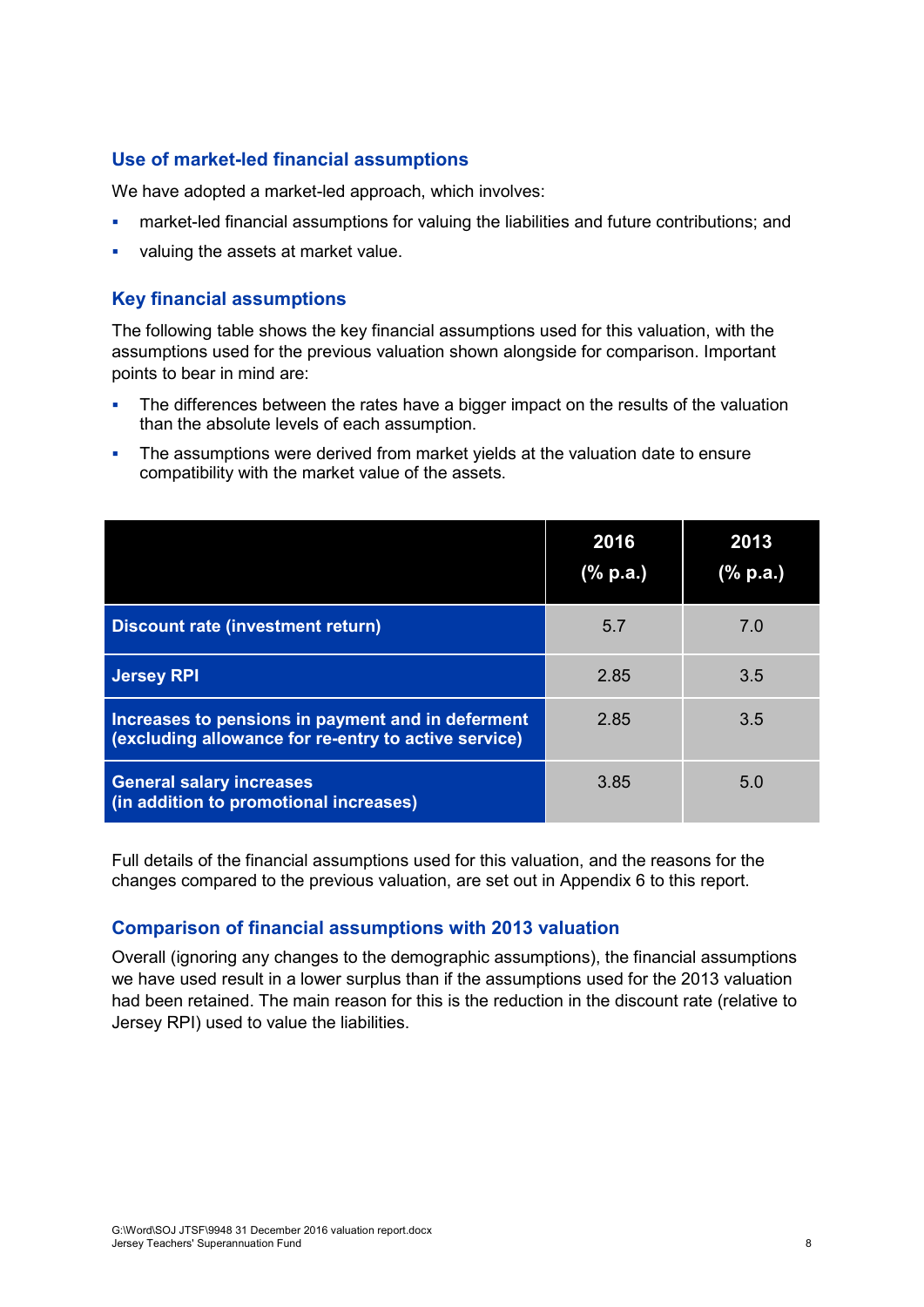### Use of market-led financial assumptions

We have adopted a market-led approach, which involves:

- market-led financial assumptions for valuing the liabilities and future contributions; and
- valuing the assets at market value.

### Key financial assumptions

The following table shows the key financial assumptions used for this valuation, with the assumptions used for the previous valuation shown alongside for comparison. Important points to bear in mind are:

- The differences between the rates have a bigger impact on the results of the valuation than the absolute levels of each assumption.
- The assumptions were derived from market yields at the valuation date to ensure compatibility with the market value of the assets.

| | 2016 (% p.a.) | 2013 (% p.a.) |
|---|---|---|
| **Discount rate (investment return)** | 5.7 | 7.0 |
| **Jersey RPI** | 2.85 | 3.5 |
| **Increases to pensions in payment and in deferment (excluding allowance for re-entry to active service)** | 2.85 | 3.5 |
| **General salary increases (in addition to promotional increases)** | 3.85 | 5.0 |

Full details of the financial assumptions used for this valuation, and the reasons for the changes compared to the previous valuation, are set out in Appendix 6 to this report.

### Comparison of financial assumptions with 2013 valuation

Overall (ignoring any changes to the demographic assumptions), the financial assumptions we have used result in a lower surplus than if the assumptions used for the 2013 valuation had been retained. The main reason for this is the reduction in the discount rate (relative to Jersey RPI) used to value the liabilities.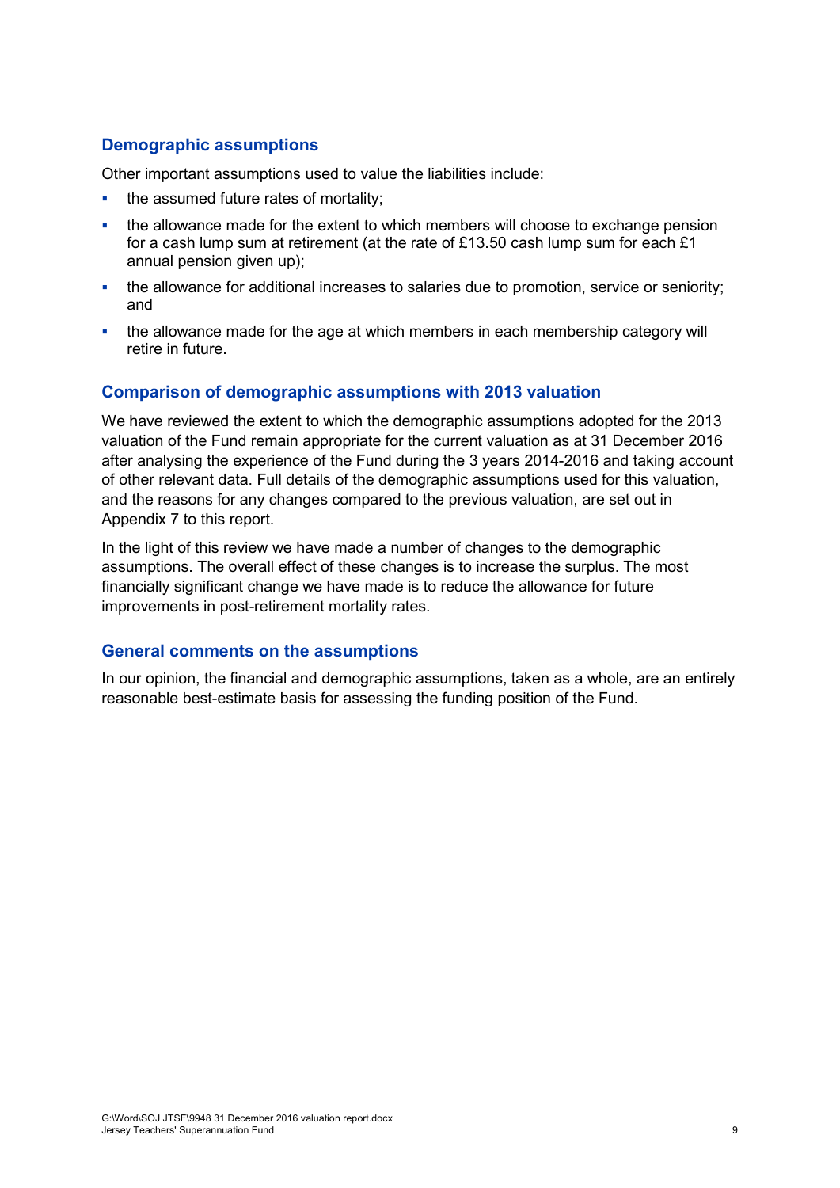## Demographic assumptions

Other important assumptions used to value the liabilities include:

- the assumed future rates of mortality;
- the allowance made for the extent to which members will choose to exchange pension for a cash lump sum at retirement (at the rate of £13.50 cash lump sum for each £1 annual pension given up);
- the allowance for additional increases to salaries due to promotion, service or seniority; and
- the allowance made for the age at which members in each membership category will retire in future.

## Comparison of demographic assumptions with 2013 valuation

We have reviewed the extent to which the demographic assumptions adopted for the 2013 valuation of the Fund remain appropriate for the current valuation as at 31 December 2016 after analysing the experience of the Fund during the 3 years 2014-2016 and taking account of other relevant data. Full details of the demographic assumptions used for this valuation, and the reasons for any changes compared to the previous valuation, are set out in Appendix 7 to this report.

In the light of this review we have made a number of changes to the demographic assumptions. The overall effect of these changes is to increase the surplus. The most financially significant change we have made is to reduce the allowance for future improvements in post-retirement mortality rates.

## General comments on the assumptions

In our opinion, the financial and demographic assumptions, taken as a whole, are an entirely reasonable best-estimate basis for assessing the funding position of the Fund.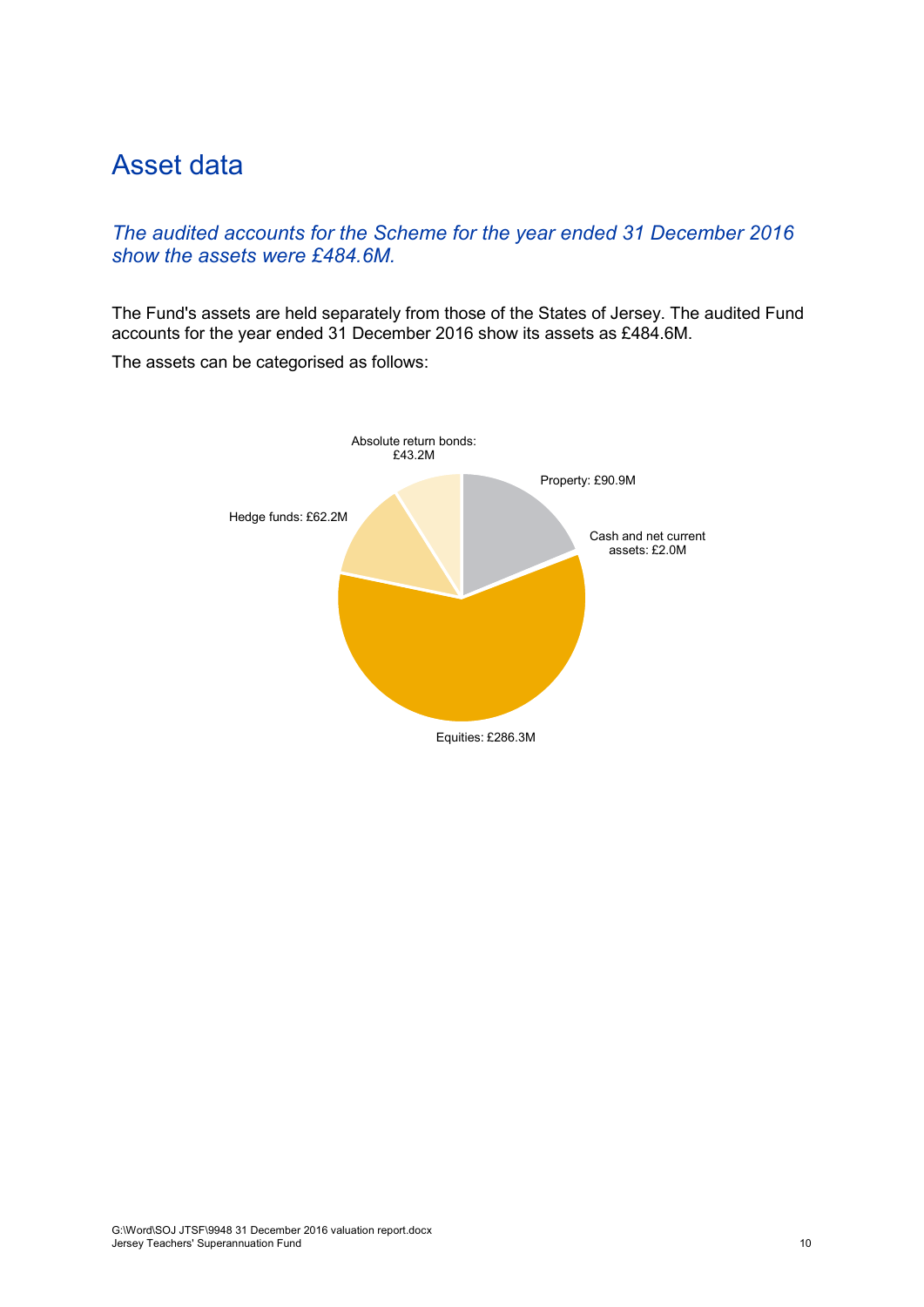# Asset data

*The audited accounts for the Scheme for the year ended 31 December 2016 show the assets were £484.6M.*

The Fund's assets are held separately from those of the States of Jersey. The audited Fund accounts for the year ended 31 December 2016 show its assets as £484.6M.

The assets can be categorised as follows:

Absolute return bonds: £43.2M

Property: £90.9M

Hedge funds: £62.2M

Cash and net current assets: £2.0M

Equities: £286.3M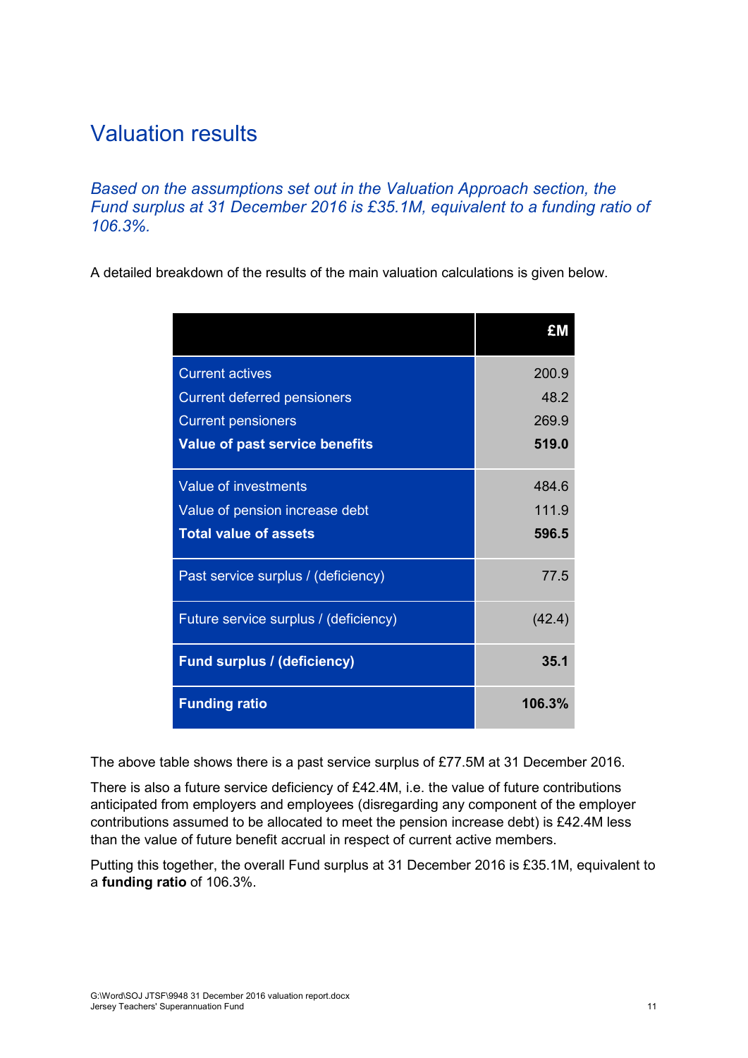# Valuation results

*Based on the assumptions set out in the Valuation Approach section, the Fund surplus at 31 December 2016 is £35.1M, equivalent to a funding ratio of 106.3%.*

A detailed breakdown of the results of the main valuation calculations is given below.

| | £M |
|---|---:|
| Current actives | 200.9 |
| Current deferred pensioners | 48.2 |
| Current pensioners | 269.9 |
| **Value of past service benefits** | **519.0** |
| Value of investments | 484.6 |
| Value of pension increase debt | 111.9 |
| **Total value of assets** | **596.5** |
| Past service surplus / (deficiency) | 77.5 |
| Future service surplus / (deficiency) | (42.4) |
| **Fund surplus / (deficiency)** | **35.1** |
| **Funding ratio** | **106.3%** |

The above table shows there is a past service surplus of £77.5M at 31 December 2016.

There is also a future service deficiency of £42.4M, i.e. the value of future contributions anticipated from employers and employees (disregarding any component of the employer contributions assumed to be allocated to meet the pension increase debt) is £42.4M less than the value of future benefit accrual in respect of current active members.

Putting this together, the overall Fund surplus at 31 December 2016 is £35.1M, equivalent to a **funding ratio** of 106.3%.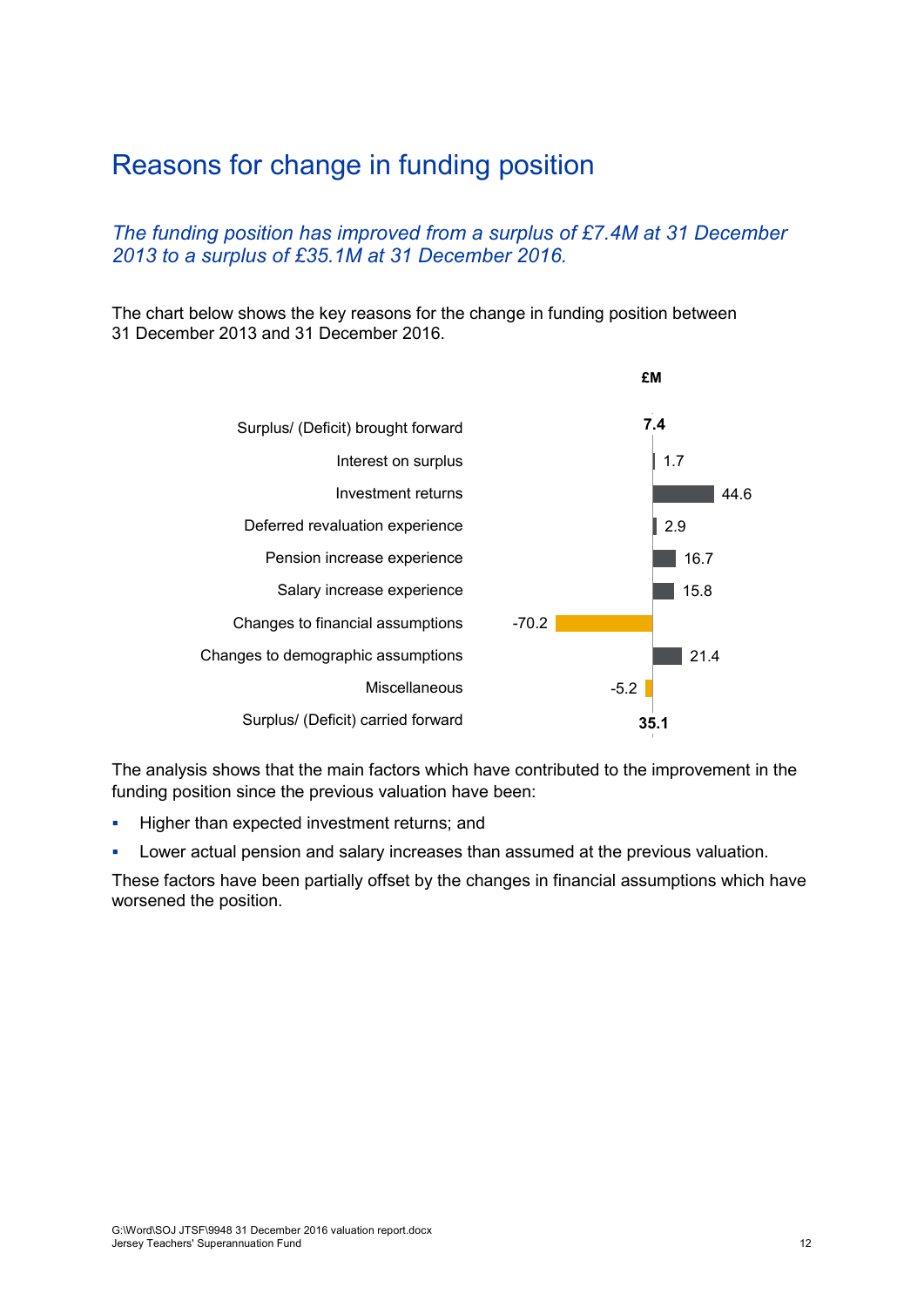# Reasons for change in funding position

*The funding position has improved from a surplus of £7.4M at 31 December 2013 to a surplus of £35.1M at 31 December 2016.*

The chart below shows the key reasons for the change in funding position between 31 December 2013 and 31 December 2016.

| | £M |
|---|---|
| Surplus/ (Deficit) brought forward | **7.4** |
| Interest on surplus | 1.7 |
| Investment returns | 44.6 |
| Deferred revaluation experience | 2.9 |
| Pension increase experience | 16.7 |
| Salary increase experience | 15.8 |
| Changes to financial assumptions | -70.2 |
| Changes to demographic assumptions | 21.4 |
| Miscellaneous | -5.2 |
| Surplus/ (Deficit) carried forward | **35.1** |

The analysis shows that the main factors which have contributed to the improvement in the funding position since the previous valuation have been:

- Higher than expected investment returns; and
- Lower actual pension and salary increases than assumed at the previous valuation.

These factors have been partially offset by the changes in financial assumptions which have worsened the position.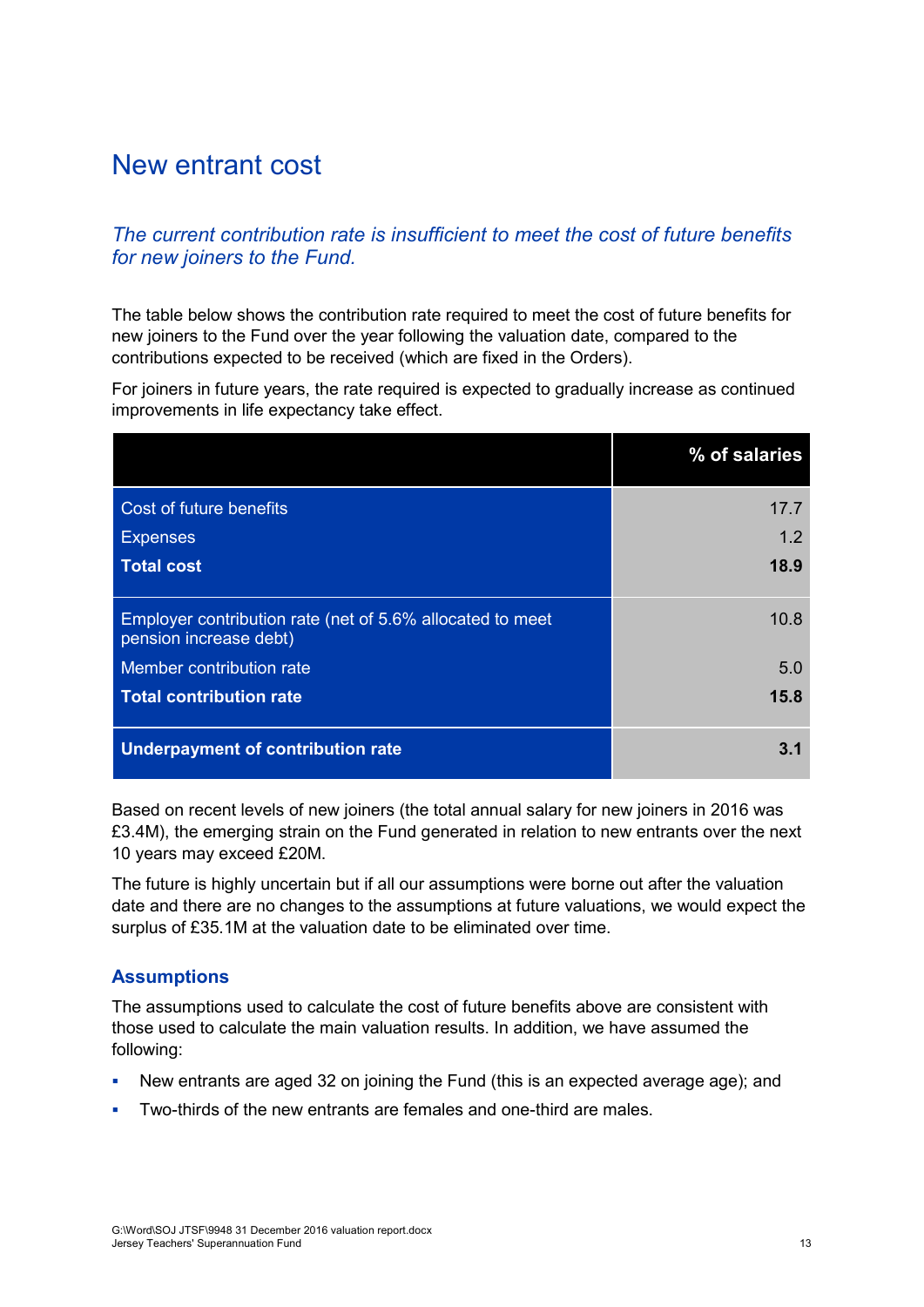# New entrant cost

*The current contribution rate is insufficient to meet the cost of future benefits for new joiners to the Fund.*

The table below shows the contribution rate required to meet the cost of future benefits for new joiners to the Fund over the year following the valuation date, compared to the contributions expected to be received (which are fixed in the Orders).

For joiners in future years, the rate required is expected to gradually increase as continued improvements in life expectancy take effect.

| | % of salaries |
|---|---:|
| Cost of future benefits | 17.7 |
| Expenses | 1.2 |
| **Total cost** | **18.9** |
| Employer contribution rate (net of 5.6% allocated to meet pension increase debt) | 10.8 |
| Member contribution rate | 5.0 |
| **Total contribution rate** | **15.8** |
| **Underpayment of contribution rate** | **3.1** |

Based on recent levels of new joiners (the total annual salary for new joiners in 2016 was £3.4M), the emerging strain on the Fund generated in relation to new entrants over the next 10 years may exceed £20M.

The future is highly uncertain but if all our assumptions were borne out after the valuation date and there are no changes to the assumptions at future valuations, we would expect the surplus of £35.1M at the valuation date to be eliminated over time.

## Assumptions

The assumptions used to calculate the cost of future benefits above are consistent with those used to calculate the main valuation results. In addition, we have assumed the following:

- New entrants are aged 32 on joining the Fund (this is an expected average age); and
- Two-thirds of the new entrants are females and one-third are males.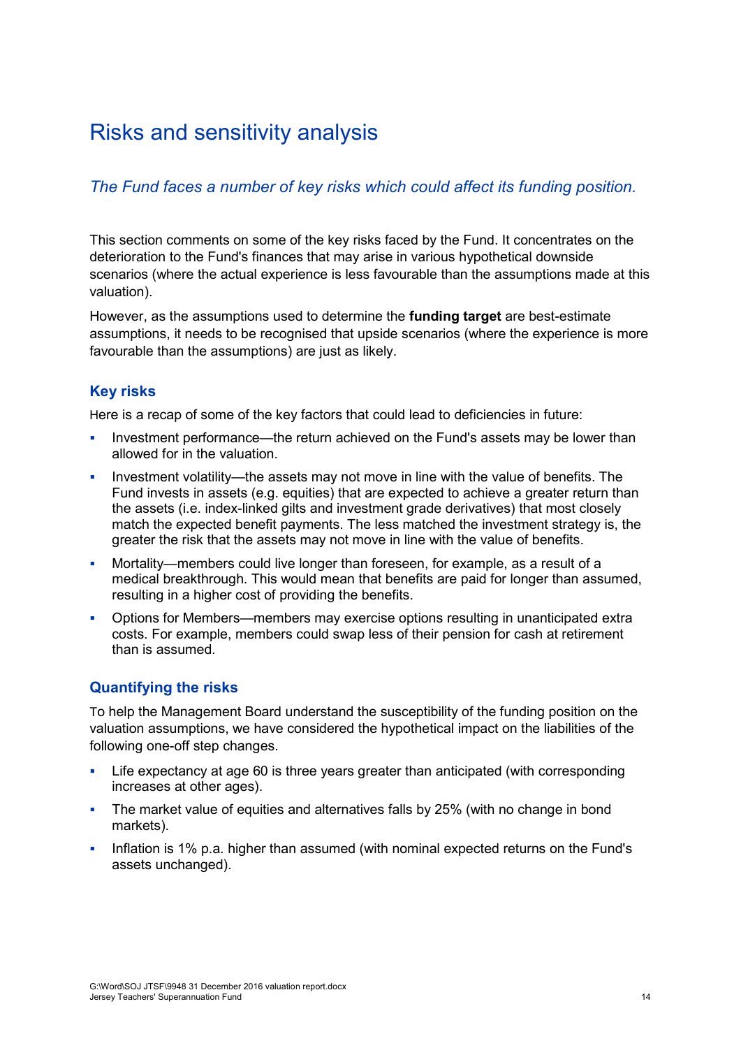# Risks and sensitivity analysis

*The Fund faces a number of key risks which could affect its funding position.*

This section comments on some of the key risks faced by the Fund. It concentrates on the deterioration to the Fund's finances that may arise in various hypothetical downside scenarios (where the actual experience is less favourable than the assumptions made at this valuation).

However, as the assumptions used to determine the **funding target** are best-estimate assumptions, it needs to be recognised that upside scenarios (where the experience is more favourable than the assumptions) are just as likely.

## Key risks

Here is a recap of some of the key factors that could lead to deficiencies in future:

- Investment performance—the return achieved on the Fund's assets may be lower than allowed for in the valuation.
- Investment volatility—the assets may not move in line with the value of benefits. The Fund invests in assets (e.g. equities) that are expected to achieve a greater return than the assets (i.e. index-linked gilts and investment grade derivatives) that most closely match the expected benefit payments. The less matched the investment strategy is, the greater the risk that the assets may not move in line with the value of benefits.
- Mortality—members could live longer than foreseen, for example, as a result of a medical breakthrough. This would mean that benefits are paid for longer than assumed, resulting in a higher cost of providing the benefits.
- Options for Members—members may exercise options resulting in unanticipated extra costs. For example, members could swap less of their pension for cash at retirement than is assumed.

## Quantifying the risks

To help the Management Board understand the susceptibility of the funding position on the valuation assumptions, we have considered the hypothetical impact on the liabilities of the following one-off step changes.

- Life expectancy at age 60 is three years greater than anticipated (with corresponding increases at other ages).
- The market value of equities and alternatives falls by 25% (with no change in bond markets).
- Inflation is 1% p.a. higher than assumed (with nominal expected returns on the Fund's assets unchanged).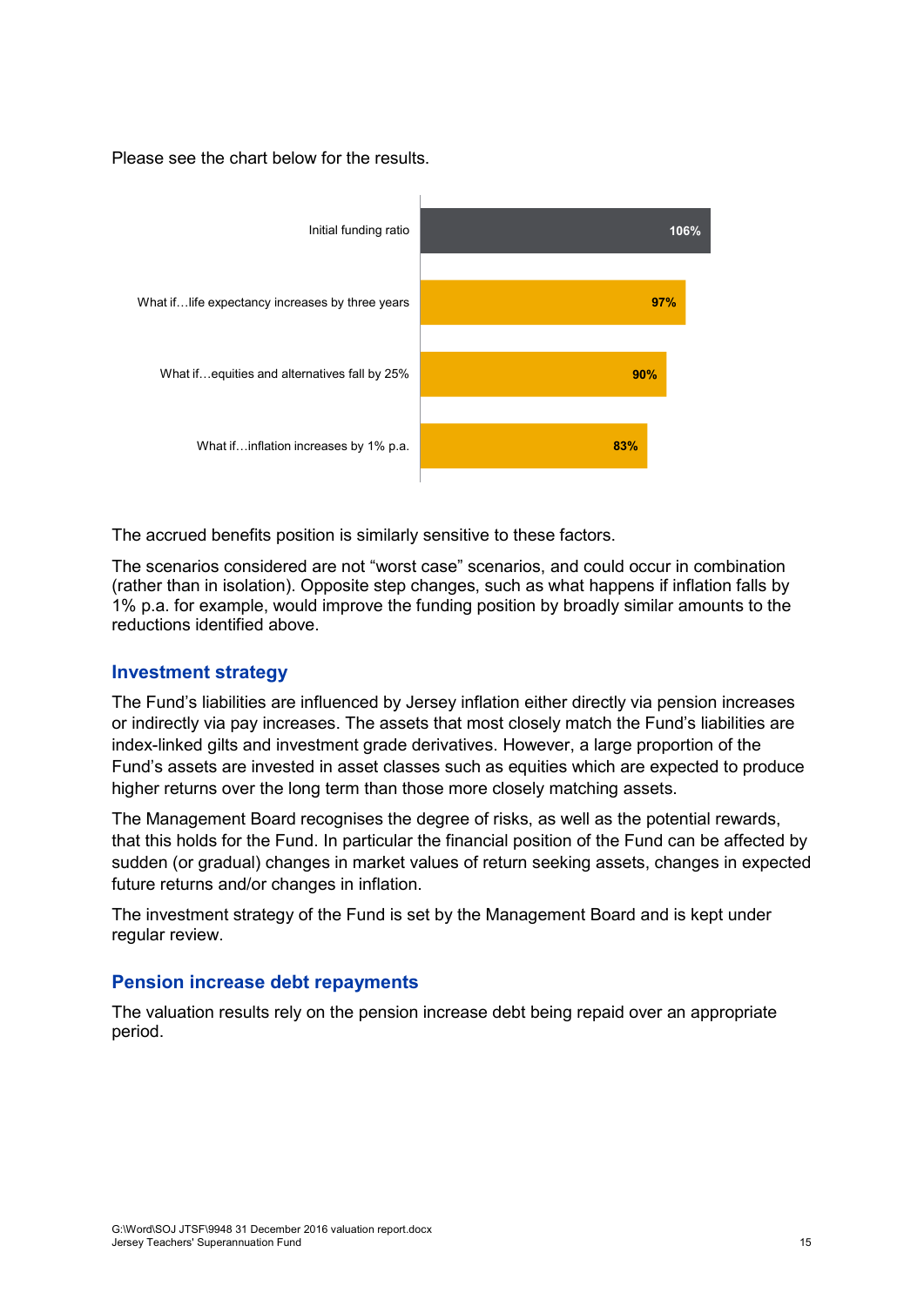Please see the chart below for the results.

| Scenario | Funding ratio |
|---|---|
| Initial funding ratio | 106% |
| What if…life expectancy increases by three years | 97% |
| What if…equities and alternatives fall by 25% | 90% |
| What if…inflation increases by 1% p.a. | 83% |

The accrued benefits position is similarly sensitive to these factors.

The scenarios considered are not "worst case" scenarios, and could occur in combination (rather than in isolation). Opposite step changes, such as what happens if inflation falls by 1% p.a. for example, would improve the funding position by broadly similar amounts to the reductions identified above.

## Investment strategy

The Fund's liabilities are influenced by Jersey inflation either directly via pension increases or indirectly via pay increases. The assets that most closely match the Fund's liabilities are index-linked gilts and investment grade derivatives. However, a large proportion of the Fund's assets are invested in asset classes such as equities which are expected to produce higher returns over the long term than those more closely matching assets.

The Management Board recognises the degree of risks, as well as the potential rewards, that this holds for the Fund. In particular the financial position of the Fund can be affected by sudden (or gradual) changes in market values of return seeking assets, changes in expected future returns and/or changes in inflation.

The investment strategy of the Fund is set by the Management Board and is kept under regular review.

## Pension increase debt repayments

The valuation results rely on the pension increase debt being repaid over an appropriate period.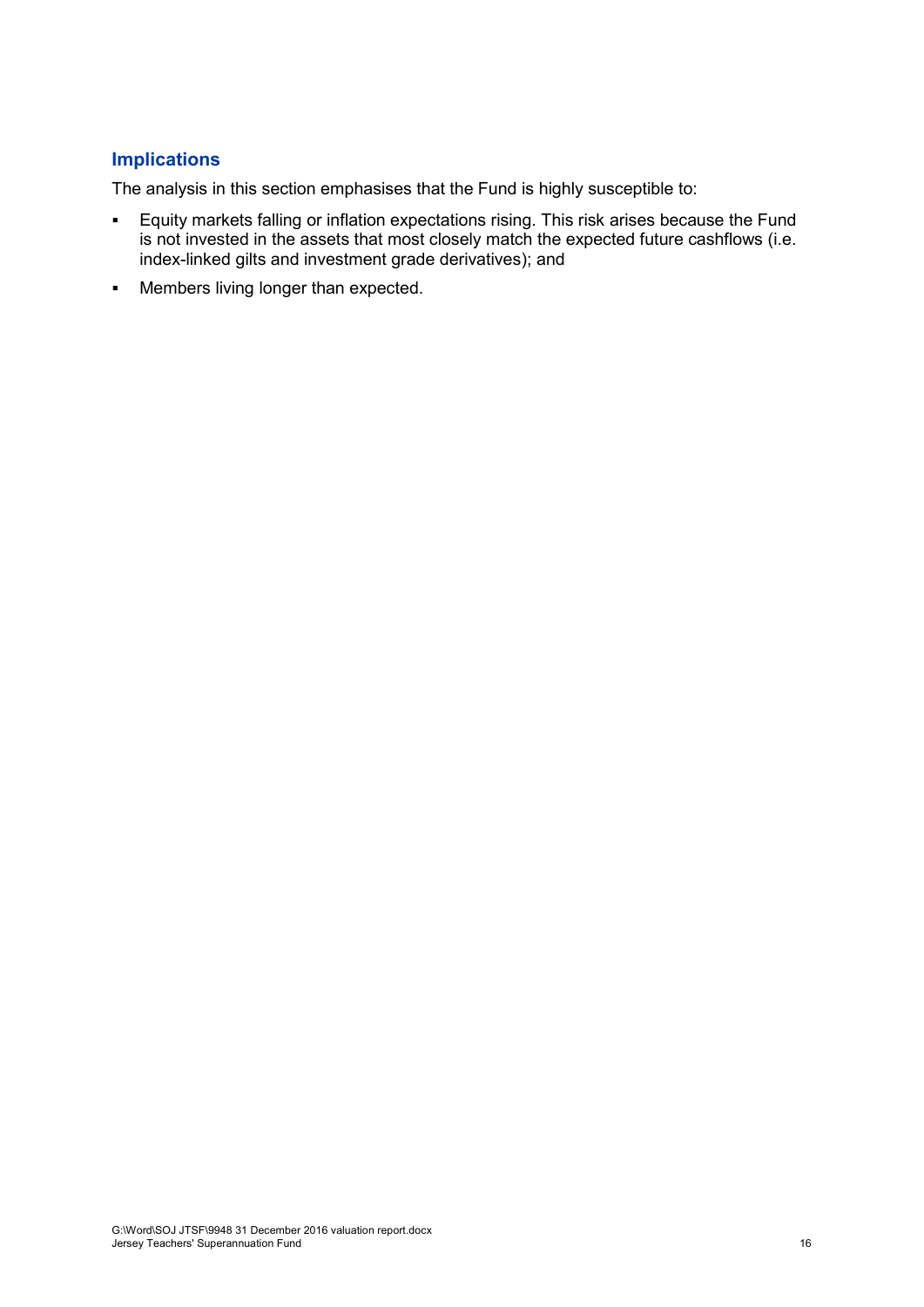## Implications

The analysis in this section emphasises that the Fund is highly susceptible to:

- Equity markets falling or inflation expectations rising. This risk arises because the Fund is not invested in the assets that most closely match the expected future cashflows (i.e. index-linked gilts and investment grade derivatives); and
- Members living longer than expected.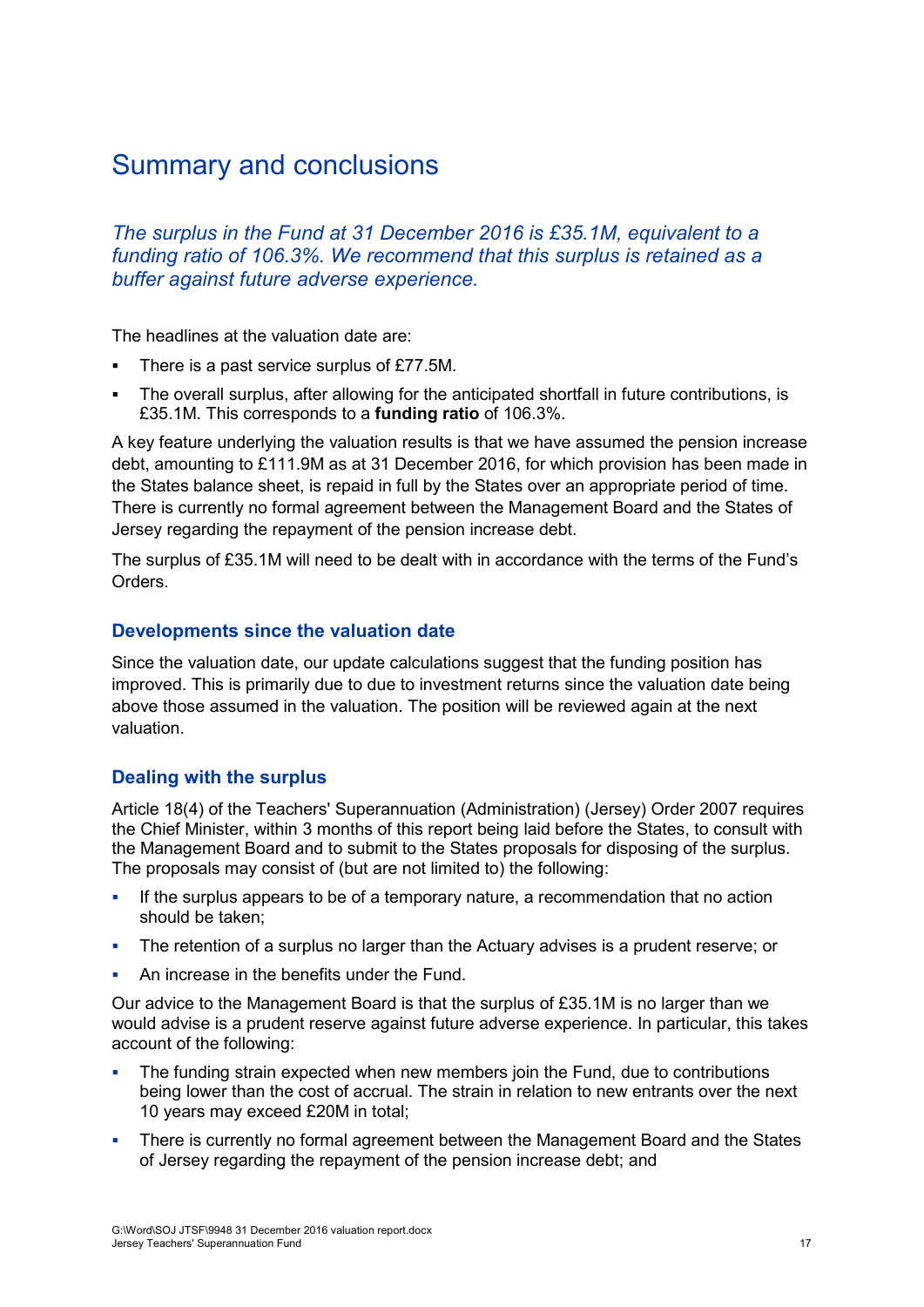# Summary and conclusions

*The surplus in the Fund at 31 December 2016 is £35.1M, equivalent to a funding ratio of 106.3%. We recommend that this surplus is retained as a buffer against future adverse experience.*

The headlines at the valuation date are:

- There is a past service surplus of £77.5M.
- The overall surplus, after allowing for the anticipated shortfall in future contributions, is £35.1M. This corresponds to a **funding ratio** of 106.3%.

A key feature underlying the valuation results is that we have assumed the pension increase debt, amounting to £111.9M as at 31 December 2016, for which provision has been made in the States balance sheet, is repaid in full by the States over an appropriate period of time. There is currently no formal agreement between the Management Board and the States of Jersey regarding the repayment of the pension increase debt.

The surplus of £35.1M will need to be dealt with in accordance with the terms of the Fund's Orders.

## Developments since the valuation date

Since the valuation date, our update calculations suggest that the funding position has improved. This is primarily due to due to investment returns since the valuation date being above those assumed in the valuation. The position will be reviewed again at the next valuation.

## Dealing with the surplus

Article 18(4) of the Teachers' Superannuation (Administration) (Jersey) Order 2007 requires the Chief Minister, within 3 months of this report being laid before the States, to consult with the Management Board and to submit to the States proposals for disposing of the surplus. The proposals may consist of (but are not limited to) the following:

- If the surplus appears to be of a temporary nature, a recommendation that no action should be taken;
- The retention of a surplus no larger than the Actuary advises is a prudent reserve; or
- An increase in the benefits under the Fund.

Our advice to the Management Board is that the surplus of £35.1M is no larger than we would advise is a prudent reserve against future adverse experience. In particular, this takes account of the following:

- The funding strain expected when new members join the Fund, due to contributions being lower than the cost of accrual. The strain in relation to new entrants over the next 10 years may exceed £20M in total;
- There is currently no formal agreement between the Management Board and the States of Jersey regarding the repayment of the pension increase debt; and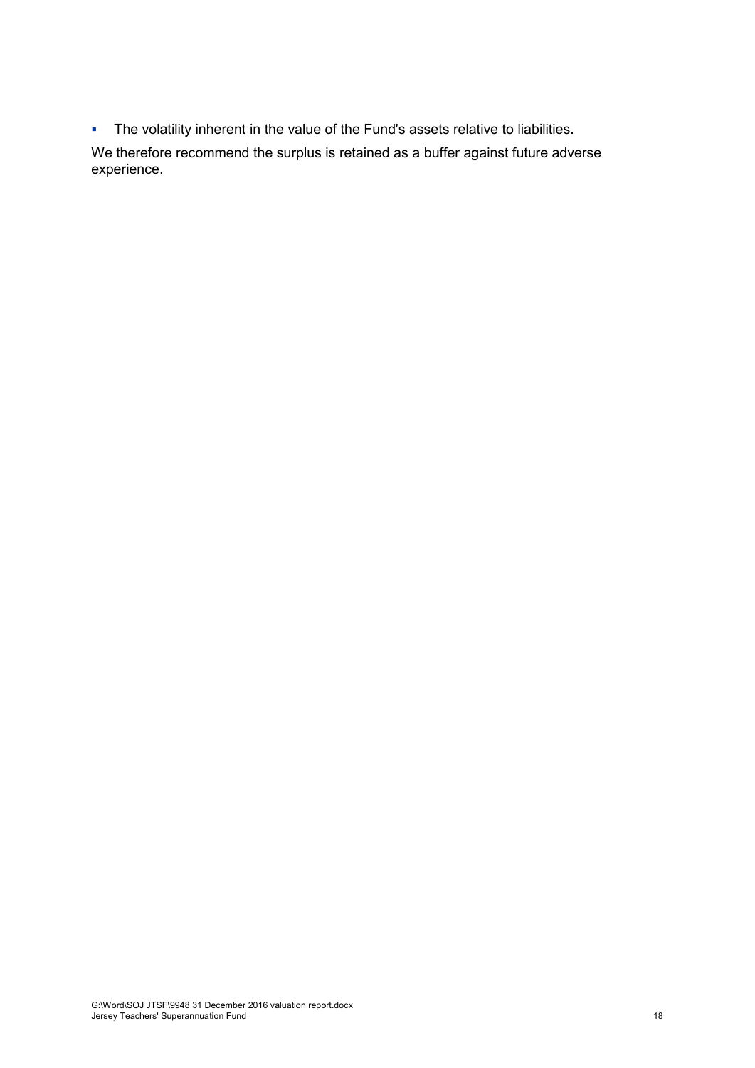- The volatility inherent in the value of the Fund's assets relative to liabilities.

We therefore recommend the surplus is retained as a buffer against future adverse experience.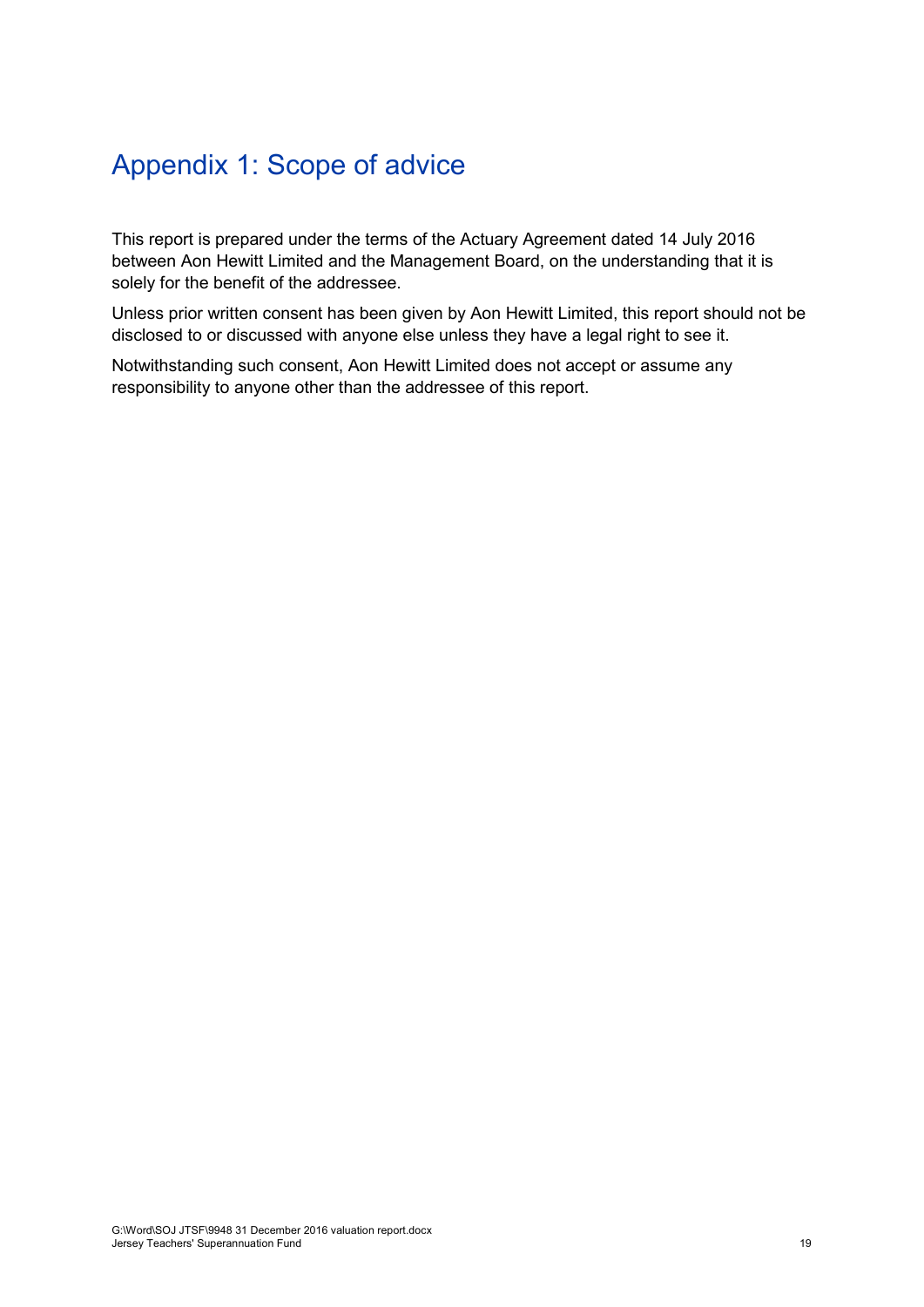# Appendix 1: Scope of advice

This report is prepared under the terms of the Actuary Agreement dated 14 July 2016 between Aon Hewitt Limited and the Management Board, on the understanding that it is solely for the benefit of the addressee.

Unless prior written consent has been given by Aon Hewitt Limited, this report should not be disclosed to or discussed with anyone else unless they have a legal right to see it.

Notwithstanding such consent, Aon Hewitt Limited does not accept or assume any responsibility to anyone other than the addressee of this report.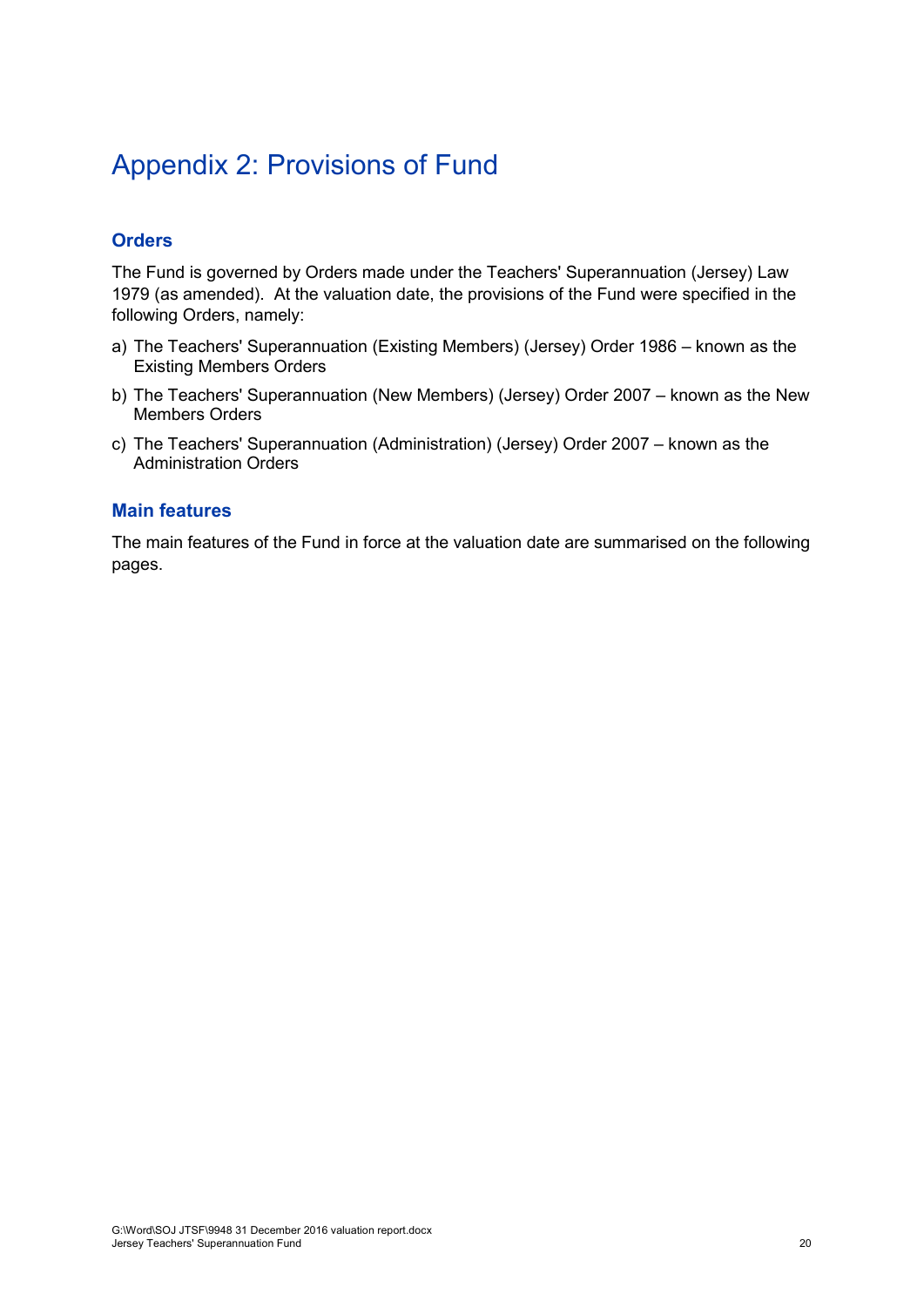# Appendix 2: Provisions of Fund

## Orders

The Fund is governed by Orders made under the Teachers' Superannuation (Jersey) Law 1979 (as amended). At the valuation date, the provisions of the Fund were specified in the following Orders, namely:

a) The Teachers' Superannuation (Existing Members) (Jersey) Order 1986 – known as the Existing Members Orders

b) The Teachers' Superannuation (New Members) (Jersey) Order 2007 – known as the New Members Orders

c) The Teachers' Superannuation (Administration) (Jersey) Order 2007 – known as the Administration Orders

## Main features

The main features of the Fund in force at the valuation date are summarised on the following pages.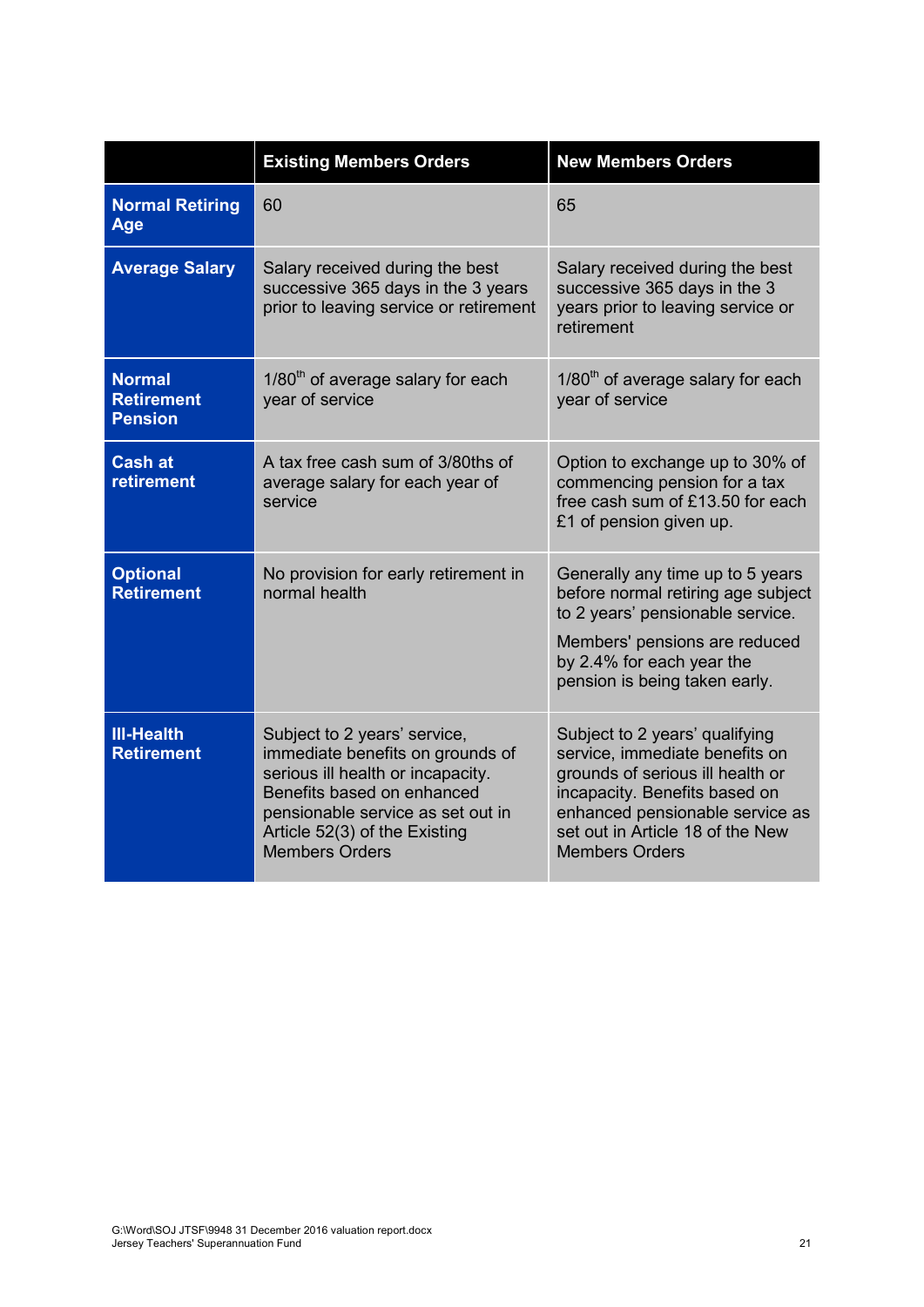| | Existing Members Orders | New Members Orders |
|---|---|---|
| **Normal Retiring Age** | 60 | 65 |
| **Average Salary** | Salary received during the best successive 365 days in the 3 years prior to leaving service or retirement | Salary received during the best successive 365 days in the 3 years prior to leaving service or retirement |
| **Normal Retirement Pension** | 1/80th of average salary for each year of service | 1/80th of average salary for each year of service |
| **Cash at retirement** | A tax free cash sum of 3/80ths of average salary for each year of service | Option to exchange up to 30% of commencing pension for a tax free cash sum of £13.50 for each £1 of pension given up. |
| **Optional Retirement** | No provision for early retirement in normal health | Generally any time up to 5 years before normal retiring age subject to 2 years' pensionable service. Members' pensions are reduced by 2.4% for each year the pension is being taken early. |
| **Ill-Health Retirement** | Subject to 2 years' service, immediate benefits on grounds of serious ill health or incapacity. Benefits based on enhanced pensionable service as set out in Article 52(3) of the Existing Members Orders | Subject to 2 years' qualifying service, immediate benefits on grounds of serious ill health or incapacity. Benefits based on enhanced pensionable service as set out in Article 18 of the New Members Orders |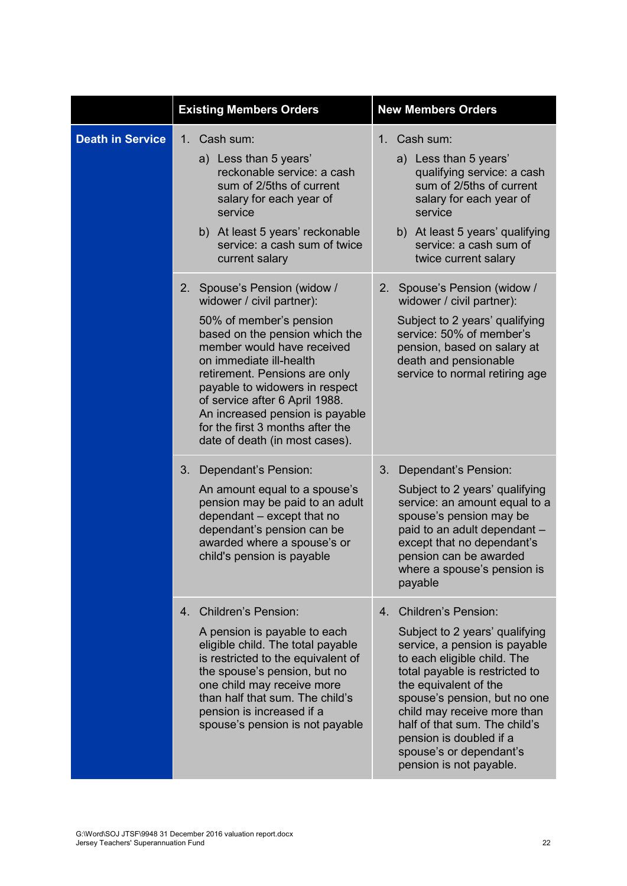| | Existing Members Orders | New Members Orders |
|---|---|---|
| **Death in Service** | 1. Cash sum:<br>a) Less than 5 years' reckonable service: a cash sum of 2/5ths of current salary for each year of service<br>b) At least 5 years' reckonable service: a cash sum of twice current salary | 1. Cash sum:<br>a) Less than 5 years' qualifying service: a cash sum of 2/5ths of current salary for each year of service<br>b) At least 5 years' qualifying service: a cash sum of twice current salary |
| | 2. Spouse's Pension (widow / widower / civil partner):<br>50% of member's pension based on the pension which the member would have received on immediate ill-health retirement. Pensions are only payable to widowers in respect of service after 6 April 1988. An increased pension is payable for the first 3 months after the date of death (in most cases). | 2. Spouse's Pension (widow / widower / civil partner):<br>Subject to 2 years' qualifying service: 50% of member's pension, based on salary at death and pensionable service to normal retiring age |
| | 3. Dependant's Pension:<br>An amount equal to a spouse's pension may be paid to an adult dependant – except that no dependant's pension can be awarded where a spouse's or child's pension is payable | 3. Dependant's Pension:<br>Subject to 2 years' qualifying service: an amount equal to a spouse's pension may be paid to an adult dependant – except that no dependant's pension can be awarded where a spouse's pension is payable |
| | 4. Children's Pension:<br>A pension is payable to each eligible child. The total payable is restricted to the equivalent of the spouse's pension, but no one child may receive more than half that sum. The child's pension is increased if a spouse's pension is not payable | 4. Children's Pension:<br>Subject to 2 years' qualifying service, a pension is payable to each eligible child. The total payable is restricted to the equivalent of the spouse's pension, but no one child may receive more than half of that sum. The child's pension is doubled if a spouse's or dependant's pension is not payable. |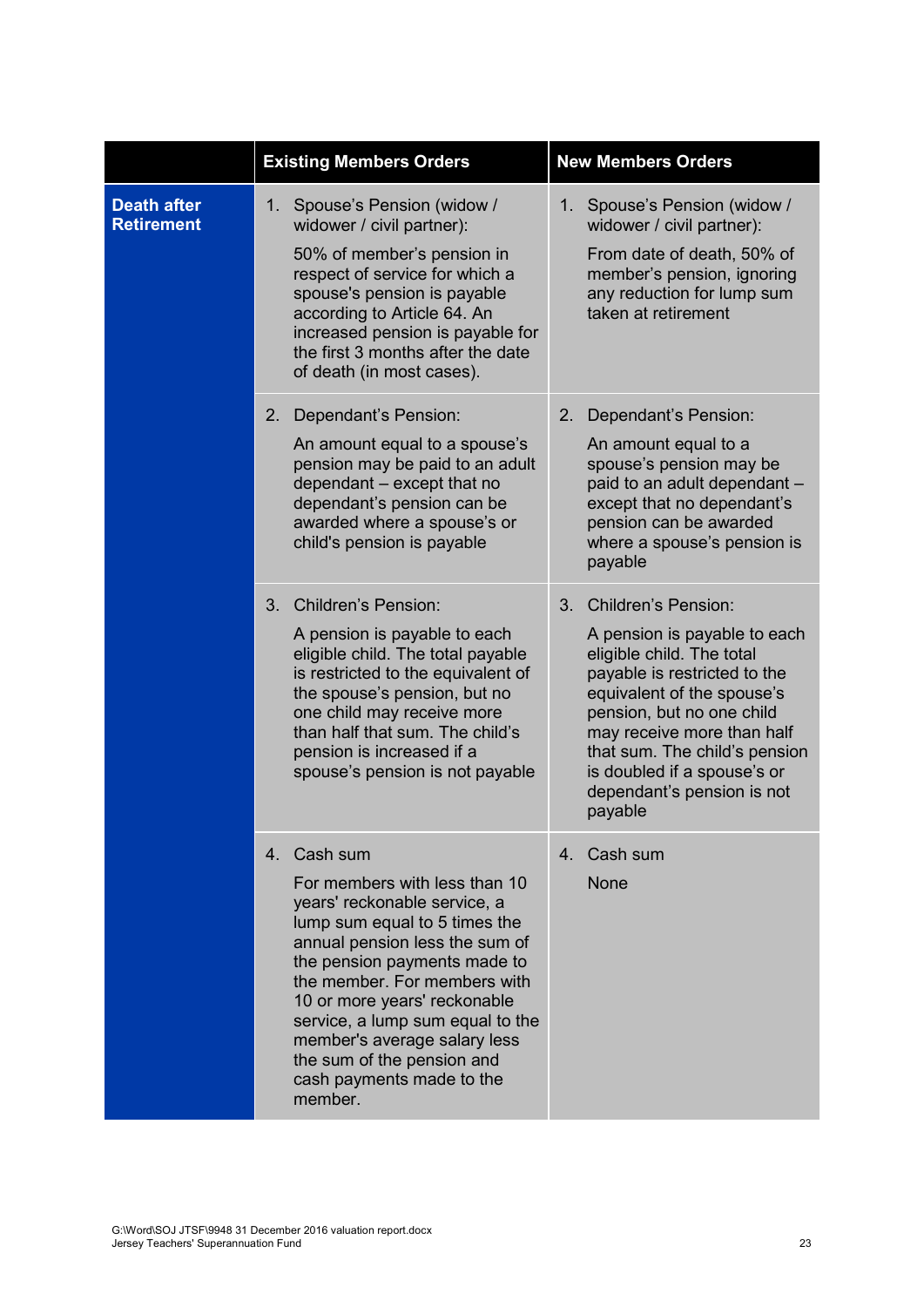| | Existing Members Orders | New Members Orders |
|---|---|---|
| **Death after Retirement** | 1. Spouse's Pension (widow / widower / civil partner): 50% of member's pension in respect of service for which a spouse's pension is payable according to Article 64. An increased pension is payable for the first 3 months after the date of death (in most cases). | 1. Spouse's Pension (widow / widower / civil partner): From date of death, 50% of member's pension, ignoring any reduction for lump sum taken at retirement |
| | 2. Dependant's Pension: An amount equal to a spouse's pension may be paid to an adult dependant – except that no dependant's pension can be awarded where a spouse's or child's pension is payable | 2. Dependant's Pension: An amount equal to a spouse's pension may be paid to an adult dependant – except that no dependant's pension can be awarded where a spouse's pension is payable |
| | 3. Children's Pension: A pension is payable to each eligible child. The total payable is restricted to the equivalent of the spouse's pension, but no one child may receive more than half that sum. The child's pension is increased if a spouse's pension is not payable | 3. Children's Pension: A pension is payable to each eligible child. The total payable is restricted to the equivalent of the spouse's pension, but no one child may receive more than half that sum. The child's pension is doubled if a spouse's or dependant's pension is not payable |
| | 4. Cash sum For members with less than 10 years' reckonable service, a lump sum equal to 5 times the annual pension less the sum of the pension payments made to the member. For members with 10 or more years' reckonable service, a lump sum equal to the member's average salary less the sum of the pension and cash payments made to the member. | 4. Cash sum None |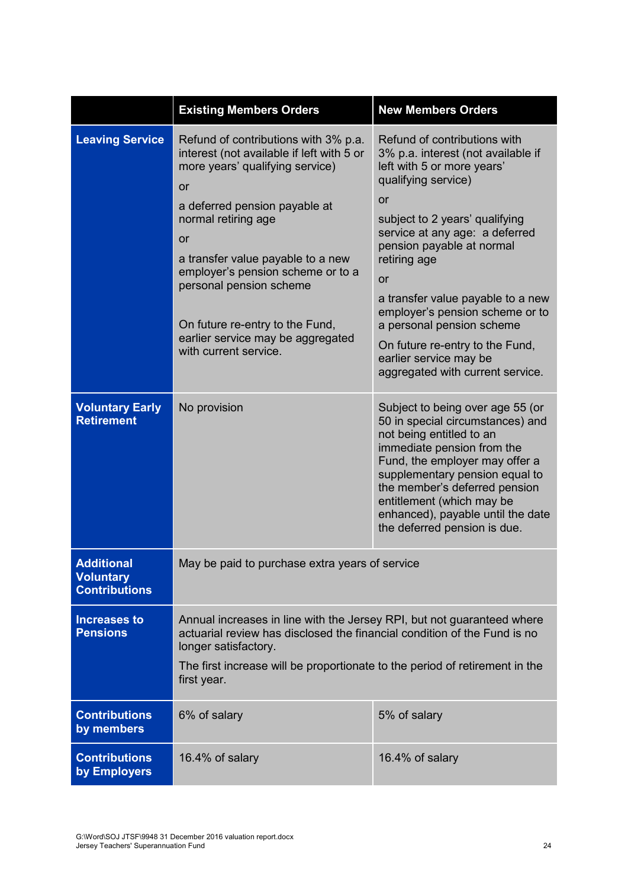| | Existing Members Orders | New Members Orders |
|---|---|---|
| **Leaving Service** | Refund of contributions with 3% p.a. interest (not available if left with 5 or more years' qualifying service)<br><br>or<br><br>a deferred pension payable at normal retiring age<br><br>or<br><br>a transfer value payable to a new employer's pension scheme or to a personal pension scheme<br><br>On future re-entry to the Fund, earlier service may be aggregated with current service. | Refund of contributions with 3% p.a. interest (not available if left with 5 or more years' qualifying service)<br><br>or<br><br>subject to 2 years' qualifying service at any age: a deferred pension payable at normal retiring age<br><br>or<br><br>a transfer value payable to a new employer's pension scheme or to a personal pension scheme<br><br>On future re-entry to the Fund, earlier service may be aggregated with current service. |
| **Voluntary Early Retirement** | No provision | Subject to being over age 55 (or 50 in special circumstances) and not being entitled to an immediate pension from the Fund, the employer may offer a supplementary pension equal to the member's deferred pension entitlement (which may be enhanced), payable until the date the deferred pension is due. |
| **Additional Voluntary Contributions** | May be paid to purchase extra years of service | |
| **Increases to Pensions** | Annual increases in line with the Jersey RPI, but not guaranteed where actuarial review has disclosed the financial condition of the Fund is no longer satisfactory.<br><br>The first increase will be proportionate to the period of retirement in the first year. | |
| **Contributions by members** | 6% of salary | 5% of salary |
| **Contributions by Employers** | 16.4% of salary | 16.4% of salary |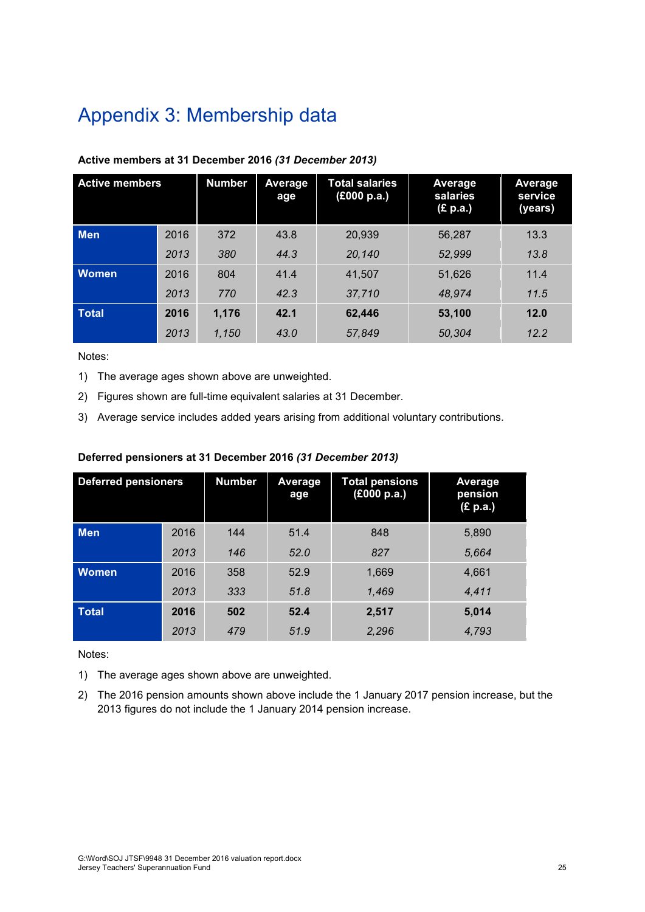# Appendix 3: Membership data

**Active members at 31 December 2016 *(31 December 2013)***

| Active members | | Number | Average age | Total salaries (£000 p.a.) | Average salaries (£ p.a.) | Average service (years) |
|---|---|---|---|---|---|---|
| **Men** | 2016 | 372 | 43.8 | 20,939 | 56,287 | 13.3 |
| | *2013* | *380* | *44.3* | *20,140* | *52,999* | *13.8* |
| **Women** | 2016 | 804 | 41.4 | 41,507 | 51,626 | 11.4 |
| | *2013* | *770* | *42.3* | *37,710* | *48,974* | *11.5* |
| **Total** | **2016** | **1,176** | **42.1** | **62,446** | **53,100** | **12.0** |
| | *2013* | *1,150* | *43.0* | *57,849* | *50,304* | *12.2* |

Notes:

1) The average ages shown above are unweighted.
2) Figures shown are full-time equivalent salaries at 31 December.
3) Average service includes added years arising from additional voluntary contributions.

**Deferred pensioners at 31 December 2016 *(31 December 2013)***

| Deferred pensioners | | Number | Average age | Total pensions (£000 p.a.) | Average pension (£ p.a.) |
|---|---|---|---|---|---|
| **Men** | 2016 | 144 | 51.4 | 848 | 5,890 |
| | *2013* | *146* | *52.0* | *827* | *5,664* |
| **Women** | 2016 | 358 | 52.9 | 1,669 | 4,661 |
| | *2013* | *333* | *51.8* | *1,469* | *4,411* |
| **Total** | **2016** | **502** | **52.4** | **2,517** | **5,014** |
| | *2013* | *479* | *51.9* | *2,296* | *4,793* |

Notes:

1) The average ages shown above are unweighted.
2) The 2016 pension amounts shown above include the 1 January 2017 pension increase, but the 2013 figures do not include the 1 January 2014 pension increase.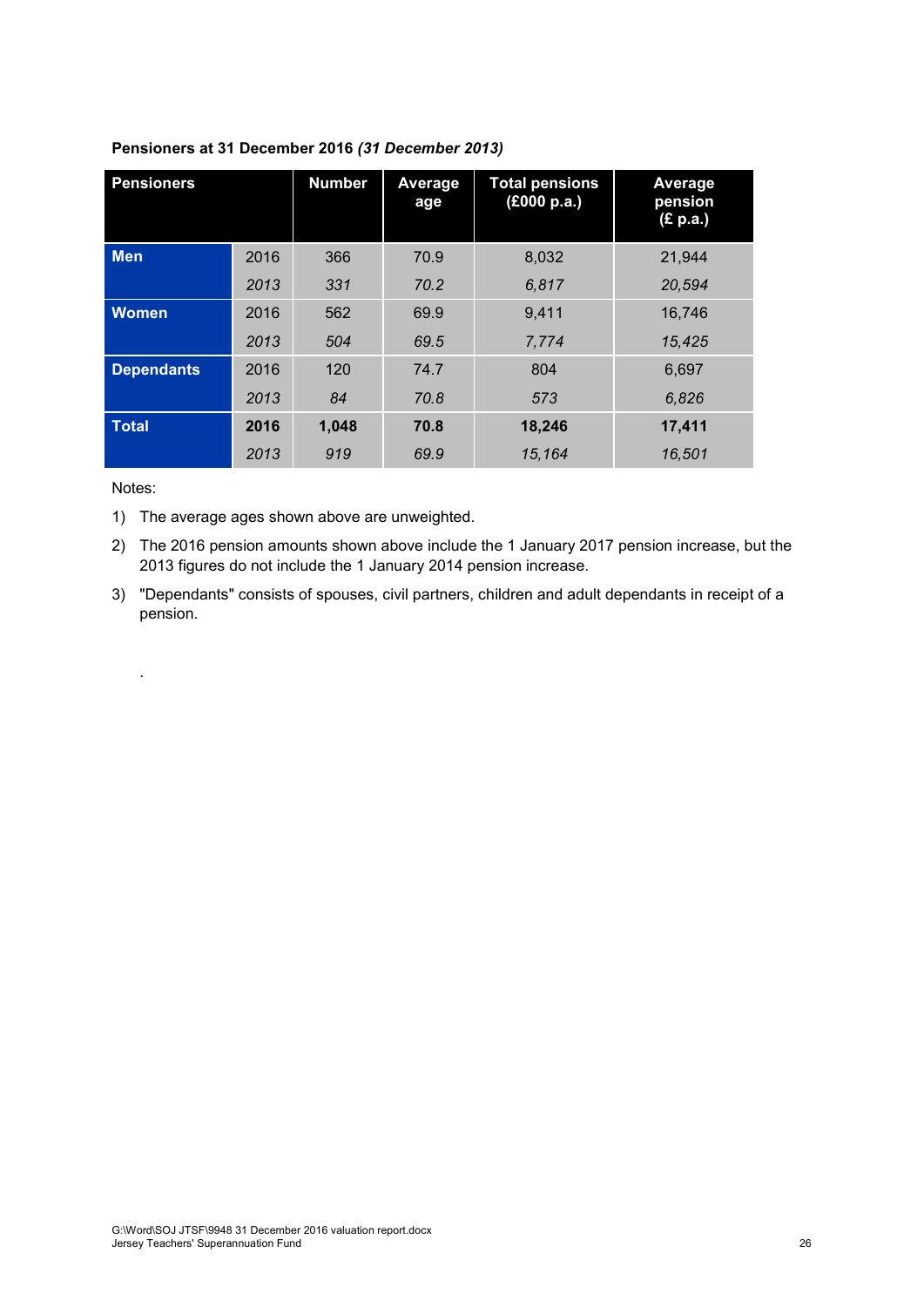**Pensioners at 31 December 2016 *(31 December 2013)***

| Pensioners | | Number | Average age | Total pensions (£000 p.a.) | Average pension (£ p.a.) |
|---|---|---|---|---|---|
| **Men** | 2016 | 366 | 70.9 | 8,032 | 21,944 |
| | *2013* | *331* | *70.2* | *6,817* | *20,594* |
| **Women** | 2016 | 562 | 69.9 | 9,411 | 16,746 |
| | *2013* | *504* | *69.5* | *7,774* | *15,425* |
| **Dependants** | 2016 | 120 | 74.7 | 804 | 6,697 |
| | *2013* | *84* | *70.8* | *573* | *6,826* |
| **Total** | **2016** | **1,048** | **70.8** | **18,246** | **17,411** |
| | *2013* | *919* | *69.9* | *15,164* | *16,501* |

Notes:

1) The average ages shown above are unweighted.
2) The 2016 pension amounts shown above include the 1 January 2017 pension increase, but the 2013 figures do not include the 1 January 2014 pension increase.
3) "Dependants" consists of spouses, civil partners, children and adult dependants in receipt of a pension.

.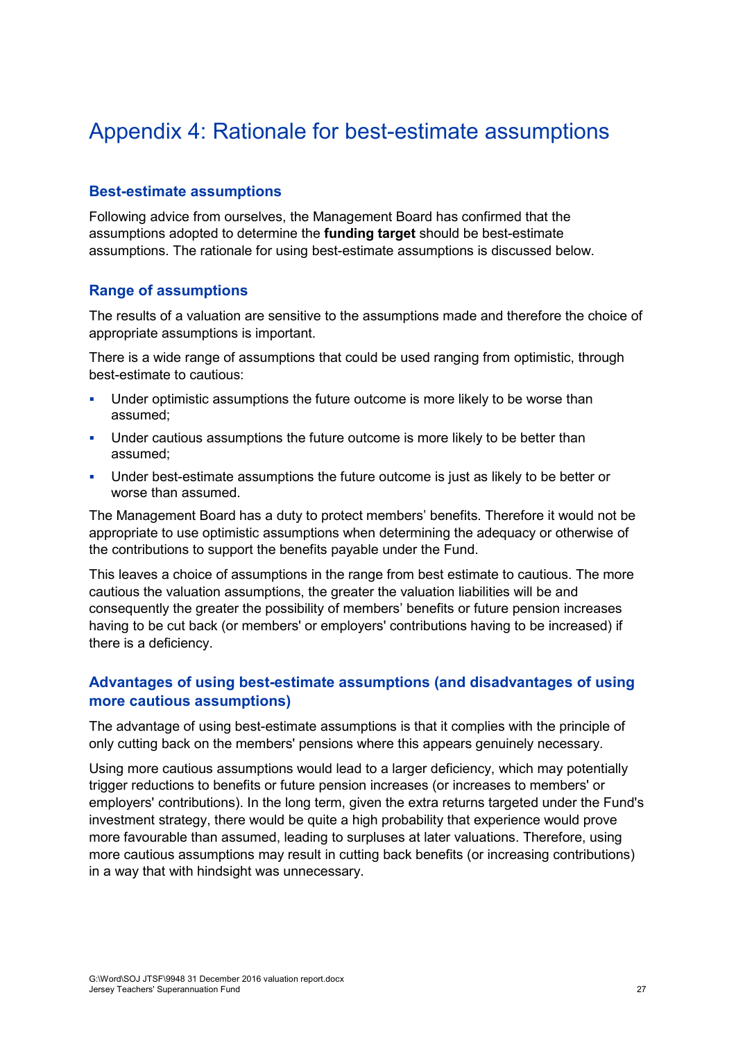# Appendix 4: Rationale for best-estimate assumptions

## Best-estimate assumptions

Following advice from ourselves, the Management Board has confirmed that the assumptions adopted to determine the **funding target** should be best-estimate assumptions. The rationale for using best-estimate assumptions is discussed below.

## Range of assumptions

The results of a valuation are sensitive to the assumptions made and therefore the choice of appropriate assumptions is important.

There is a wide range of assumptions that could be used ranging from optimistic, through best-estimate to cautious:

- Under optimistic assumptions the future outcome is more likely to be worse than assumed;
- Under cautious assumptions the future outcome is more likely to be better than assumed;
- Under best-estimate assumptions the future outcome is just as likely to be better or worse than assumed.

The Management Board has a duty to protect members' benefits. Therefore it would not be appropriate to use optimistic assumptions when determining the adequacy or otherwise of the contributions to support the benefits payable under the Fund.

This leaves a choice of assumptions in the range from best estimate to cautious. The more cautious the valuation assumptions, the greater the valuation liabilities will be and consequently the greater the possibility of members' benefits or future pension increases having to be cut back (or members' or employers' contributions having to be increased) if there is a deficiency.

## Advantages of using best-estimate assumptions (and disadvantages of using more cautious assumptions)

The advantage of using best-estimate assumptions is that it complies with the principle of only cutting back on the members' pensions where this appears genuinely necessary.

Using more cautious assumptions would lead to a larger deficiency, which may potentially trigger reductions to benefits or future pension increases (or increases to members' or employers' contributions). In the long term, given the extra returns targeted under the Fund's investment strategy, there would be quite a high probability that experience would prove more favourable than assumed, leading to surpluses at later valuations. Therefore, using more cautious assumptions may result in cutting back benefits (or increasing contributions) in a way that with hindsight was unnecessary.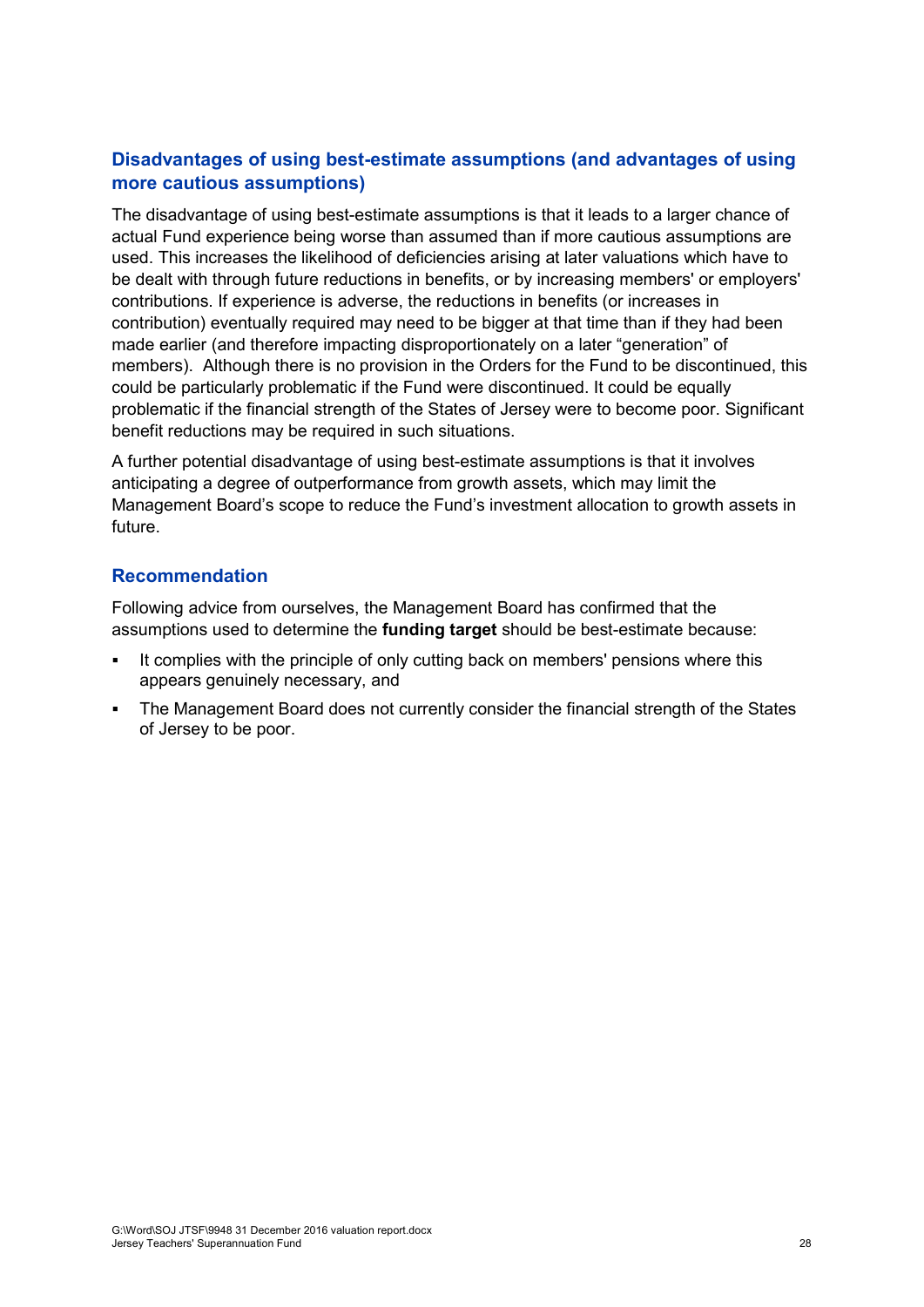### Disadvantages of using best-estimate assumptions (and advantages of using more cautious assumptions)

The disadvantage of using best-estimate assumptions is that it leads to a larger chance of actual Fund experience being worse than assumed than if more cautious assumptions are used. This increases the likelihood of deficiencies arising at later valuations which have to be dealt with through future reductions in benefits, or by increasing members' or employers' contributions. If experience is adverse, the reductions in benefits (or increases in contribution) eventually required may need to be bigger at that time than if they had been made earlier (and therefore impacting disproportionately on a later "generation" of members). Although there is no provision in the Orders for the Fund to be discontinued, this could be particularly problematic if the Fund were discontinued. It could be equally problematic if the financial strength of the States of Jersey were to become poor. Significant benefit reductions may be required in such situations.

A further potential disadvantage of using best-estimate assumptions is that it involves anticipating a degree of outperformance from growth assets, which may limit the Management Board's scope to reduce the Fund's investment allocation to growth assets in future.

### Recommendation

Following advice from ourselves, the Management Board has confirmed that the assumptions used to determine the **funding target** should be best-estimate because:

- It complies with the principle of only cutting back on members' pensions where this appears genuinely necessary, and
- The Management Board does not currently consider the financial strength of the States of Jersey to be poor.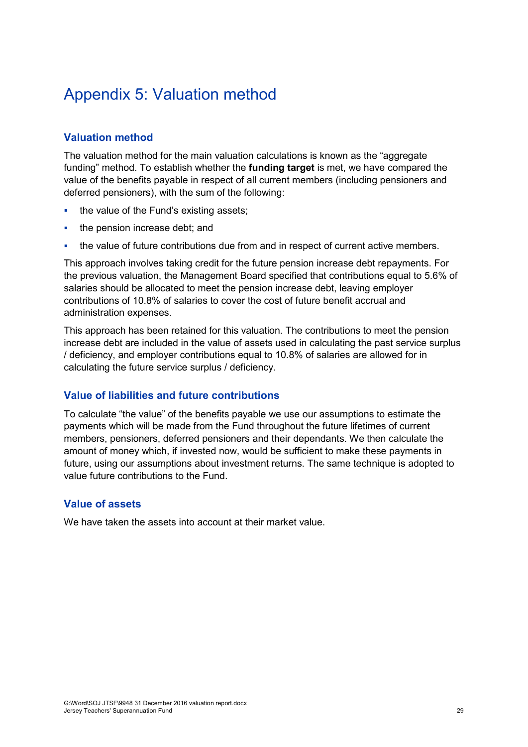# Appendix 5: Valuation method

## Valuation method

The valuation method for the main valuation calculations is known as the “aggregate funding” method. To establish whether the **funding target** is met, we have compared the value of the benefits payable in respect of all current members (including pensioners and deferred pensioners), with the sum of the following:

- the value of the Fund’s existing assets;
- the pension increase debt; and
- the value of future contributions due from and in respect of current active members.

This approach involves taking credit for the future pension increase debt repayments. For the previous valuation, the Management Board specified that contributions equal to 5.6% of salaries should be allocated to meet the pension increase debt, leaving employer contributions of 10.8% of salaries to cover the cost of future benefit accrual and administration expenses.

This approach has been retained for this valuation. The contributions to meet the pension increase debt are included in the value of assets used in calculating the past service surplus / deficiency, and employer contributions equal to 10.8% of salaries are allowed for in calculating the future service surplus / deficiency.

## Value of liabilities and future contributions

To calculate “the value” of the benefits payable we use our assumptions to estimate the payments which will be made from the Fund throughout the future lifetimes of current members, pensioners, deferred pensioners and their dependants. We then calculate the amount of money which, if invested now, would be sufficient to make these payments in future, using our assumptions about investment returns. The same technique is adopted to value future contributions to the Fund.

## Value of assets

We have taken the assets into account at their market value.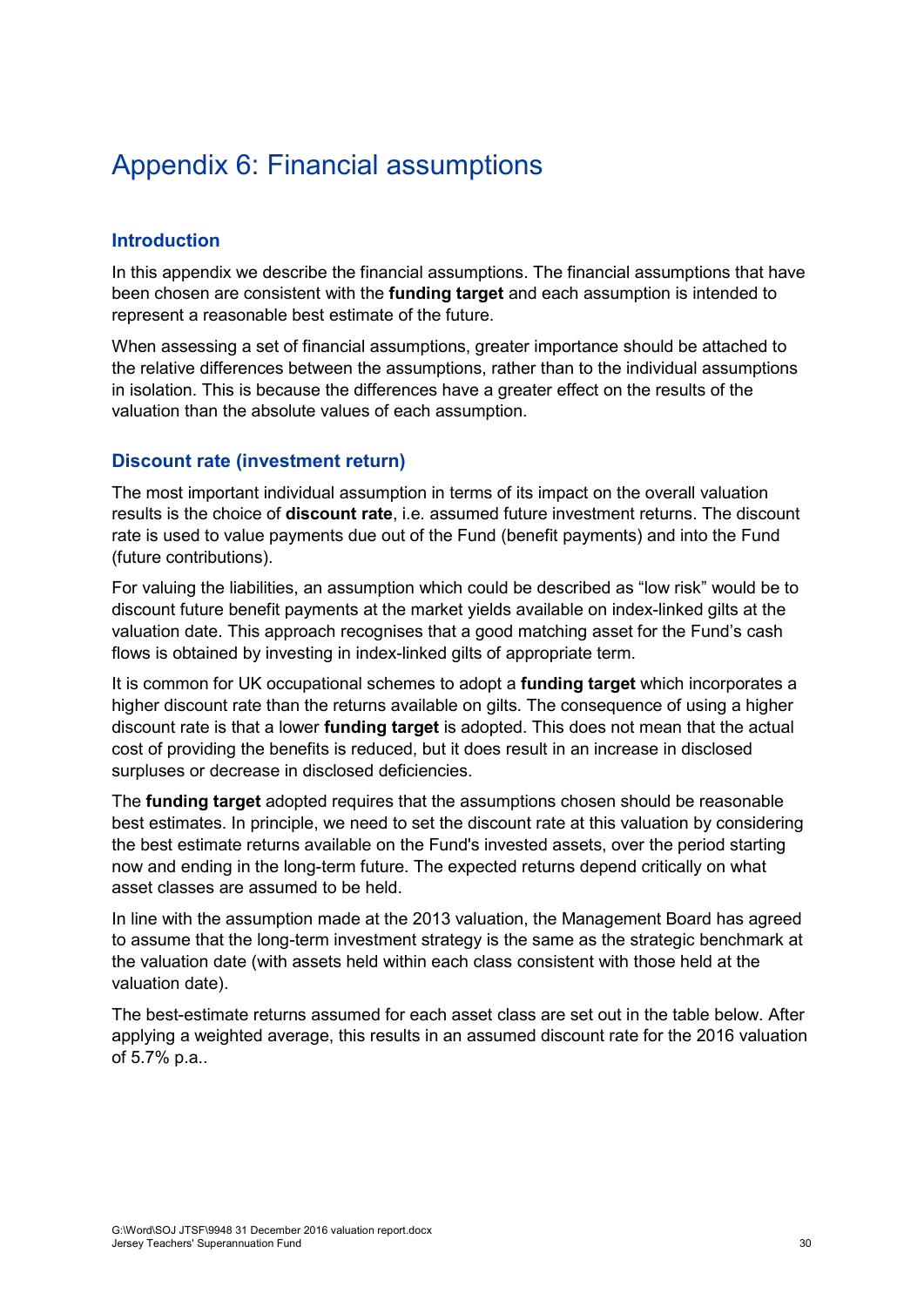# Appendix 6: Financial assumptions

## Introduction

In this appendix we describe the financial assumptions. The financial assumptions that have been chosen are consistent with the **funding target** and each assumption is intended to represent a reasonable best estimate of the future.

When assessing a set of financial assumptions, greater importance should be attached to the relative differences between the assumptions, rather than to the individual assumptions in isolation. This is because the differences have a greater effect on the results of the valuation than the absolute values of each assumption.

## Discount rate (investment return)

The most important individual assumption in terms of its impact on the overall valuation results is the choice of **discount rate**, i.e. assumed future investment returns. The discount rate is used to value payments due out of the Fund (benefit payments) and into the Fund (future contributions).

For valuing the liabilities, an assumption which could be described as "low risk" would be to discount future benefit payments at the market yields available on index-linked gilts at the valuation date. This approach recognises that a good matching asset for the Fund's cash flows is obtained by investing in index-linked gilts of appropriate term.

It is common for UK occupational schemes to adopt a **funding target** which incorporates a higher discount rate than the returns available on gilts. The consequence of using a higher discount rate is that a lower **funding target** is adopted. This does not mean that the actual cost of providing the benefits is reduced, but it does result in an increase in disclosed surpluses or decrease in disclosed deficiencies.

The **funding target** adopted requires that the assumptions chosen should be reasonable best estimates. In principle, we need to set the discount rate at this valuation by considering the best estimate returns available on the Fund's invested assets, over the period starting now and ending in the long-term future. The expected returns depend critically on what asset classes are assumed to be held.

In line with the assumption made at the 2013 valuation, the Management Board has agreed to assume that the long-term investment strategy is the same as the strategic benchmark at the valuation date (with assets held within each class consistent with those held at the valuation date).

The best-estimate returns assumed for each asset class are set out in the table below. After applying a weighted average, this results in an assumed discount rate for the 2016 valuation of 5.7% p.a..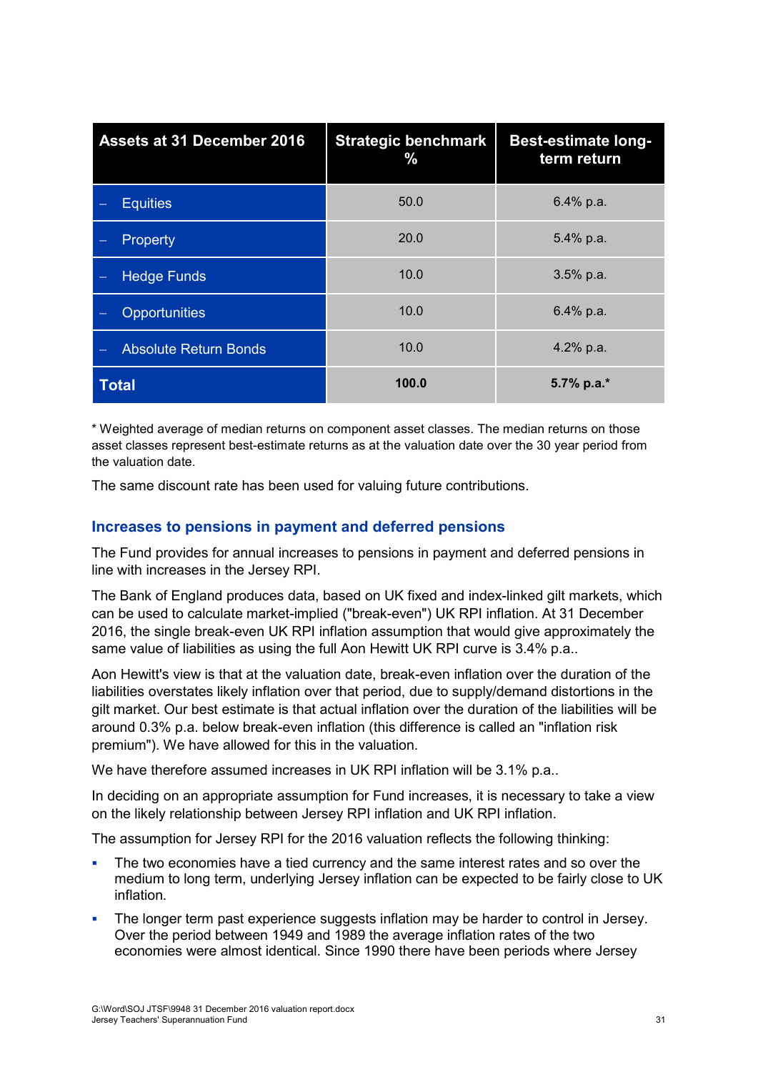| Assets at 31 December 2016 | Strategic benchmark % | Best-estimate long-term return |
|---|---|---|
| – Equities | 50.0 | 6.4% p.a. |
| – Property | 20.0 | 5.4% p.a. |
| – Hedge Funds | 10.0 | 3.5% p.a. |
| – Opportunities | 10.0 | 6.4% p.a. |
| – Absolute Return Bonds | 10.0 | 4.2% p.a. |
| **Total** | **100.0** | **5.7% p.a.*** |

* Weighted average of median returns on component asset classes. The median returns on those asset classes represent best-estimate returns as at the valuation date over the 30 year period from the valuation date.

The same discount rate has been used for valuing future contributions.

## Increases to pensions in payment and deferred pensions

The Fund provides for annual increases to pensions in payment and deferred pensions in line with increases in the Jersey RPI.

The Bank of England produces data, based on UK fixed and index-linked gilt markets, which can be used to calculate market-implied ("break-even") UK RPI inflation. At 31 December 2016, the single break-even UK RPI inflation assumption that would give approximately the same value of liabilities as using the full Aon Hewitt UK RPI curve is 3.4% p.a..

Aon Hewitt's view is that at the valuation date, break-even inflation over the duration of the liabilities overstates likely inflation over that period, due to supply/demand distortions in the gilt market. Our best estimate is that actual inflation over the duration of the liabilities will be around 0.3% p.a. below break-even inflation (this difference is called an "inflation risk premium"). We have allowed for this in the valuation.

We have therefore assumed increases in UK RPI inflation will be 3.1% p.a..

In deciding on an appropriate assumption for Fund increases, it is necessary to take a view on the likely relationship between Jersey RPI inflation and UK RPI inflation.

The assumption for Jersey RPI for the 2016 valuation reflects the following thinking:

- The two economies have a tied currency and the same interest rates and so over the medium to long term, underlying Jersey inflation can be expected to be fairly close to UK inflation.
- The longer term past experience suggests inflation may be harder to control in Jersey. Over the period between 1949 and 1989 the average inflation rates of the two economies were almost identical. Since 1990 there have been periods where Jersey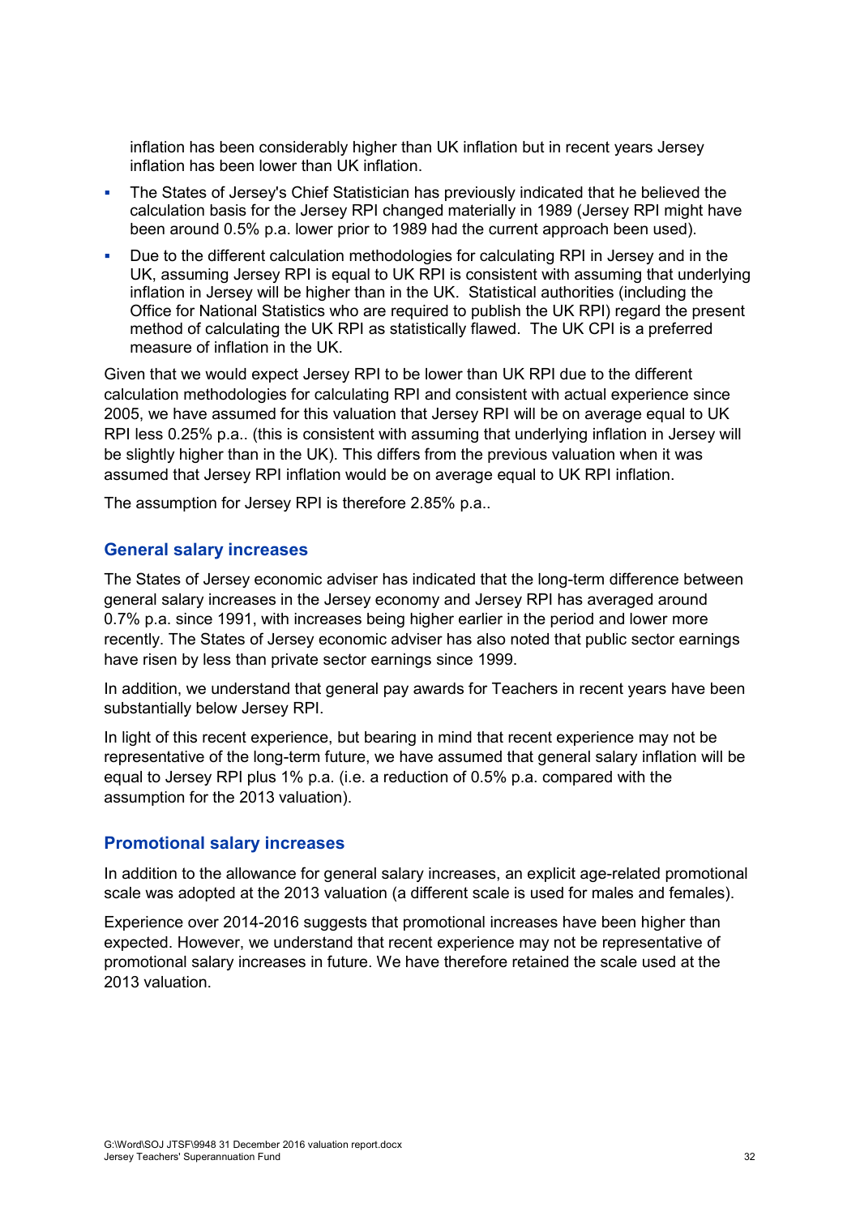inflation has been considerably higher than UK inflation but in recent years Jersey inflation has been lower than UK inflation.

- The States of Jersey's Chief Statistician has previously indicated that he believed the calculation basis for the Jersey RPI changed materially in 1989 (Jersey RPI might have been around 0.5% p.a. lower prior to 1989 had the current approach been used).
- Due to the different calculation methodologies for calculating RPI in Jersey and in the UK, assuming Jersey RPI is equal to UK RPI is consistent with assuming that underlying inflation in Jersey will be higher than in the UK. Statistical authorities (including the Office for National Statistics who are required to publish the UK RPI) regard the present method of calculating the UK RPI as statistically flawed. The UK CPI is a preferred measure of inflation in the UK.

Given that we would expect Jersey RPI to be lower than UK RPI due to the different calculation methodologies for calculating RPI and consistent with actual experience since 2005, we have assumed for this valuation that Jersey RPI will be on average equal to UK RPI less 0.25% p.a.. (this is consistent with assuming that underlying inflation in Jersey will be slightly higher than in the UK). This differs from the previous valuation when it was assumed that Jersey RPI inflation would be on average equal to UK RPI inflation.

The assumption for Jersey RPI is therefore 2.85% p.a..

## General salary increases

The States of Jersey economic adviser has indicated that the long-term difference between general salary increases in the Jersey economy and Jersey RPI has averaged around 0.7% p.a. since 1991, with increases being higher earlier in the period and lower more recently. The States of Jersey economic adviser has also noted that public sector earnings have risen by less than private sector earnings since 1999.

In addition, we understand that general pay awards for Teachers in recent years have been substantially below Jersey RPI.

In light of this recent experience, but bearing in mind that recent experience may not be representative of the long-term future, we have assumed that general salary inflation will be equal to Jersey RPI plus 1% p.a. (i.e. a reduction of 0.5% p.a. compared with the assumption for the 2013 valuation).

## Promotional salary increases

In addition to the allowance for general salary increases, an explicit age-related promotional scale was adopted at the 2013 valuation (a different scale is used for males and females).

Experience over 2014-2016 suggests that promotional increases have been higher than expected. However, we understand that recent experience may not be representative of promotional salary increases in future. We have therefore retained the scale used at the 2013 valuation.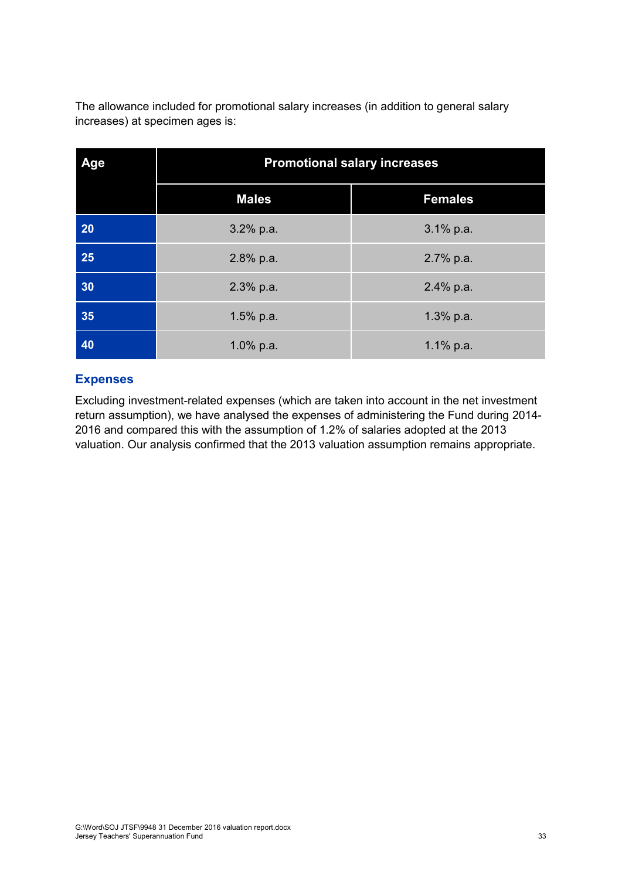The allowance included for promotional salary increases (in addition to general salary increases) at specimen ages is:

| Age | Promotional salary increases | |
|---|---|---|
| | Males | Females |
| 20 | 3.2% p.a. | 3.1% p.a. |
| 25 | 2.8% p.a. | 2.7% p.a. |
| 30 | 2.3% p.a. | 2.4% p.a. |
| 35 | 1.5% p.a. | 1.3% p.a. |
| 40 | 1.0% p.a. | 1.1% p.a. |

### Expenses

Excluding investment-related expenses (which are taken into account in the net investment return assumption), we have analysed the expenses of administering the Fund during 2014-2016 and compared this with the assumption of 1.2% of salaries adopted at the 2013 valuation. Our analysis confirmed that the 2013 valuation assumption remains appropriate.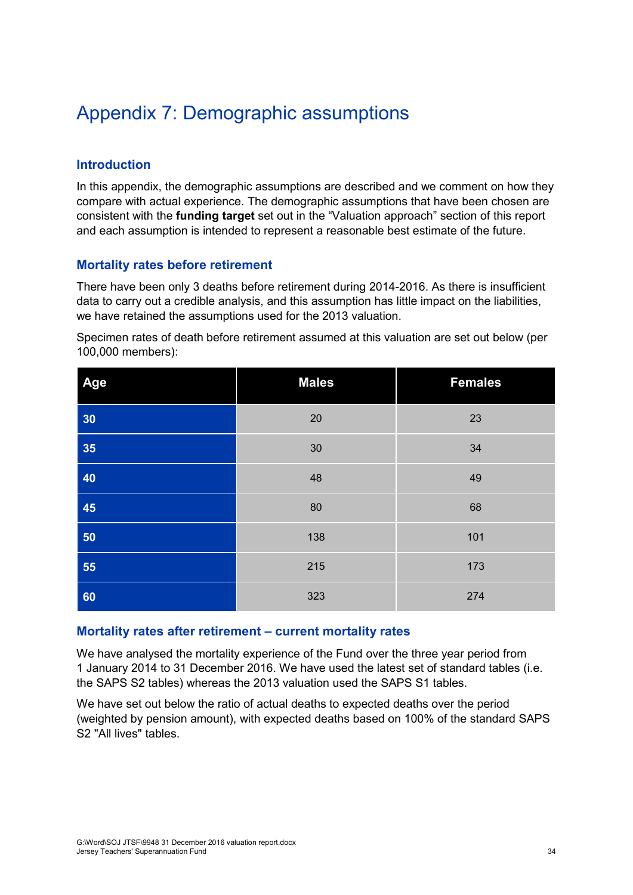# Appendix 7: Demographic assumptions

## Introduction

In this appendix, the demographic assumptions are described and we comment on how they compare with actual experience. The demographic assumptions that have been chosen are consistent with the **funding target** set out in the "Valuation approach" section of this report and each assumption is intended to represent a reasonable best estimate of the future.

## Mortality rates before retirement

There have been only 3 deaths before retirement during 2014-2016. As there is insufficient data to carry out a credible analysis, and this assumption has little impact on the liabilities, we have retained the assumptions used for the 2013 valuation.

Specimen rates of death before retirement assumed at this valuation are set out below (per 100,000 members):

| Age | Males | Females |
|---|---|---|
| 30 | 20 | 23 |
| 35 | 30 | 34 |
| 40 | 48 | 49 |
| 45 | 80 | 68 |
| 50 | 138 | 101 |
| 55 | 215 | 173 |
| 60 | 323 | 274 |

## Mortality rates after retirement – current mortality rates

We have analysed the mortality experience of the Fund over the three year period from 1 January 2014 to 31 December 2016. We have used the latest set of standard tables (i.e. the SAPS S2 tables) whereas the 2013 valuation used the SAPS S1 tables.

We have set out below the ratio of actual deaths to expected deaths over the period (weighted by pension amount), with expected deaths based on 100% of the standard SAPS S2 "All lives" tables.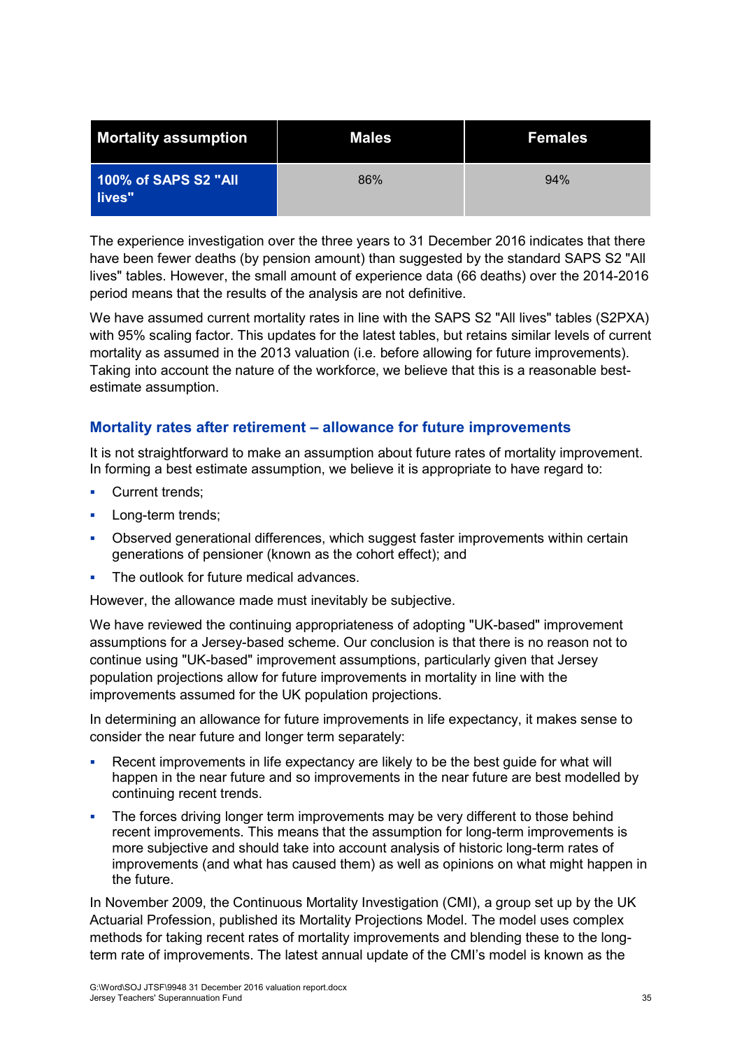| Mortality assumption | Males | Females |
| --- | --- | --- |
| 100% of SAPS S2 "All lives" | 86% | 94% |

The experience investigation over the three years to 31 December 2016 indicates that there have been fewer deaths (by pension amount) than suggested by the standard SAPS S2 "All lives" tables. However, the small amount of experience data (66 deaths) over the 2014-2016 period means that the results of the analysis are not definitive.

We have assumed current mortality rates in line with the SAPS S2 "All lives" tables (S2PXA) with 95% scaling factor. This updates for the latest tables, but retains similar levels of current mortality as assumed in the 2013 valuation (i.e. before allowing for future improvements). Taking into account the nature of the workforce, we believe that this is a reasonable best-estimate assumption.

### Mortality rates after retirement – allowance for future improvements

It is not straightforward to make an assumption about future rates of mortality improvement. In forming a best estimate assumption, we believe it is appropriate to have regard to:

- Current trends;
- Long-term trends;
- Observed generational differences, which suggest faster improvements within certain generations of pensioner (known as the cohort effect); and
- The outlook for future medical advances.

However, the allowance made must inevitably be subjective.

We have reviewed the continuing appropriateness of adopting "UK-based" improvement assumptions for a Jersey-based scheme. Our conclusion is that there is no reason not to continue using "UK-based" improvement assumptions, particularly given that Jersey population projections allow for future improvements in mortality in line with the improvements assumed for the UK population projections.

In determining an allowance for future improvements in life expectancy, it makes sense to consider the near future and longer term separately:

- Recent improvements in life expectancy are likely to be the best guide for what will happen in the near future and so improvements in the near future are best modelled by continuing recent trends.
- The forces driving longer term improvements may be very different to those behind recent improvements. This means that the assumption for long-term improvements is more subjective and should take into account analysis of historic long-term rates of improvements (and what has caused them) as well as opinions on what might happen in the future.

In November 2009, the Continuous Mortality Investigation (CMI), a group set up by the UK Actuarial Profession, published its Mortality Projections Model. The model uses complex methods for taking recent rates of mortality improvements and blending these to the long-term rate of improvements. The latest annual update of the CMI's model is known as the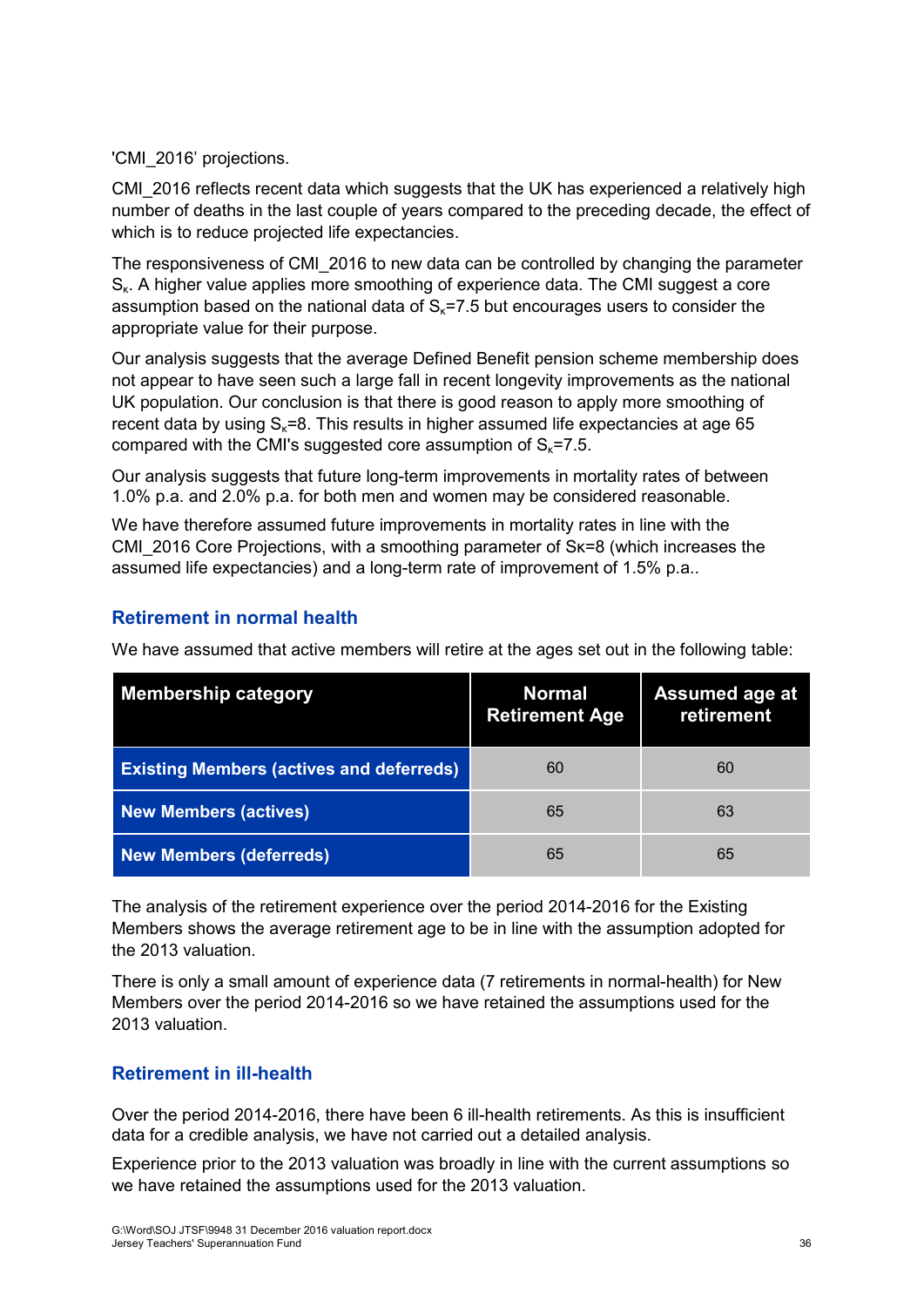'CMI_2016' projections.

CMI_2016 reflects recent data which suggests that the UK has experienced a relatively high number of deaths in the last couple of years compared to the preceding decade, the effect of which is to reduce projected life expectancies.

The responsiveness of CMI_2016 to new data can be controlled by changing the parameter $S_\kappa$. A higher value applies more smoothing of experience data. The CMI suggest a core assumption based on the national data of $S_\kappa$=7.5 but encourages users to consider the appropriate value for their purpose.

Our analysis suggests that the average Defined Benefit pension scheme membership does not appear to have seen such a large fall in recent longevity improvements as the national UK population. Our conclusion is that there is good reason to apply more smoothing of recent data by using $S_\kappa$=8. This results in higher assumed life expectancies at age 65 compared with the CMI's suggested core assumption of $S_\kappa$=7.5.

Our analysis suggests that future long-term improvements in mortality rates of between 1.0% p.a. and 2.0% p.a. for both men and women may be considered reasonable.

We have therefore assumed future improvements in mortality rates in line with the CMI_2016 Core Projections, with a smoothing parameter of $S_\kappa$=8 (which increases the assumed life expectancies) and a long-term rate of improvement of 1.5% p.a..

## Retirement in normal health

We have assumed that active members will retire at the ages set out in the following table:

| Membership category | Normal Retirement Age | Assumed age at retirement |
|---|---|---|
| **Existing Members (actives and deferreds)** | 60 | 60 |
| **New Members (actives)** | 65 | 63 |
| **New Members (deferreds)** | 65 | 65 |

The analysis of the retirement experience over the period 2014-2016 for the Existing Members shows the average retirement age to be in line with the assumption adopted for the 2013 valuation.

There is only a small amount of experience data (7 retirements in normal-health) for New Members over the period 2014-2016 so we have retained the assumptions used for the 2013 valuation.

## Retirement in ill-health

Over the period 2014-2016, there have been 6 ill-health retirements. As this is insufficient data for a credible analysis, we have not carried out a detailed analysis.

Experience prior to the 2013 valuation was broadly in line with the current assumptions so we have retained the assumptions used for the 2013 valuation.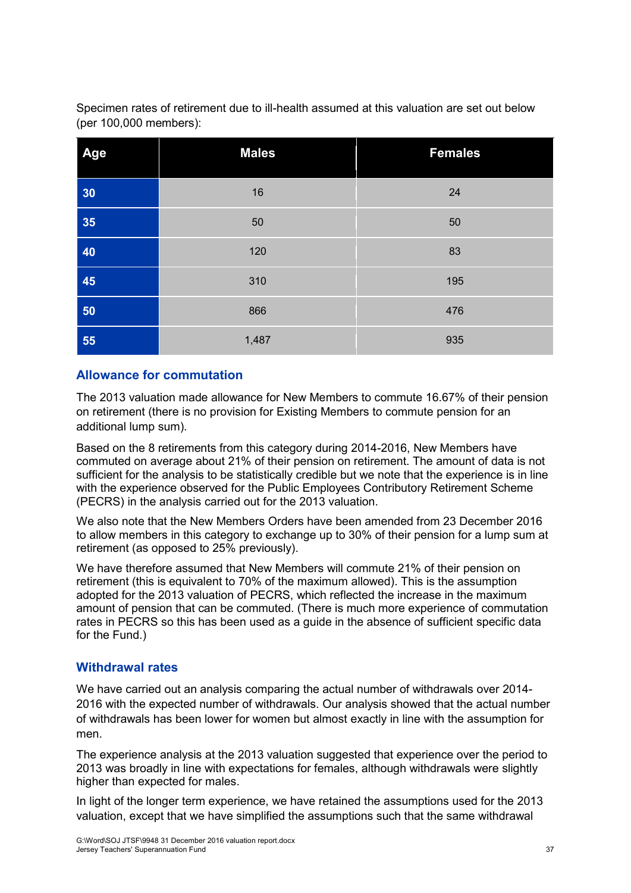Specimen rates of retirement due to ill-health assumed at this valuation are set out below (per 100,000 members):

| Age | Males | Females |
|---|---|---|
| 30 | 16 | 24 |
| 35 | 50 | 50 |
| 40 | 120 | 83 |
| 45 | 310 | 195 |
| 50 | 866 | 476 |
| 55 | 1,487 | 935 |

## Allowance for commutation

The 2013 valuation made allowance for New Members to commute 16.67% of their pension on retirement (there is no provision for Existing Members to commute pension for an additional lump sum).

Based on the 8 retirements from this category during 2014-2016, New Members have commuted on average about 21% of their pension on retirement. The amount of data is not sufficient for the analysis to be statistically credible but we note that the experience is in line with the experience observed for the Public Employees Contributory Retirement Scheme (PECRS) in the analysis carried out for the 2013 valuation.

We also note that the New Members Orders have been amended from 23 December 2016 to allow members in this category to exchange up to 30% of their pension for a lump sum at retirement (as opposed to 25% previously).

We have therefore assumed that New Members will commute 21% of their pension on retirement (this is equivalent to 70% of the maximum allowed). This is the assumption adopted for the 2013 valuation of PECRS, which reflected the increase in the maximum amount of pension that can be commuted. (There is much more experience of commutation rates in PECRS so this has been used as a guide in the absence of sufficient specific data for the Fund.)

## Withdrawal rates

We have carried out an analysis comparing the actual number of withdrawals over 2014-2016 with the expected number of withdrawals. Our analysis showed that the actual number of withdrawals has been lower for women but almost exactly in line with the assumption for men.

The experience analysis at the 2013 valuation suggested that experience over the period to 2013 was broadly in line with expectations for females, although withdrawals were slightly higher than expected for males.

In light of the longer term experience, we have retained the assumptions used for the 2013 valuation, except that we have simplified the assumptions such that the same withdrawal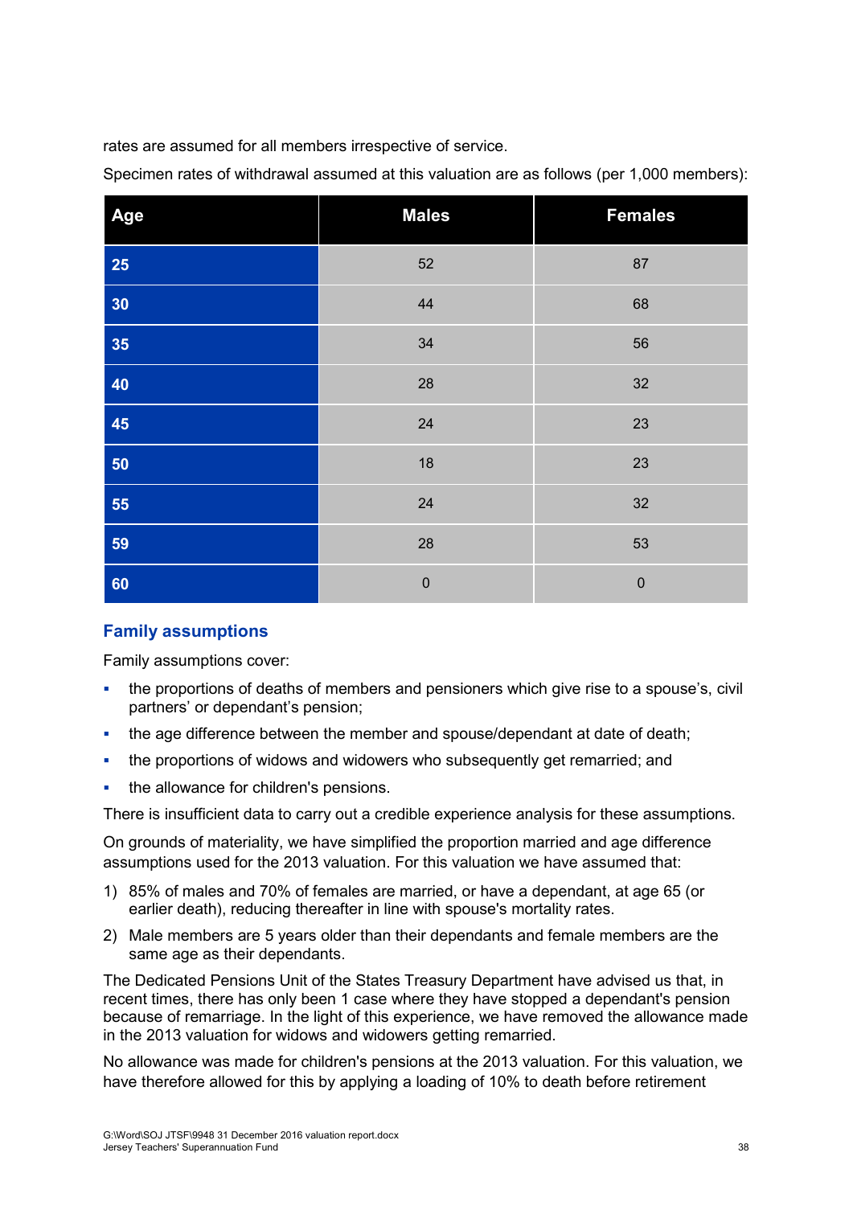rates are assumed for all members irrespective of service.

Specimen rates of withdrawal assumed at this valuation are as follows (per 1,000 members):

| Age | Males | Females |
|---|---|---|
| 25 | 52 | 87 |
| 30 | 44 | 68 |
| 35 | 34 | 56 |
| 40 | 28 | 32 |
| 45 | 24 | 23 |
| 50 | 18 | 23 |
| 55 | 24 | 32 |
| 59 | 28 | 53 |
| 60 | 0 | 0 |

## Family assumptions

Family assumptions cover:

- the proportions of deaths of members and pensioners which give rise to a spouse's, civil partners' or dependant's pension;
- the age difference between the member and spouse/dependant at date of death;
- the proportions of widows and widowers who subsequently get remarried; and
- the allowance for children's pensions.

There is insufficient data to carry out a credible experience analysis for these assumptions.

On grounds of materiality, we have simplified the proportion married and age difference assumptions used for the 2013 valuation. For this valuation we have assumed that:

1) 85% of males and 70% of females are married, or have a dependant, at age 65 (or earlier death), reducing thereafter in line with spouse's mortality rates.
2) Male members are 5 years older than their dependants and female members are the same age as their dependants.

The Dedicated Pensions Unit of the States Treasury Department have advised us that, in recent times, there has only been 1 case where they have stopped a dependant's pension because of remarriage. In the light of this experience, we have removed the allowance made in the 2013 valuation for widows and widowers getting remarried.

No allowance was made for children's pensions at the 2013 valuation. For this valuation, we have therefore allowed for this by applying a loading of 10% to death before retirement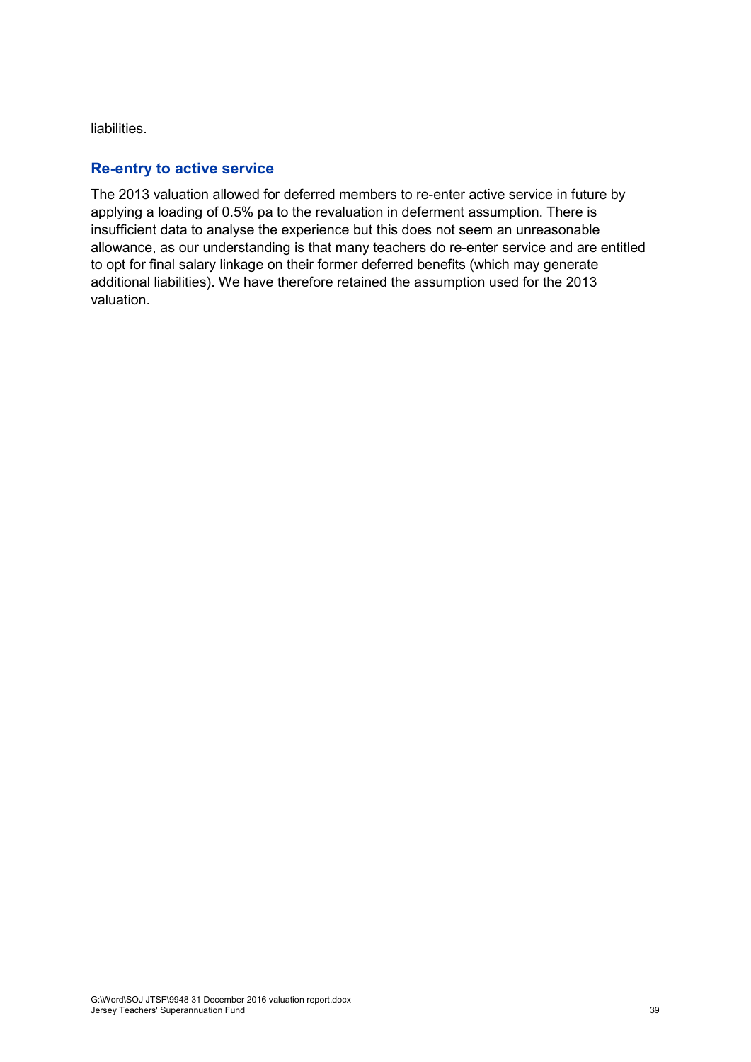liabilities.

## Re-entry to active service

The 2013 valuation allowed for deferred members to re-enter active service in future by applying a loading of 0.5% pa to the revaluation in deferment assumption. There is insufficient data to analyse the experience but this does not seem an unreasonable allowance, as our understanding is that many teachers do re-enter service and are entitled to opt for final salary linkage on their former deferred benefits (which may generate additional liabilities). We have therefore retained the assumption used for the 2013 valuation.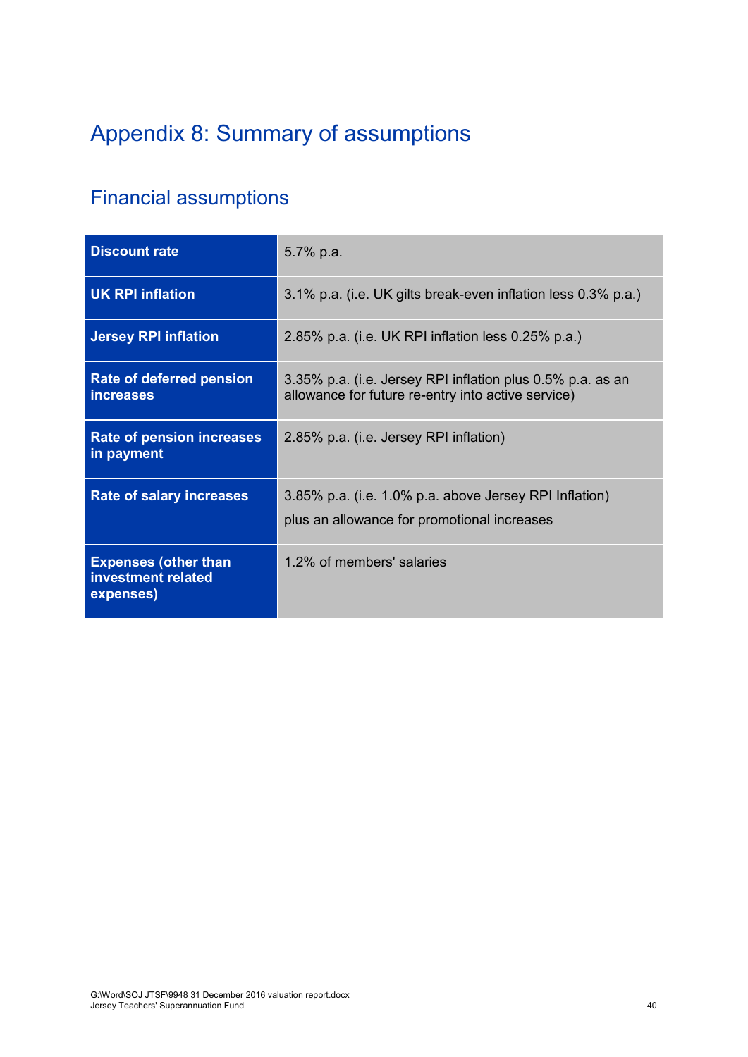# Appendix 8: Summary of assumptions

## Financial assumptions

| | |
|---|---|
| **Discount rate** | 5.7% p.a. |
| **UK RPI inflation** | 3.1% p.a. (i.e. UK gilts break-even inflation less 0.3% p.a.) |
| **Jersey RPI inflation** | 2.85% p.a. (i.e. UK RPI inflation less 0.25% p.a.) |
| **Rate of deferred pension increases** | 3.35% p.a. (i.e. Jersey RPI inflation plus 0.5% p.a. as an allowance for future re-entry into active service) |
| **Rate of pension increases in payment** | 2.85% p.a. (i.e. Jersey RPI inflation) |
| **Rate of salary increases** | 3.85% p.a. (i.e. 1.0% p.a. above Jersey RPI Inflation) plus an allowance for promotional increases |
| **Expenses (other than investment related expenses)** | 1.2% of members' salaries |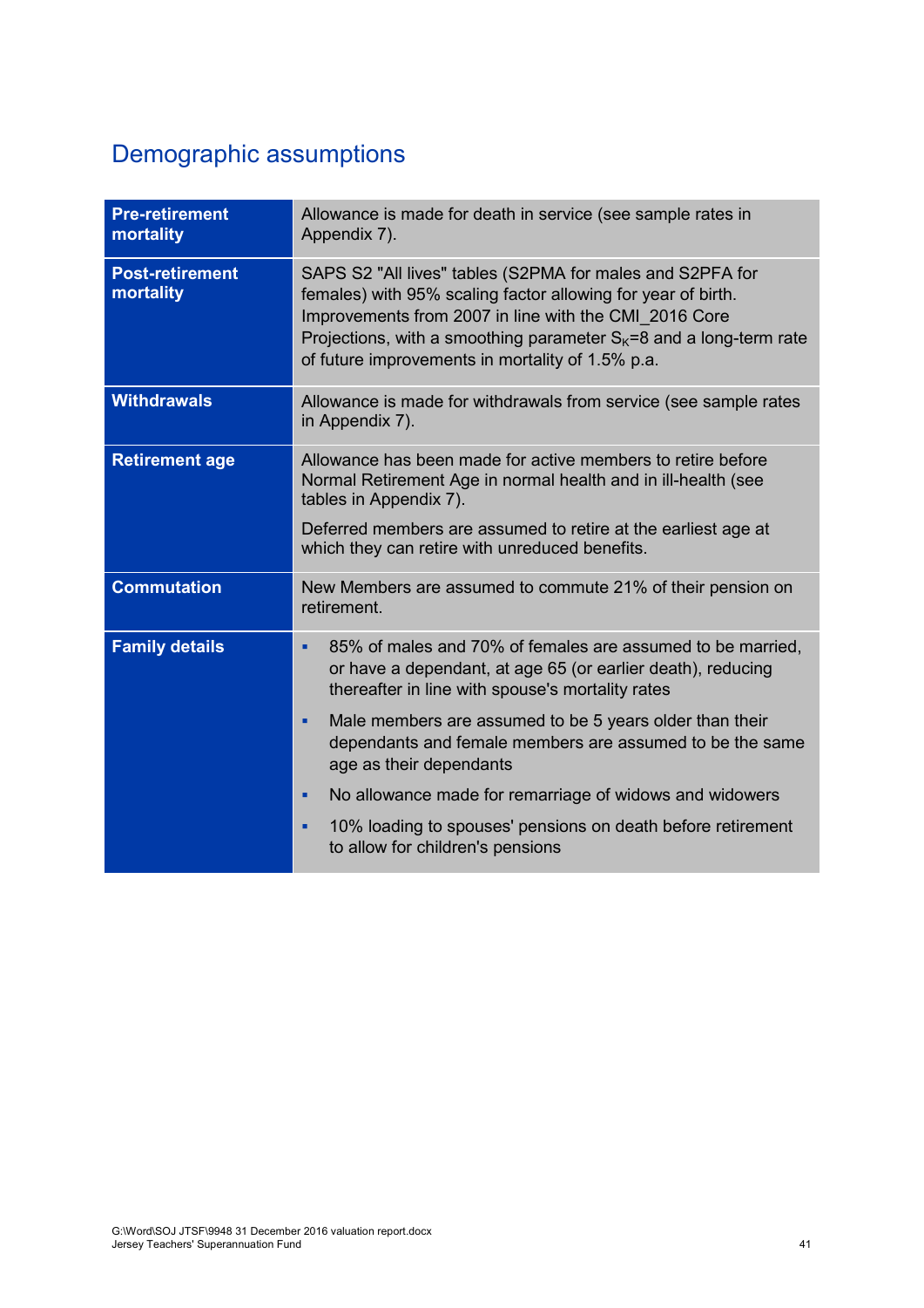## Demographic assumptions

| | |
|---|---|
| **Pre-retirement mortality** | Allowance is made for death in service (see sample rates in Appendix 7). |
| **Post-retirement mortality** | SAPS S2 "All lives" tables (S2PMA for males and S2PFA for females) with 95% scaling factor allowing for year of birth. Improvements from 2007 in line with the CMI_2016 Core Projections, with a smoothing parameter $S_K$=8 and a long-term rate of future improvements in mortality of 1.5% p.a. |
| **Withdrawals** | Allowance is made for withdrawals from service (see sample rates in Appendix 7). |
| **Retirement age** | Allowance has been made for active members to retire before Normal Retirement Age in normal health and in ill-health (see tables in Appendix 7).<br><br>Deferred members are assumed to retire at the earliest age at which they can retire with unreduced benefits. |
| **Commutation** | New Members are assumed to commute 21% of their pension on retirement. |
| **Family details** | ▪ 85% of males and 70% of females are assumed to be married, or have a dependant, at age 65 (or earlier death), reducing thereafter in line with spouse's mortality rates<br>▪ Male members are assumed to be 5 years older than their dependants and female members are assumed to be the same age as their dependants<br>▪ No allowance made for remarriage of widows and widowers<br>▪ 10% loading to spouses' pensions on death before retirement to allow for children's pensions |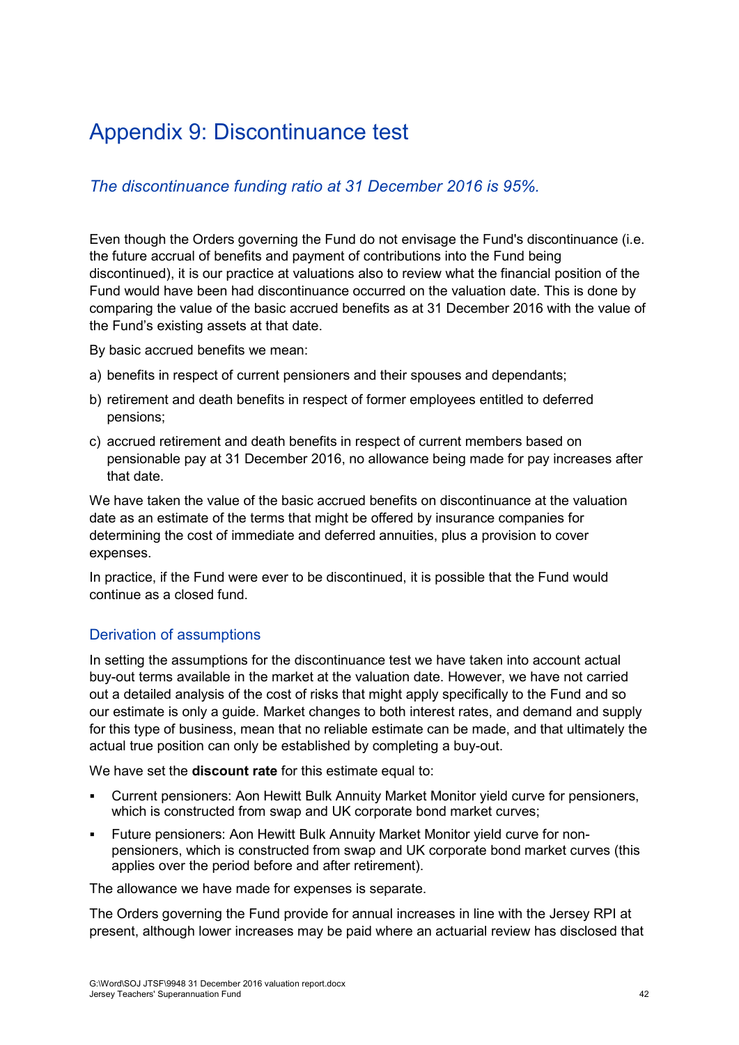# Appendix 9: Discontinuance test

*The discontinuance funding ratio at 31 December 2016 is 95%.*

Even though the Orders governing the Fund do not envisage the Fund's discontinuance (i.e. the future accrual of benefits and payment of contributions into the Fund being discontinued), it is our practice at valuations also to review what the financial position of the Fund would have been had discontinuance occurred on the valuation date. This is done by comparing the value of the basic accrued benefits as at 31 December 2016 with the value of the Fund's existing assets at that date.

By basic accrued benefits we mean:

a) benefits in respect of current pensioners and their spouses and dependants;

b) retirement and death benefits in respect of former employees entitled to deferred pensions;

c) accrued retirement and death benefits in respect of current members based on pensionable pay at 31 December 2016, no allowance being made for pay increases after that date.

We have taken the value of the basic accrued benefits on discontinuance at the valuation date as an estimate of the terms that might be offered by insurance companies for determining the cost of immediate and deferred annuities, plus a provision to cover expenses.

In practice, if the Fund were ever to be discontinued, it is possible that the Fund would continue as a closed fund.

## Derivation of assumptions

In setting the assumptions for the discontinuance test we have taken into account actual buy-out terms available in the market at the valuation date. However, we have not carried out a detailed analysis of the cost of risks that might apply specifically to the Fund and so our estimate is only a guide. Market changes to both interest rates, and demand and supply for this type of business, mean that no reliable estimate can be made, and that ultimately the actual true position can only be established by completing a buy-out.

We have set the **discount rate** for this estimate equal to:

- Current pensioners: Aon Hewitt Bulk Annuity Market Monitor yield curve for pensioners, which is constructed from swap and UK corporate bond market curves;
- Future pensioners: Aon Hewitt Bulk Annuity Market Monitor yield curve for non-pensioners, which is constructed from swap and UK corporate bond market curves (this applies over the period before and after retirement).

The allowance we have made for expenses is separate.

The Orders governing the Fund provide for annual increases in line with the Jersey RPI at present, although lower increases may be paid where an actuarial review has disclosed that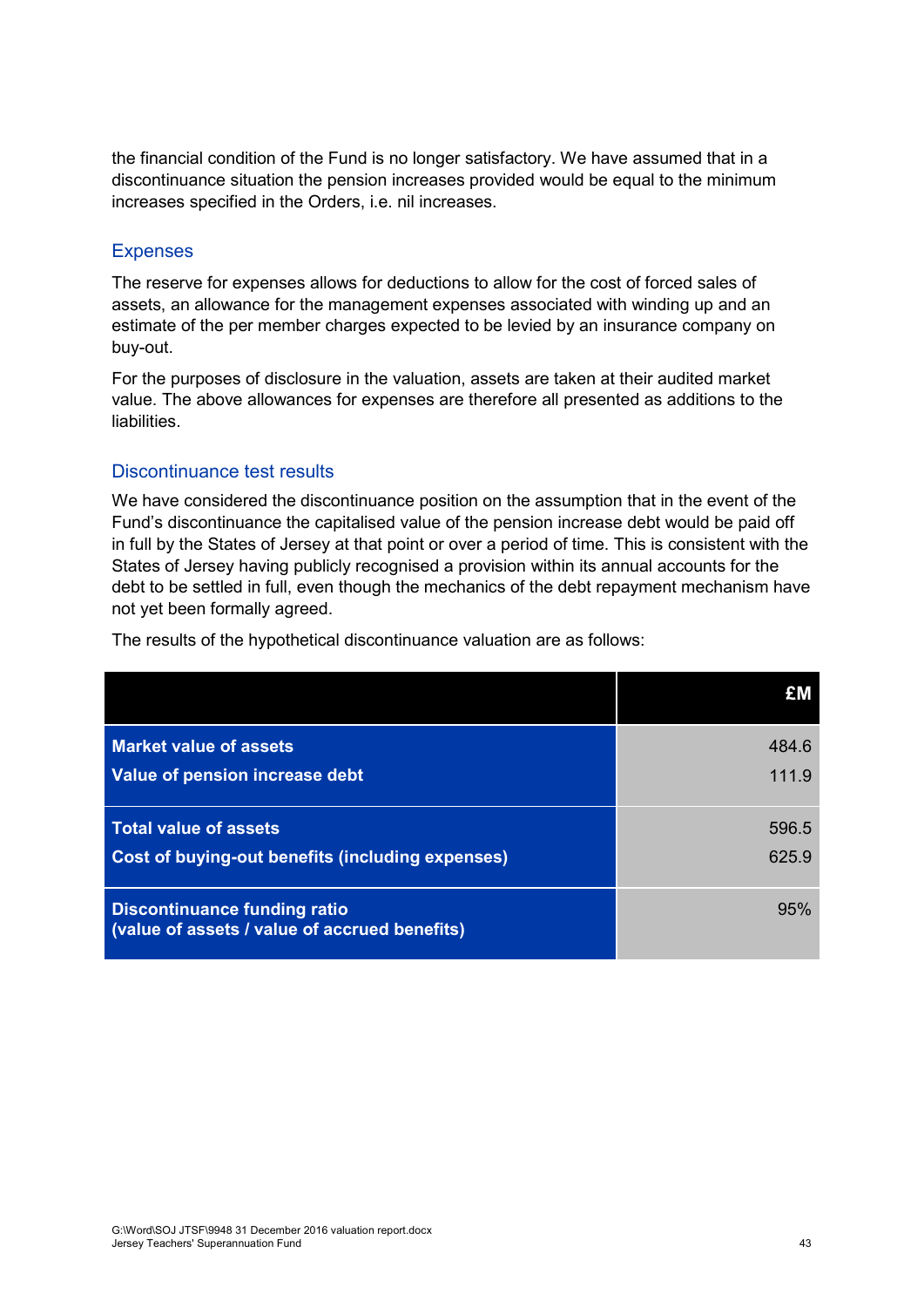the financial condition of the Fund is no longer satisfactory. We have assumed that in a discontinuance situation the pension increases provided would be equal to the minimum increases specified in the Orders, i.e. nil increases.

## Expenses

The reserve for expenses allows for deductions to allow for the cost of forced sales of assets, an allowance for the management expenses associated with winding up and an estimate of the per member charges expected to be levied by an insurance company on buy-out.

For the purposes of disclosure in the valuation, assets are taken at their audited market value. The above allowances for expenses are therefore all presented as additions to the liabilities.

## Discontinuance test results

We have considered the discontinuance position on the assumption that in the event of the Fund's discontinuance the capitalised value of the pension increase debt would be paid off in full by the States of Jersey at that point or over a period of time. This is consistent with the States of Jersey having publicly recognised a provision within its annual accounts for the debt to be settled in full, even though the mechanics of the debt repayment mechanism have not yet been formally agreed.

The results of the hypothetical discontinuance valuation are as follows:

| | £M |
|---|---|
| **Market value of assets** | 484.6 |
| **Value of pension increase debt** | 111.9 |
| **Total value of assets** | 596.5 |
| **Cost of buying-out benefits (including expenses)** | 625.9 |
| **Discontinuance funding ratio (value of assets / value of accrued benefits)** | 95% |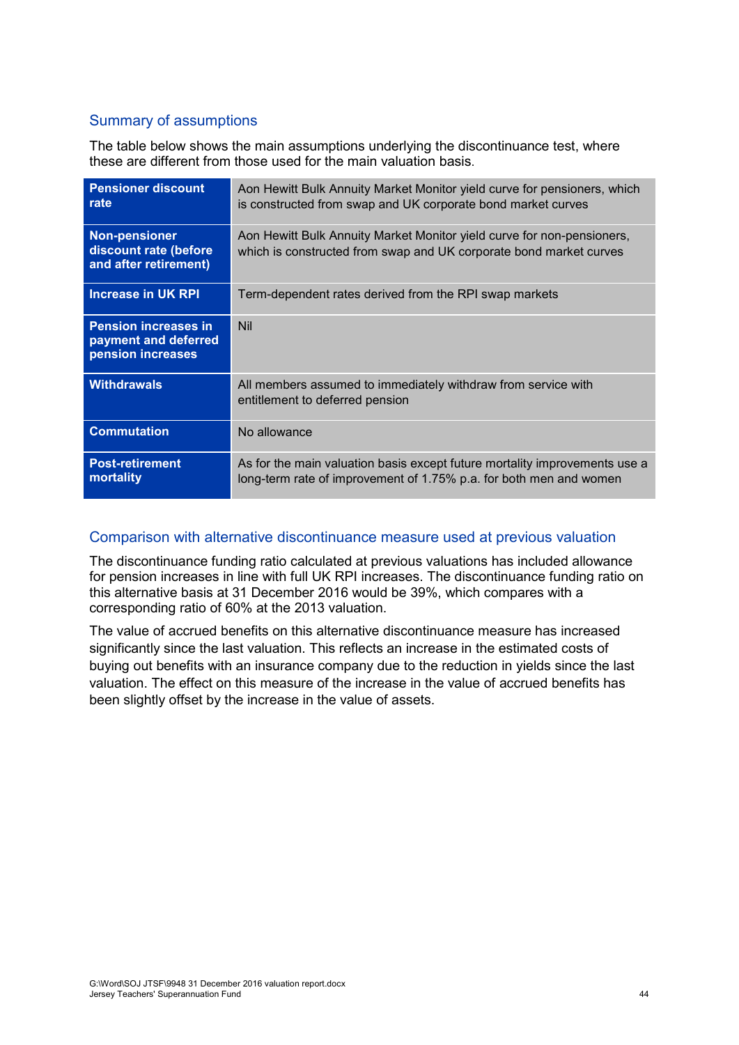## Summary of assumptions

The table below shows the main assumptions underlying the discontinuance test, where these are different from those used for the main valuation basis.

| | |
|---|---|
| **Pensioner discount rate** | Aon Hewitt Bulk Annuity Market Monitor yield curve for pensioners, which is constructed from swap and UK corporate bond market curves |
| **Non-pensioner discount rate (before and after retirement)** | Aon Hewitt Bulk Annuity Market Monitor yield curve for non-pensioners, which is constructed from swap and UK corporate bond market curves |
| **Increase in UK RPI** | Term-dependent rates derived from the RPI swap markets |
| **Pension increases in payment and deferred pension increases** | Nil |
| **Withdrawals** | All members assumed to immediately withdraw from service with entitlement to deferred pension |
| **Commutation** | No allowance |
| **Post-retirement mortality** | As for the main valuation basis except future mortality improvements use a long-term rate of improvement of 1.75% p.a. for both men and women |

## Comparison with alternative discontinuance measure used at previous valuation

The discontinuance funding ratio calculated at previous valuations has included allowance for pension increases in line with full UK RPI increases. The discontinuance funding ratio on this alternative basis at 31 December 2016 would be 39%, which compares with a corresponding ratio of 60% at the 2013 valuation.

The value of accrued benefits on this alternative discontinuance measure has increased significantly since the last valuation. This reflects an increase in the estimated costs of buying out benefits with an insurance company due to the reduction in yields since the last valuation. The effect on this measure of the increase in the value of accrued benefits has been slightly offset by the increase in the value of assets.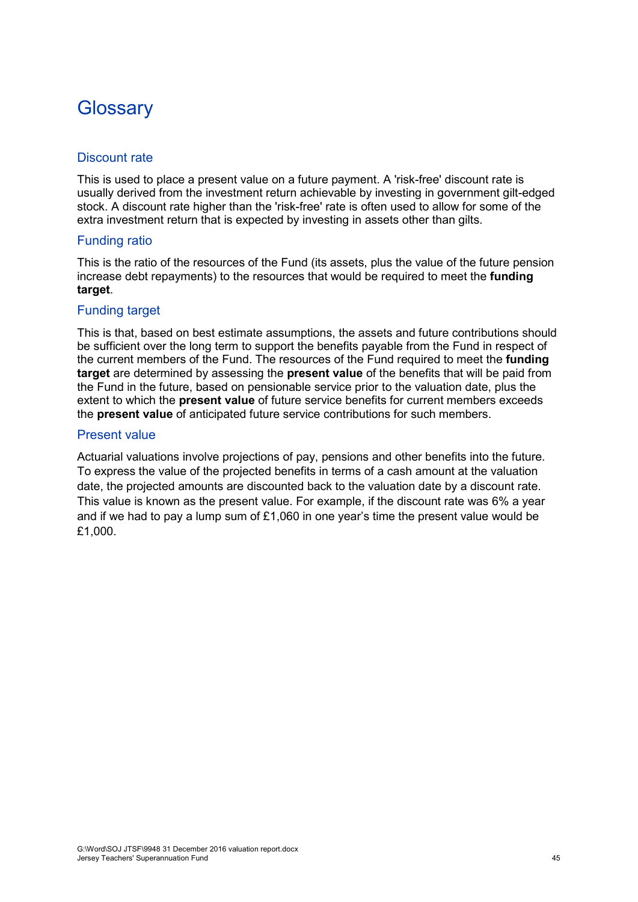# Glossary

## Discount rate

This is used to place a present value on a future payment. A 'risk-free' discount rate is usually derived from the investment return achievable by investing in government gilt-edged stock. A discount rate higher than the 'risk-free' rate is often used to allow for some of the extra investment return that is expected by investing in assets other than gilts.

## Funding ratio

This is the ratio of the resources of the Fund (its assets, plus the value of the future pension increase debt repayments) to the resources that would be required to meet the **funding target**.

## Funding target

This is that, based on best estimate assumptions, the assets and future contributions should be sufficient over the long term to support the benefits payable from the Fund in respect of the current members of the Fund. The resources of the Fund required to meet the **funding target** are determined by assessing the **present value** of the benefits that will be paid from the Fund in the future, based on pensionable service prior to the valuation date, plus the extent to which the **present value** of future service benefits for current members exceeds the **present value** of anticipated future service contributions for such members.

## Present value

Actuarial valuations involve projections of pay, pensions and other benefits into the future. To express the value of the projected benefits in terms of a cash amount at the valuation date, the projected amounts are discounted back to the valuation date by a discount rate. This value is known as the present value. For example, if the discount rate was 6% a year and if we had to pay a lump sum of £1,060 in one year's time the present value would be £1,000.